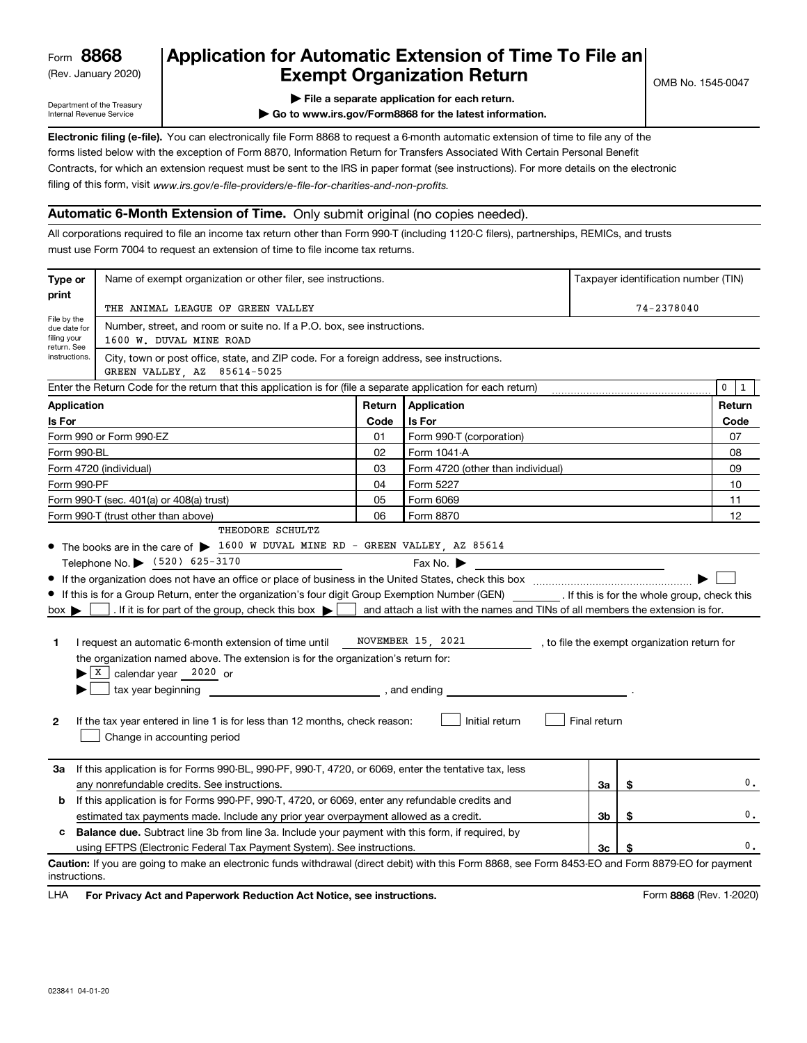Form **8868**
(Rev. January 2020)

Department of the Treasury
Internal Revenue Service

# Application for Automatic Extension of Time To File an Exempt Organization Return

OMB No. 1545-0047

▶ File a separate application for each return.

▶ Go to www.irs.gov/Form8868 for the latest information.

**Electronic filing (e-file).** You can electronically file Form 8868 to request a 6-month automatic extension of time to file any of the forms listed below with the exception of Form 8870, Information Return for Transfers Associated With Certain Personal Benefit Contracts, for which an extension request must be sent to the IRS in paper format (see instructions). For more details on the electronic filing of this form, visit *www.irs.gov/e-file-providers/e-file-for-charities-and-non-profits.*

## Automatic 6-Month Extension of Time. Only submit original (no copies needed).

All corporations required to file an income tax return other than Form 990-T (including 1120-C filers), partnerships, REMICs, and trusts must use Form 7004 to request an extension of time to file income tax returns.

| Type or print | Name of exempt organization or other filer, see instructions. | Taxpayer identification number (TIN) |
|---|---|---|
| File by the due date for filing your return. See instructions. | THE ANIMAL LEAGUE OF GREEN VALLEY | 74-2378040 |
| | Number, street, and room or suite no. If a P.O. box, see instructions. 1600 W. DUVAL MINE ROAD | |
| | City, town or post office, state, and ZIP code. For a foreign address, see instructions. GREEN VALLEY, AZ 85614-5025 | |

Enter the Return Code for the return that this application is for (file a separate application for each return) 0 1

| Application Is For | Return Code | Application Is For | Return Code |
|---|---|---|---|
| Form 990 or Form 990-EZ | 01 | Form 990-T (corporation) | 07 |
| Form 990-BL | 02 | Form 1041-A | 08 |
| Form 4720 (individual) | 03 | Form 4720 (other than individual) | 09 |
| Form 990-PF | 04 | Form 5227 | 10 |
| Form 990-T (sec. 401(a) or 408(a) trust) | 05 | Form 6069 | 11 |
| Form 990-T (trust other than above) | 06 | Form 8870 | 12 |

- The books are in the care of ▶ THEODORE SCHULTZ 1600 W DUVAL MINE RD - GREEN VALLEY, AZ 85614
  Telephone No. ▶ (520) 625-3170 Fax No. ▶
- If the organization does not have an office or place of business in the United States, check this box ▶ ☐
- If this is for a Group Return, enter the organization's four digit Group Exemption Number (GEN) ________ . If this is for the whole group, check this box ▶ ☐ . If it is for part of the group, check this box ▶ ☐ and attach a list with the names and TINs of all members the extension is for.

**1** I request an automatic 6-month extension of time until NOVEMBER 15, 2021, to file the exempt organization return for the organization named above. The extension is for the organization's return for:

▶ ☒ calendar year 2020 or

▶ ☐ tax year beginning ____________, and ending ____________.

**2** If the tax year entered in line 1 is for less than 12 months, check reason: ☐ Initial return ☐ Final return ☐ Change in accounting period

| | | | |
|---|---|---|---|
| **3a** | If this application is for Forms 990-BL, 990-PF, 990-T, 4720, or 6069, enter the tentative tax, less any nonrefundable credits. See instructions. | 3a | $ 0. |
| **b** | If this application is for Forms 990-PF, 990-T, 4720, or 6069, enter any refundable credits and estimated tax payments made. Include any prior year overpayment allowed as a credit. | 3b | $ 0. |
| **c** | **Balance due.** Subtract line 3b from line 3a. Include your payment with this form, if required, by using EFTPS (Electronic Federal Tax Payment System). See instructions. | 3c | $ 0. |

**Caution:** If you are going to make an electronic funds withdrawal (direct debit) with this Form 8868, see Form 8453-EO and Form 8879-EO for payment instructions.

LHA **For Privacy Act and Paperwork Reduction Act Notice, see instructions.** Form **8868** (Rev. 1-2020)

023841 04-01-20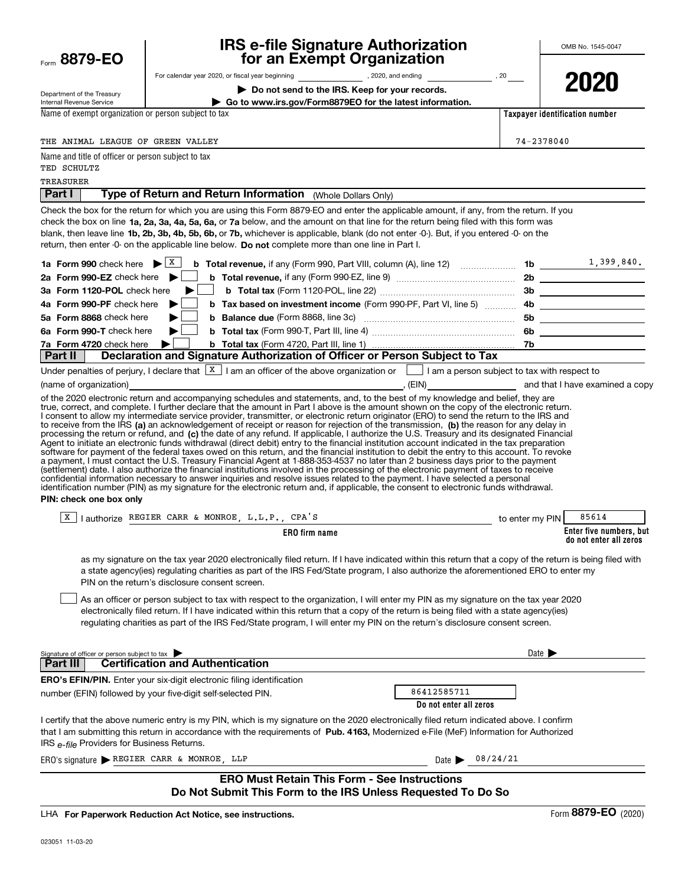Form **8879-EO**

Department of the Treasury
Internal Revenue Service

# IRS e-file Signature Authorization for an Exempt Organization

For calendar year 2020, or fiscal year beginning ____________, 2020, and ending ____________, 20____

▶ **Do not send to the IRS. Keep for your records.**

▶ **Go to www.irs.gov/Form8879EO for the latest information.**

OMB No. 1545-0047

**2020**

Name of exempt organization or person subject to tax: THE ANIMAL LEAGUE OF GREEN VALLEY

**Taxpayer identification number:** 74-2378040

Name and title of officer or person subject to tax:
TED SCHULTZ
TREASURER

## Part I Type of Return and Return Information (Whole Dollars Only)

Check the box for the return for which you are using this Form 8879-EO and enter the applicable amount, if any, from the return. If you check the box on line **1a, 2a, 3a, 4a, 5a, 6a,** or **7a** below, and the amount on that line for the return being filed with this form was blank, then leave line **1b, 2b, 3b, 4b, 5b, 6b,** or **7b,** whichever is applicable, blank (do not enter -0-). But, if you entered -0- on the return, then enter -0- on the applicable line below. **Do not** complete more than one line in Part I.

| | | | | |
|---|---|---|---|---|
| **1a Form 990** check here ▶ | X | **b Total revenue,** if any (Form 990, Part VIII, column (A), line 12) | **1b** | 1,399,840. |
| **2a Form 990-EZ** check here ▶ | | **b Total revenue,** if any (Form 990-EZ, line 9) | **2b** | |
| **3a Form 1120-POL** check here ▶ | | **b Total tax** (Form 1120-POL, line 22) | **3b** | |
| **4a Form 990-PF** check here ▶ | | **b Tax based on investment income** (Form 990-PF, Part VI, line 5) | **4b** | |
| **5a Form 8868** check here ▶ | | **b Balance due** (Form 8868, line 3c) | **5b** | |
| **6a Form 990-T** check here ▶ | | **b Total tax** (Form 990-T, Part III, line 4) | **6b** | |
| **7a Form 4720** check here ▶ | | **b Total tax** (Form 4720, Part III, line 1) | **7b** | |

## Part II Declaration and Signature Authorization of Officer or Person Subject to Tax

Under penalties of perjury, I declare that [X] I am an officer of the above organization or [ ] I am a person subject to tax with respect to (name of organization) ______________________, (EIN) ____________ and that I have examined a copy of the 2020 electronic return and accompanying schedules and statements, and, to the best of my knowledge and belief, they are true, correct, and complete. I further declare that the amount in Part I above is the amount shown on the copy of the electronic return. I consent to allow my intermediate service provider, transmitter, or electronic return originator (ERO) to send the return to the IRS and to receive from the IRS **(a)** an acknowledgement of receipt or reason for rejection of the transmission, **(b)** the reason for any delay in processing the return or refund, and **(c)** the date of any refund. If applicable, I authorize the U.S. Treasury and its designated Financial Agent to initiate an electronic funds withdrawal (direct debit) entry to the financial institution account indicated in the tax preparation software for payment of the federal taxes owed on this return, and the financial institution to debit the entry to this account. To revoke a payment, I must contact the U.S. Treasury Financial Agent at 1-888-353-4537 no later than 2 business days prior to the payment (settlement) date. I also authorize the financial institutions involved in the processing of the electronic payment of taxes to receive confidential information necessary to answer inquiries and resolve issues related to the payment. I have selected a personal identification number (PIN) as my signature for the electronic return and, if applicable, the consent to electronic funds withdrawal.

**PIN: check one box only**

[X] I authorize REGIER CARR & MONROE, L.L.P., CPA'S (**ERO firm name**) to enter my PIN 85614 (**Enter five numbers, but do not enter all zeros**)

as my signature on the tax year 2020 electronically filed return. If I have indicated within this return that a copy of the return is being filed with a state agency(ies) regulating charities as part of the IRS Fed/State program, I also authorize the aforementioned ERO to enter my PIN on the return's disclosure consent screen.

[ ] As an officer or person subject to tax with respect to the organization, I will enter my PIN as my signature on the tax year 2020 electronically filed return. If I have indicated within this return that a copy of the return is being filed with a state agency(ies) regulating charities as part of the IRS Fed/State program, I will enter my PIN on the return's disclosure consent screen.

Signature of officer or person subject to tax ▶ ____________________ Date ▶ ____________

## Part III Certification and Authentication

**ERO's EFIN/PIN.** Enter your six-digit electronic filing identification number (EFIN) followed by your five-digit self-selected PIN. 86412585711 (**Do not enter all zeros**)

I certify that the above numeric entry is my PIN, which is my signature on the 2020 electronically filed return indicated above. I confirm that I am submitting this return in accordance with the requirements of **Pub. 4163,** Modernized e-File (MeF) Information for Authorized IRS *e-file* Providers for Business Returns.

ERO's signature ▶ REGIER CARR & MONROE, LLP Date ▶ 08/24/21

**ERO Must Retain This Form - See Instructions**
**Do Not Submit This Form to the IRS Unless Requested To Do So**

LHA **For Paperwork Reduction Act Notice, see instructions.** Form **8879-EO** (2020)

023051 11-03-20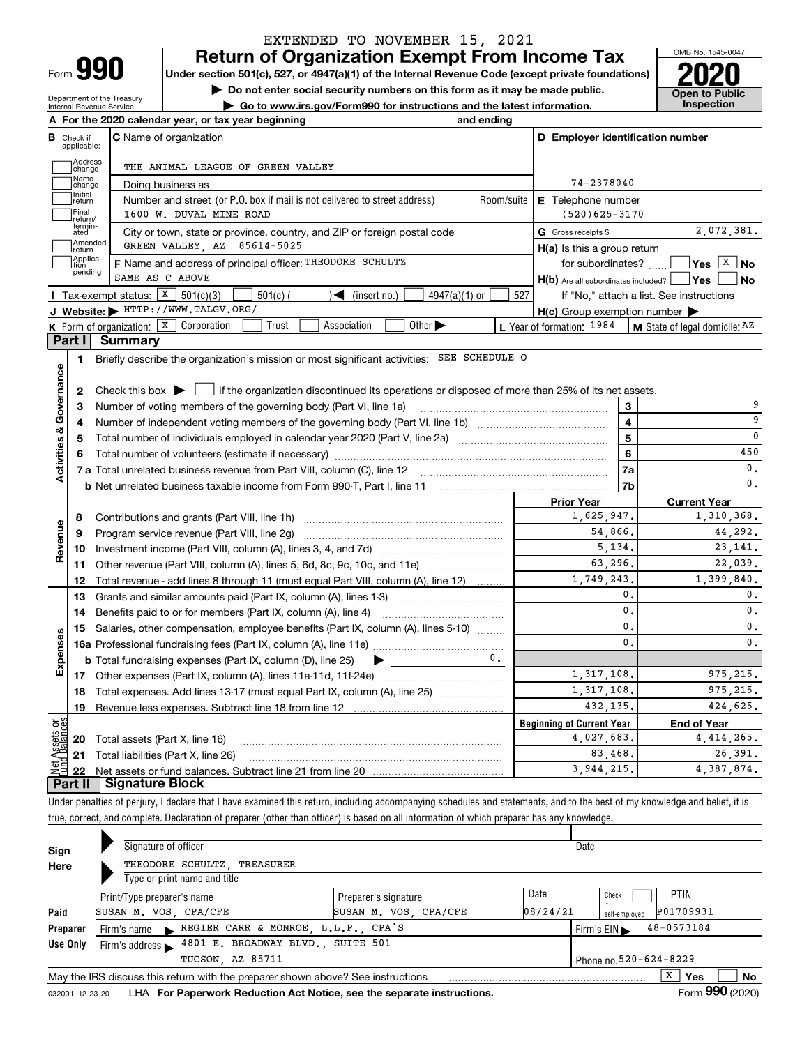EXTENDED TO NOVEMBER 15, 2021

# Form 990 Return of Organization Exempt From Income Tax

OMB No. 1545-0047

**2020**

**Open to Public Inspection**

Under section 501(c), 527, or 4947(a)(1) of the Internal Revenue Code (except private foundations)

▶ Do not enter social security numbers on this form as it may be made public.

▶ Go to www.irs.gov/Form990 for instructions and the latest information.

Department of the Treasury
Internal Revenue Service

**A** For the 2020 calendar year, or tax year beginning and ending

**B** Check if applicable: Address change, Name change, Initial return, Final return/terminated, Amended return, Application pending

**C** Name of organization: THE ANIMAL LEAGUE OF GREEN VALLEY

Doing business as

Number and street (or P.O. box if mail is not delivered to street address): 1600 W. DUVAL MINE ROAD — Room/suite

City or town, state or province, country, and ZIP or foreign postal code: GREEN VALLEY, AZ 85614-5025

**D** Employer identification number: 74-2378040

**E** Telephone number: (520)625-3170

**G** Gross receipts $ 2,072,381.

**F** Name and address of principal officer: THEODORE SCHULTZ
SAME AS C ABOVE

**H(a)** Is this a group return for subordinates? Yes [ ] No [X]

**H(b)** Are all subordinates included? Yes [ ] No [ ]
If "No," attach a list. See instructions

**H(c)** Group exemption number ▶

**I** Tax-exempt status: [X] 501(c)(3) [ ] 501(c) ( ) ◀ (insert no.) [ ] 4947(a)(1) or [ ] 527

**J** Website: ▶ HTTP://WWW.TALGV.ORG/

**K** Form of organization: [X] Corporation [ ] Trust [ ] Association [ ] Other ▶

**L** Year of formation: 1984 **M** State of legal domicile: AZ

## Part I Summary

**Activities & Governance**

1 Briefly describe the organization's mission or most significant activities: SEE SCHEDULE O

2 Check this box ▶ [ ] if the organization discontinued its operations or disposed of more than 25% of its net assets.

| | | | |
|---|---|---|---|
| 3 | Number of voting members of the governing body (Part VI, line 1a) | 3 | 9 |
| 4 | Number of independent voting members of the governing body (Part VI, line 1b) | 4 | 9 |
| 5 | Total number of individuals employed in calendar year 2020 (Part V, line 2a) | 5 | 0 |
| 6 | Total number of volunteers (estimate if necessary) | 6 | 450 |
| 7a | Total unrelated business revenue from Part VIII, column (C), line 12 | 7a | 0. |
| b | Net unrelated business taxable income from Form 990-T, Part I, line 11 | 7b | 0. |

| | | | Prior Year | Current Year |
|---|---|---|---|---|
| **Revenue** | 8 | Contributions and grants (Part VIII, line 1h) | 1,625,947. | 1,310,368. |
| | 9 | Program service revenue (Part VIII, line 2g) | 54,866. | 44,292. |
| | 10 | Investment income (Part VIII, column (A), lines 3, 4, and 7d) | 5,134. | 23,141. |
| | 11 | Other revenue (Part VIII, column (A), lines 5, 6d, 8c, 9c, 10c, and 11e) | 63,296. | 22,039. |
| | 12 | Total revenue - add lines 8 through 11 (must equal Part VIII, column (A), line 12) | 1,749,243. | 1,399,840. |
| **Expenses** | 13 | Grants and similar amounts paid (Part IX, column (A), lines 1-3) | 0. | 0. |
| | 14 | Benefits paid to or for members (Part IX, column (A), line 4) | 0. | 0. |
| | 15 | Salaries, other compensation, employee benefits (Part IX, column (A), lines 5-10) | 0. | 0. |
| | 16a | Professional fundraising fees (Part IX, column (A), line 11e) | 0. | 0. |
| | b | Total fundraising expenses (Part IX, column (D), line 25) ▶ 0. | | |
| | 17 | Other expenses (Part IX, column (A), lines 11a-11d, 11f-24e) | 1,317,108. | 975,215. |
| | 18 | Total expenses. Add lines 13-17 (must equal Part IX, column (A), line 25) | 1,317,108. | 975,215. |
| | 19 | Revenue less expenses. Subtract line 18 from line 12 | 432,135. | 424,625. |
| | | | **Beginning of Current Year** | **End of Year** |
| **Net Assets or Fund Balances** | 20 | Total assets (Part X, line 16) | 4,027,683. | 4,414,265. |
| | 21 | Total liabilities (Part X, line 26) | 83,468. | 26,391. |
| | 22 | Net assets or fund balances. Subtract line 21 from line 20 | 3,944,215. | 4,387,874. |

## Part II Signature Block

Under penalties of perjury, I declare that I have examined this return, including accompanying schedules and statements, and to the best of my knowledge and belief, it is true, correct, and complete. Declaration of preparer (other than officer) is based on all information of which preparer has any knowledge.

**Sign Here**

Signature of officer — Date

THEODORE SCHULTZ, TREASURER
Type or print name and title

**Paid Preparer Use Only**

| Print/Type preparer's name | Preparer's signature | Date | Check if self-employed | PTIN |
|---|---|---|---|---|
| SUSAN M. VOS, CPA/CFE | SUSAN M. VOS, CPA/CFE | 08/24/21 | [ ] | P01709931 |

Firm's name ▶ REGIER CARR & MONROE, L.L.P., CPA'S — Firm's EIN ▶ 48-0573184

Firm's address ▶ 4801 E. BROADWAY BLVD., SUITE 501, TUCSON, AZ 85711 — Phone no. 520-624-8229

May the IRS discuss this return with the preparer shown above? See instructions [X] Yes [ ] No

032001 12-23-20 LHA For Paperwork Reduction Act Notice, see the separate instructions. Form **990** (2020)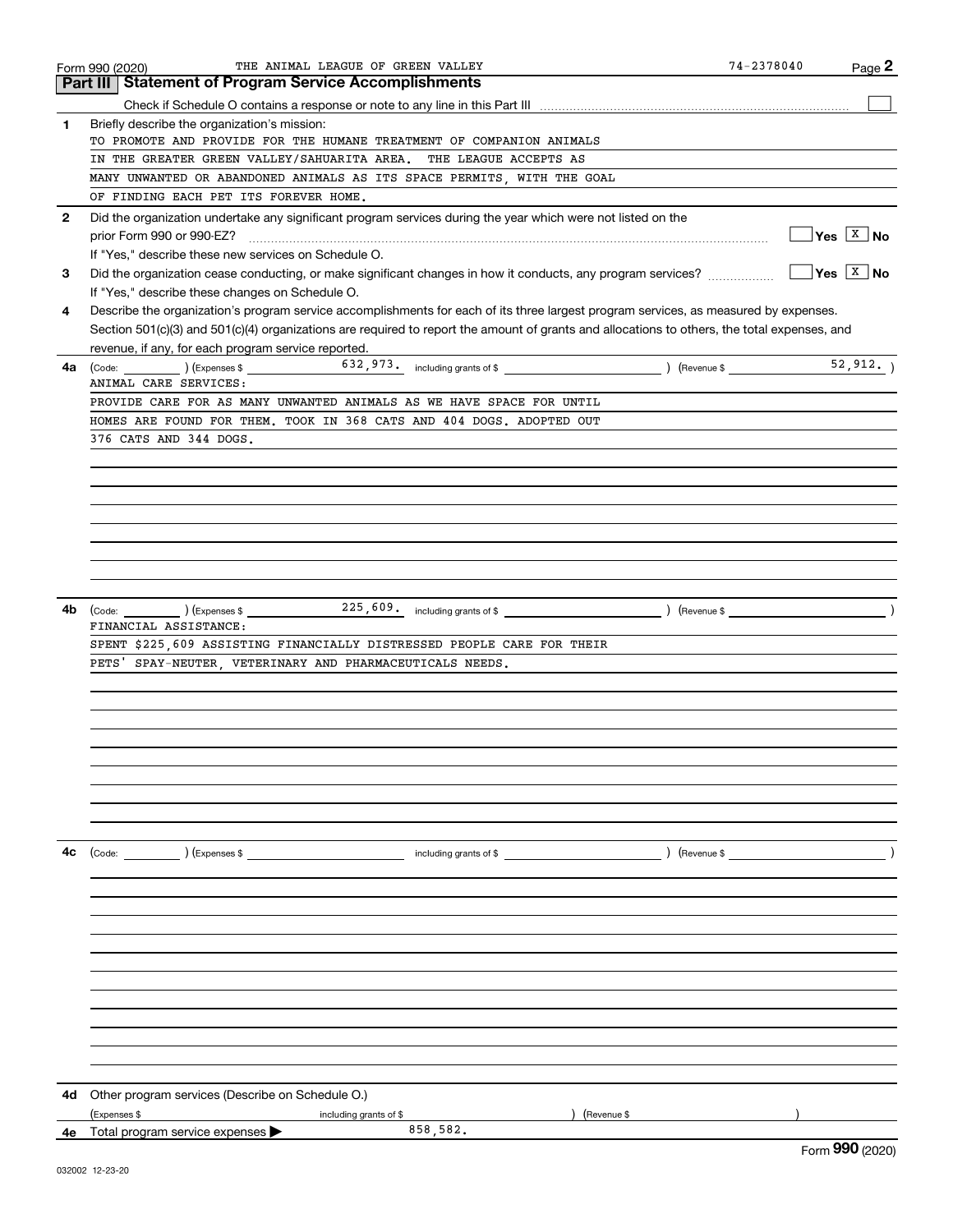Form 990 (2020) THE ANIMAL LEAGUE OF GREEN VALLEY 74-2378040 Page 2

## Part III Statement of Program Service Accomplishments

Check if Schedule O contains a response or note to any line in this Part III [ ]

**1** Briefly describe the organization's mission:

TO PROMOTE AND PROVIDE FOR THE HUMANE TREATMENT OF COMPANION ANIMALS IN THE GREATER GREEN VALLEY/SAHUARITA AREA. THE LEAGUE ACCEPTS AS MANY UNWANTED OR ABANDONED ANIMALS AS ITS SPACE PERMITS, WITH THE GOAL OF FINDING EACH PET ITS FOREVER HOME.

**2** Did the organization undertake any significant program services during the year which were not listed on the prior Form 990 or 990-EZ? [ ] Yes [X] No

If "Yes," describe these new services on Schedule O.

**3** Did the organization cease conducting, or make significant changes in how it conducts, any program services? [ ] Yes [X] No

If "Yes," describe these changes on Schedule O.

**4** Describe the organization's program service accomplishments for each of its three largest program services, as measured by expenses. Section 501(c)(3) and 501(c)(4) organizations are required to report the amount of grants and allocations to others, the total expenses, and revenue, if any, for each program service reported.

**4a** (Code: ) (Expenses $ 632,973. including grants of $ ) (Revenue $ 52,912. )

ANIMAL CARE SERVICES:

PROVIDE CARE FOR AS MANY UNWANTED ANIMALS AS WE HAVE SPACE FOR UNTIL HOMES ARE FOUND FOR THEM. TOOK IN 368 CATS AND 404 DOGS. ADOPTED OUT 376 CATS AND 344 DOGS.

**4b** (Code: ) (Expenses $ 225,609. including grants of $ ) (Revenue $ )

FINANCIAL ASSISTANCE:

SPENT $225,609 ASSISTING FINANCIALLY DISTRESSED PEOPLE CARE FOR THEIR PETS' SPAY-NEUTER, VETERINARY AND PHARMACEUTICALS NEEDS.

**4c** (Code: ) (Expenses $ including grants of $ ) (Revenue $ )

**4d** Other program services (Describe on Schedule O.)

(Expenses $ including grants of $ ) (Revenue $ )

**4e** Total program service expenses ▶ 858,582.

Form **990** (2020)

032002 12-23-20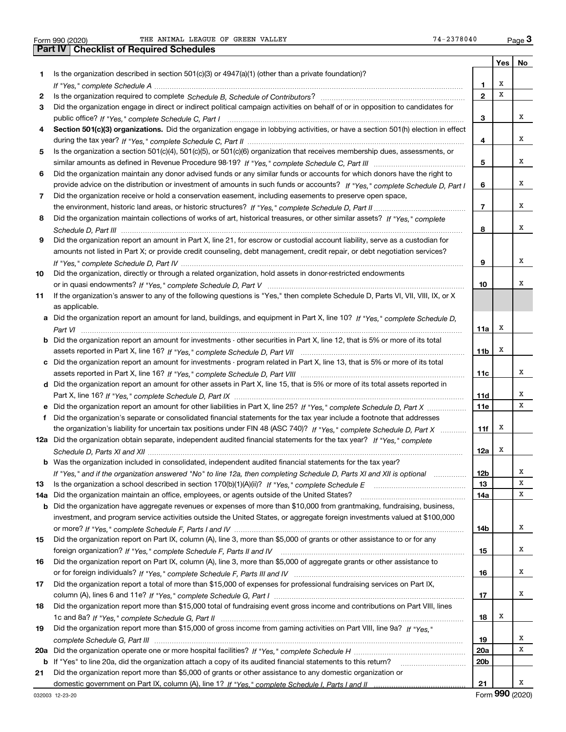Form 990 (2020) THE ANIMAL LEAGUE OF GREEN VALLEY 74-2378040 Page 3

## Part IV Checklist of Required Schedules

| | | | Yes | No |
|---|---|---|---|---|
| 1 | Is the organization described in section 501(c)(3) or 4947(a)(1) (other than a private foundation)? *If "Yes," complete Schedule A* | 1 | X | |
| 2 | Is the organization required to complete *Schedule B, Schedule of Contributors*? | 2 | X | |
| 3 | Did the organization engage in direct or indirect political campaign activities on behalf of or in opposition to candidates for public office? *If "Yes," complete Schedule C, Part I* | 3 | | X |
| 4 | **Section 501(c)(3) organizations.** Did the organization engage in lobbying activities, or have a section 501(h) election in effect during the tax year? *If "Yes," complete Schedule C, Part II* | 4 | | X |
| 5 | Is the organization a section 501(c)(4), 501(c)(5), or 501(c)(6) organization that receives membership dues, assessments, or similar amounts as defined in Revenue Procedure 98-19? *If "Yes," complete Schedule C, Part III* | 5 | | X |
| 6 | Did the organization maintain any donor advised funds or any similar funds or accounts for which donors have the right to provide advice on the distribution or investment of amounts in such funds or accounts? *If "Yes," complete Schedule D, Part I* | 6 | | X |
| 7 | Did the organization receive or hold a conservation easement, including easements to preserve open space, the environment, historic land areas, or historic structures? *If "Yes," complete Schedule D, Part II* | 7 | | X |
| 8 | Did the organization maintain collections of works of art, historical treasures, or other similar assets? *If "Yes," complete Schedule D, Part III* | 8 | | X |
| 9 | Did the organization report an amount in Part X, line 21, for escrow or custodial account liability, serve as a custodian for amounts not listed in Part X; or provide credit counseling, debt management, credit repair, or debt negotiation services? *If "Yes," complete Schedule D, Part IV* | 9 | | X |
| 10 | Did the organization, directly or through a related organization, hold assets in donor-restricted endowments or in quasi endowments? *If "Yes," complete Schedule D, Part V* | 10 | | X |
| 11 | If the organization's answer to any of the following questions is "Yes," then complete Schedule D, Parts VI, VII, VIII, IX, or X as applicable. | | | |
| a | Did the organization report an amount for land, buildings, and equipment in Part X, line 10? *If "Yes," complete Schedule D, Part VI* | 11a | X | |
| b | Did the organization report an amount for investments - other securities in Part X, line 12, that is 5% or more of its total assets reported in Part X, line 16? *If "Yes," complete Schedule D, Part VII* | 11b | X | |
| c | Did the organization report an amount for investments - program related in Part X, line 13, that is 5% or more of its total assets reported in Part X, line 16? *If "Yes," complete Schedule D, Part VIII* | 11c | | X |
| d | Did the organization report an amount for other assets in Part X, line 15, that is 5% or more of its total assets reported in Part X, line 16? *If "Yes," complete Schedule D, Part IX* | 11d | | X |
| e | Did the organization report an amount for other liabilities in Part X, line 25? *If "Yes," complete Schedule D, Part X* | 11e | | X |
| f | Did the organization's separate or consolidated financial statements for the tax year include a footnote that addresses the organization's liability for uncertain tax positions under FIN 48 (ASC 740)? *If "Yes," complete Schedule D, Part X* | 11f | X | |
| 12a | Did the organization obtain separate, independent audited financial statements for the tax year? *If "Yes," complete Schedule D, Parts XI and XII* | 12a | X | |
| b | Was the organization included in consolidated, independent audited financial statements for the tax year? *If "Yes," and if the organization answered "No" to line 12a, then completing Schedule D, Parts XI and XII is optional* | 12b | | X |
| 13 | Is the organization a school described in section 170(b)(1)(A)(ii)? *If "Yes," complete Schedule E* | 13 | | X |
| 14a | Did the organization maintain an office, employees, or agents outside of the United States? | 14a | | X |
| b | Did the organization have aggregate revenues or expenses of more than $10,000 from grantmaking, fundraising, business, investment, and program service activities outside the United States, or aggregate foreign investments valued at $100,000 or more? *If "Yes," complete Schedule F, Parts I and IV* | 14b | | X |
| 15 | Did the organization report on Part IX, column (A), line 3, more than $5,000 of grants or other assistance to or for any foreign organization? *If "Yes," complete Schedule F, Parts II and IV* | 15 | | X |
| 16 | Did the organization report on Part IX, column (A), line 3, more than $5,000 of aggregate grants or other assistance to or for foreign individuals? *If "Yes," complete Schedule F, Parts III and IV* | 16 | | X |
| 17 | Did the organization report a total of more than $15,000 of expenses for professional fundraising services on Part IX, column (A), lines 6 and 11e? *If "Yes," complete Schedule G, Part I* | 17 | | X |
| 18 | Did the organization report more than $15,000 total of fundraising event gross income and contributions on Part VIII, lines 1c and 8a? *If "Yes," complete Schedule G, Part II* | 18 | X | |
| 19 | Did the organization report more than $15,000 of gross income from gaming activities on Part VIII, line 9a? *If "Yes," complete Schedule G, Part III* | 19 | | X |
| 20a | Did the organization operate one or more hospital facilities? *If "Yes," complete Schedule H* | 20a | | X |
| b | If "Yes" to line 20a, did the organization attach a copy of its audited financial statements to this return? | 20b | | |
| 21 | Did the organization report more than $5,000 of grants or other assistance to any domestic organization or domestic government on Part IX, column (A), line 1? *If "Yes," complete Schedule I, Parts I and II* | 21 | | X |

032003 12-23-20 Form 990 (2020)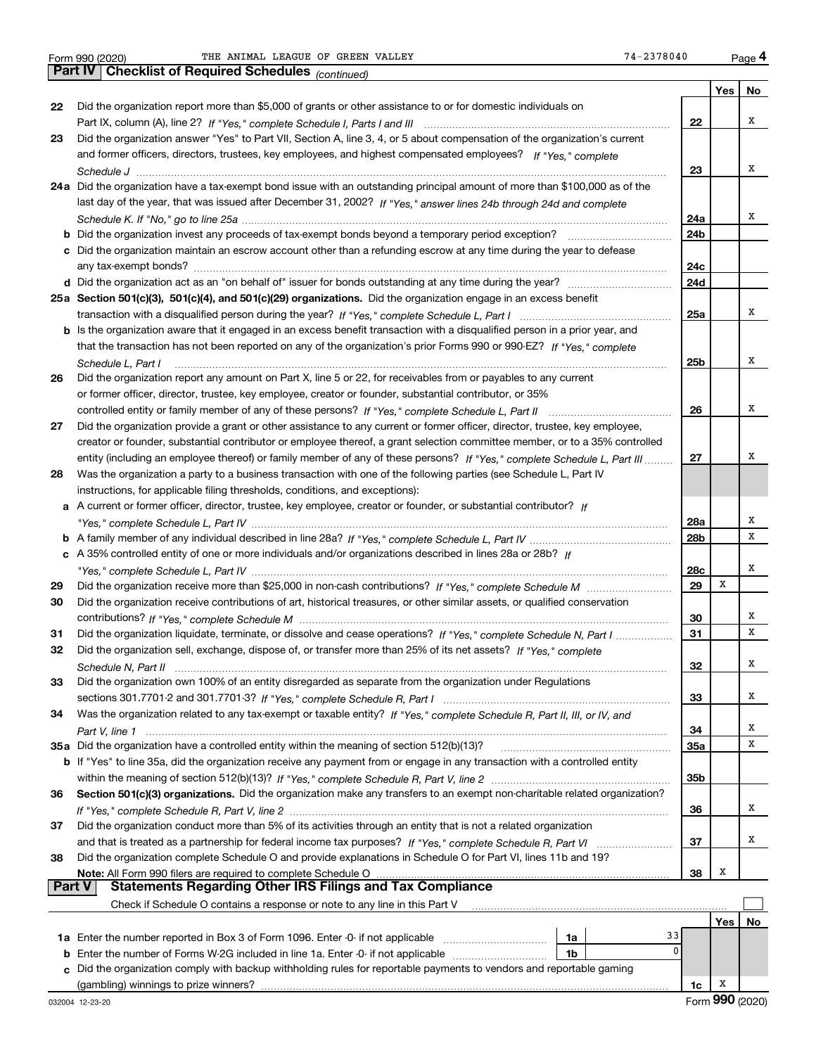Form 990 (2020) THE ANIMAL LEAGUE OF GREEN VALLEY 74-2378040 Page 4

## Part IV Checklist of Required Schedules *(continued)*

| | | | Yes | No |
|---|---|---|---|---|
| 22 | Did the organization report more than $5,000 of grants or other assistance to or for domestic individuals on Part IX, column (A), line 2? *If "Yes," complete Schedule I, Parts I and III* | 22 | | X |
| 23 | Did the organization answer "Yes" to Part VII, Section A, line 3, 4, or 5 about compensation of the organization's current and former officers, directors, trustees, key employees, and highest compensated employees? *If "Yes," complete Schedule J* | 23 | | X |
| 24a | Did the organization have a tax-exempt bond issue with an outstanding principal amount of more than $100,000 as of the last day of the year, that was issued after December 31, 2002? *If "Yes," answer lines 24b through 24d and complete Schedule K. If "No," go to line 25a* | 24a | | X |
| b | Did the organization invest any proceeds of tax-exempt bonds beyond a temporary period exception? | 24b | | |
| c | Did the organization maintain an escrow account other than a refunding escrow at any time during the year to defease any tax-exempt bonds? | 24c | | |
| d | Did the organization act as an "on behalf of" issuer for bonds outstanding at any time during the year? | 24d | | |
| 25a | **Section 501(c)(3), 501(c)(4), and 501(c)(29) organizations.** Did the organization engage in an excess benefit transaction with a disqualified person during the year? *If "Yes," complete Schedule L, Part I* | 25a | | X |
| b | Is the organization aware that it engaged in an excess benefit transaction with a disqualified person in a prior year, and that the transaction has not been reported on any of the organization's prior Forms 990 or 990-EZ? *If "Yes," complete Schedule L, Part I* | 25b | | X |
| 26 | Did the organization report any amount on Part X, line 5 or 22, for receivables from or payables to any current or former officer, director, trustee, key employee, creator or founder, substantial contributor, or 35% controlled entity or family member of any of these persons? *If "Yes," complete Schedule L, Part II* | 26 | | X |
| 27 | Did the organization provide a grant or other assistance to any current or former officer, director, trustee, key employee, creator or founder, substantial contributor or employee thereof, a grant selection committee member, or to a 35% controlled entity (including an employee thereof) or family member of any of these persons? *If "Yes," complete Schedule L, Part III* | 27 | | X |
| 28 | Was the organization a party to a business transaction with one of the following parties (see Schedule L, Part IV instructions, for applicable filing thresholds, conditions, and exceptions): | | | |
| a | A current or former officer, director, trustee, key employee, creator or founder, or substantial contributor? *If "Yes," complete Schedule L, Part IV* | 28a | | X |
| b | A family member of any individual described in line 28a? *If "Yes," complete Schedule L, Part IV* | 28b | | X |
| c | A 35% controlled entity of one or more individuals and/or organizations described in lines 28a or 28b? *If "Yes," complete Schedule L, Part IV* | 28c | | X |
| 29 | Did the organization receive more than $25,000 in non-cash contributions? *If "Yes," complete Schedule M* | 29 | X | |
| 30 | Did the organization receive contributions of art, historical treasures, or other similar assets, or qualified conservation contributions? *If "Yes," complete Schedule M* | 30 | | X |
| 31 | Did the organization liquidate, terminate, or dissolve and cease operations? *If "Yes," complete Schedule N, Part I* | 31 | | X |
| 32 | Did the organization sell, exchange, dispose of, or transfer more than 25% of its net assets? *If "Yes," complete Schedule N, Part II* | 32 | | X |
| 33 | Did the organization own 100% of an entity disregarded as separate from the organization under Regulations sections 301.7701-2 and 301.7701-3? *If "Yes," complete Schedule R, Part I* | 33 | | X |
| 34 | Was the organization related to any tax-exempt or taxable entity? *If "Yes," complete Schedule R, Part II, III, or IV, and Part V, line 1* | 34 | | X |
| 35a | Did the organization have a controlled entity within the meaning of section 512(b)(13)? | 35a | | X |
| b | If "Yes" to line 35a, did the organization receive any payment from or engage in any transaction with a controlled entity within the meaning of section 512(b)(13)? *If "Yes," complete Schedule R, Part V, line 2* | 35b | | |
| 36 | **Section 501(c)(3) organizations.** Did the organization make any transfers to an exempt non-charitable related organization? *If "Yes," complete Schedule R, Part V, line 2* | 36 | | X |
| 37 | Did the organization conduct more than 5% of its activities through an entity that is not a related organization and that is treated as a partnership for federal income tax purposes? *If "Yes," complete Schedule R, Part VI* | 37 | | X |
| 38 | Did the organization complete Schedule O and provide explanations in Schedule O for Part VI, lines 11b and 19? **Note:** All Form 990 filers are required to complete Schedule O | 38 | X | |

## Part V Statements Regarding Other IRS Filings and Tax Compliance

Check if Schedule O contains a response or note to any line in this Part V ☐

| | | | | | Yes | No |
|---|---|---|---|---|---|---|
| 1a | Enter the number reported in Box 3 of Form 1096. Enter -0- if not applicable | 1a | 33 | | | |
| b | Enter the number of Forms W-2G included in line 1a. Enter -0- if not applicable | 1b | 0 | | | |
| c | Did the organization comply with backup withholding rules for reportable payments to vendors and reportable gaming (gambling) winnings to prize winners? | | | 1c | X | |

032004 12-23-20 Form **990** (2020)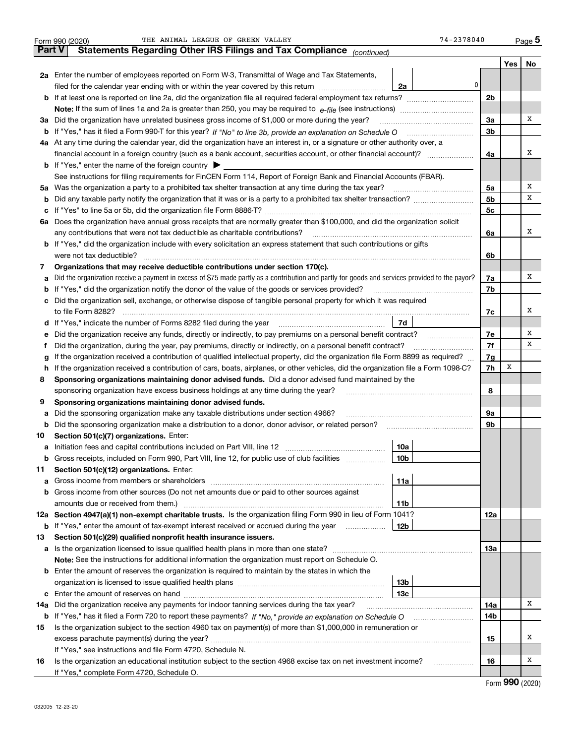Form 990 (2020) THE ANIMAL LEAGUE OF GREEN VALLEY 74-2378040 Page 5

**Part V Statements Regarding Other IRS Filings and Tax Compliance** *(continued)*

| | | | | Yes | No |
|---|---|---|---|---|---|
| **2a** | Enter the number of employees reported on Form W-3, Transmittal of Wage and Tax Statements, filed for the calendar year ending with or within the year covered by this return | 2a | 0 | | |
| **b** | If at least one is reported on line 2a, did the organization file all required federal employment tax returns? | | 2b | | |
| | **Note:** If the sum of lines 1a and 2a is greater than 250, you may be required to *e-file* (see instructions) | | | | |
| **3a** | Did the organization have unrelated business gross income of $1,000 or more during the year? | | 3a | | X |
| **b** | If "Yes," has it filed a Form 990-T for this year? *If "No" to line 3b, provide an explanation on Schedule O* | | 3b | | |
| **4a** | At any time during the calendar year, did the organization have an interest in, or a signature or other authority over, a financial account in a foreign country (such as a bank account, securities account, or other financial account)? | | 4a | | X |
| **b** | If "Yes," enter the name of the foreign country ▶ | | | | |
| | See instructions for filing requirements for FinCEN Form 114, Report of Foreign Bank and Financial Accounts (FBAR). | | | | |
| **5a** | Was the organization a party to a prohibited tax shelter transaction at any time during the tax year? | | 5a | | X |
| **b** | Did any taxable party notify the organization that it was or is a party to a prohibited tax shelter transaction? | | 5b | | X |
| **c** | If "Yes" to line 5a or 5b, did the organization file Form 8886-T? | | 5c | | |
| **6a** | Does the organization have annual gross receipts that are normally greater than $100,000, and did the organization solicit any contributions that were not tax deductible as charitable contributions? | | 6a | | X |
| **b** | If "Yes," did the organization include with every solicitation an express statement that such contributions or gifts were not tax deductible? | | 6b | | |
| **7** | **Organizations that may receive deductible contributions under section 170(c).** | | | | |
| **a** | Did the organization receive a payment in excess of $75 made partly as a contribution and partly for goods and services provided to the payor? | | 7a | | X |
| **b** | If "Yes," did the organization notify the donor of the value of the goods or services provided? | | 7b | | |
| **c** | Did the organization sell, exchange, or otherwise dispose of tangible personal property for which it was required to file Form 8282? | | 7c | | X |
| **d** | If "Yes," indicate the number of Forms 8282 filed during the year | 7d | | | |
| **e** | Did the organization receive any funds, directly or indirectly, to pay premiums on a personal benefit contract? | | 7e | | X |
| **f** | Did the organization, during the year, pay premiums, directly or indirectly, on a personal benefit contract? | | 7f | | X |
| **g** | If the organization received a contribution of qualified intellectual property, did the organization file Form 8899 as required? | | 7g | | |
| **h** | If the organization received a contribution of cars, boats, airplanes, or other vehicles, did the organization file a Form 1098-C? | | 7h | X | |
| **8** | **Sponsoring organizations maintaining donor advised funds.** Did a donor advised fund maintained by the sponsoring organization have excess business holdings at any time during the year? | | 8 | | |
| **9** | **Sponsoring organizations maintaining donor advised funds.** | | | | |
| **a** | Did the sponsoring organization make any taxable distributions under section 4966? | | 9a | | |
| **b** | Did the sponsoring organization make a distribution to a donor, donor advisor, or related person? | | 9b | | |
| **10** | **Section 501(c)(7) organizations.** Enter: | | | | |
| **a** | Initiation fees and capital contributions included on Part VIII, line 12 | 10a | | | |
| **b** | Gross receipts, included on Form 990, Part VIII, line 12, for public use of club facilities | 10b | | | |
| **11** | **Section 501(c)(12) organizations.** Enter: | | | | |
| **a** | Gross income from members or shareholders | 11a | | | |
| **b** | Gross income from other sources (Do not net amounts due or paid to other sources against amounts due or received from them.) | 11b | | | |
| **12a** | **Section 4947(a)(1) non-exempt charitable trusts.** Is the organization filing Form 990 in lieu of Form 1041? | | 12a | | |
| **b** | If "Yes," enter the amount of tax-exempt interest received or accrued during the year | 12b | | | |
| **13** | **Section 501(c)(29) qualified nonprofit health insurance issuers.** | | | | |
| **a** | Is the organization licensed to issue qualified health plans in more than one state? | | 13a | | |
| | **Note:** See the instructions for additional information the organization must report on Schedule O. | | | | |
| **b** | Enter the amount of reserves the organization is required to maintain by the states in which the organization is licensed to issue qualified health plans | 13b | | | |
| **c** | Enter the amount of reserves on hand | 13c | | | |
| **14a** | Did the organization receive any payments for indoor tanning services during the tax year? | | 14a | | X |
| **b** | If "Yes," has it filed a Form 720 to report these payments? *If "No," provide an explanation on Schedule O* | | 14b | | |
| **15** | Is the organization subject to the section 4960 tax on payment(s) of more than $1,000,000 in remuneration or excess parachute payment(s) during the year? | | 15 | | X |
| | If "Yes," see instructions and file Form 4720, Schedule N. | | | | |
| **16** | Is the organization an educational institution subject to the section 4968 excise tax on net investment income? | | 16 | | X |
| | If "Yes," complete Form 4720, Schedule O. | | | | |

Form **990** (2020)

032005 12-23-20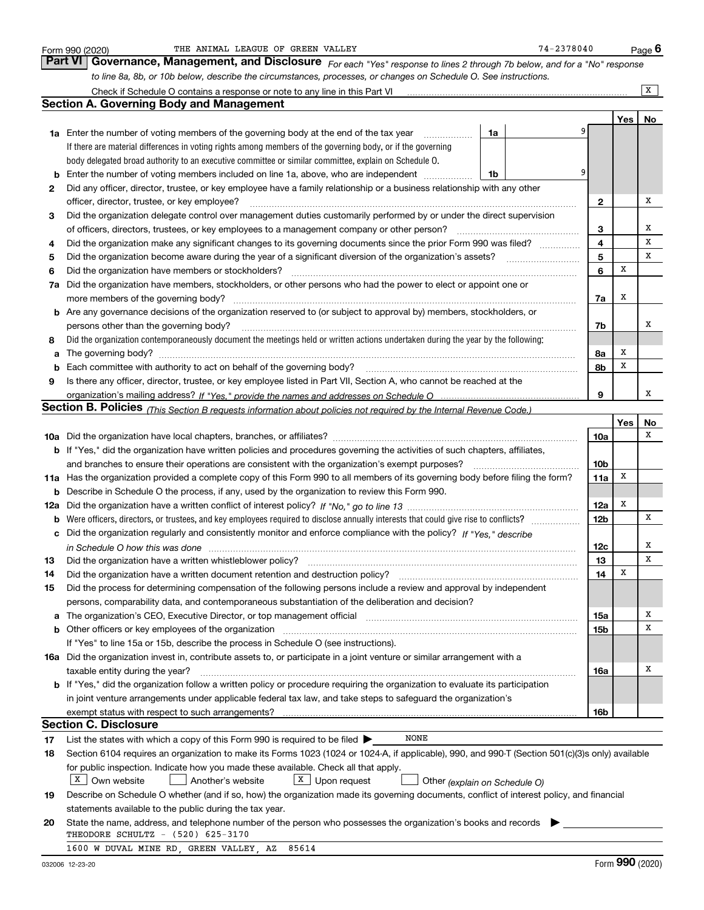Form 990 (2020) THE ANIMAL LEAGUE OF GREEN VALLEY 74-2378040 Page **6**

## Part VI Governance, Management, and Disclosure

*For each "Yes" response to lines 2 through 7b below, and for a "No" response to line 8a, 8b, or 10b below, describe the circumstances, processes, or changes on Schedule O. See instructions.*

Check if Schedule O contains a response or note to any line in this Part VI .......... [X]

### Section A. Governing Body and Management

| | | | Yes | No |
|---|---|---|---|---|
| **1a** | Enter the number of voting members of the governing body at the end of the tax year .......... **1a** 9<br>If there are material differences in voting rights among members of the governing body, or if the governing body delegated broad authority to an executive committee or similar committee, explain on Schedule O. | | | |
| **b** | Enter the number of voting members included on line 1a, above, who are independent .......... **1b** 9 | | | |
| **2** | Did any officer, director, trustee, or key employee have a family relationship or a business relationship with any other officer, director, trustee, or key employee? | **2** | | X |
| **3** | Did the organization delegate control over management duties customarily performed by or under the direct supervision of officers, directors, trustees, or key employees to a management company or other person? | **3** | | X |
| **4** | Did the organization make any significant changes to its governing documents since the prior Form 990 was filed? | **4** | | X |
| **5** | Did the organization become aware during the year of a significant diversion of the organization's assets? | **5** | | X |
| **6** | Did the organization have members or stockholders? | **6** | X | |
| **7a** | Did the organization have members, stockholders, or other persons who had the power to elect or appoint one or more members of the governing body? | **7a** | X | |
| **b** | Are any governance decisions of the organization reserved to (or subject to approval by) members, stockholders, or persons other than the governing body? | **7b** | | X |
| **8** | Did the organization contemporaneously document the meetings held or written actions undertaken during the year by the following: | | | |
| **a** | The governing body? | **8a** | X | |
| **b** | Each committee with authority to act on behalf of the governing body? | **8b** | X | |
| **9** | Is there any officer, director, trustee, or key employee listed in Part VII, Section A, who cannot be reached at the organization's mailing address? *If "Yes," provide the names and addresses on Schedule O* | **9** | | X |

### Section B. Policies *(This Section B requests information about policies not required by the Internal Revenue Code.)*

| | | | Yes | No |
|---|---|---|---|---|
| **10a** | Did the organization have local chapters, branches, or affiliates? | **10a** | | X |
| **b** | If "Yes," did the organization have written policies and procedures governing the activities of such chapters, affiliates, and branches to ensure their operations are consistent with the organization's exempt purposes? | **10b** | | |
| **11a** | Has the organization provided a complete copy of this Form 990 to all members of its governing body before filing the form? | **11a** | X | |
| **b** | Describe in Schedule O the process, if any, used by the organization to review this Form 990. | | | |
| **12a** | Did the organization have a written conflict of interest policy? *If "No," go to line 13* | **12a** | X | |
| **b** | Were officers, directors, or trustees, and key employees required to disclose annually interests that could give rise to conflicts? | **12b** | | X |
| **c** | Did the organization regularly and consistently monitor and enforce compliance with the policy? *If "Yes," describe in Schedule O how this was done* | **12c** | | X |
| **13** | Did the organization have a written whistleblower policy? | **13** | | X |
| **14** | Did the organization have a written document retention and destruction policy? | **14** | X | |
| **15** | Did the process for determining compensation of the following persons include a review and approval by independent persons, comparability data, and contemporaneous substantiation of the deliberation and decision? | | | |
| **a** | The organization's CEO, Executive Director, or top management official | **15a** | | X |
| **b** | Other officers or key employees of the organization<br>If "Yes" to line 15a or 15b, describe the process in Schedule O (see instructions). | **15b** | | X |
| **16a** | Did the organization invest in, contribute assets to, or participate in a joint venture or similar arrangement with a taxable entity during the year? | **16a** | | X |
| **b** | If "Yes," did the organization follow a written policy or procedure requiring the organization to evaluate its participation in joint venture arrangements under applicable federal tax law, and take steps to safeguard the organization's exempt status with respect to such arrangements? | **16b** | | |

### Section C. Disclosure

**17** List the states with which a copy of this Form 990 is required to be filed ▶ NONE

**18** Section 6104 requires an organization to make its Forms 1023 (1024 or 1024-A, if applicable), 990, and 990-T (Section 501(c)(3)s only) available for public inspection. Indicate how you made these available. Check all that apply.

[X] Own website [ ] Another's website [X] Upon request [ ] Other *(explain on Schedule O)*

**19** Describe on Schedule O whether (and if so, how) the organization made its governing documents, conflict of interest policy, and financial statements available to the public during the tax year.

**20** State the name, address, and telephone number of the person who possesses the organization's books and records ▶

THEODORE SCHULTZ - (520) 625-3170
1600 W DUVAL MINE RD, GREEN VALLEY, AZ 85614

032006 12-23-20 Form **990** (2020)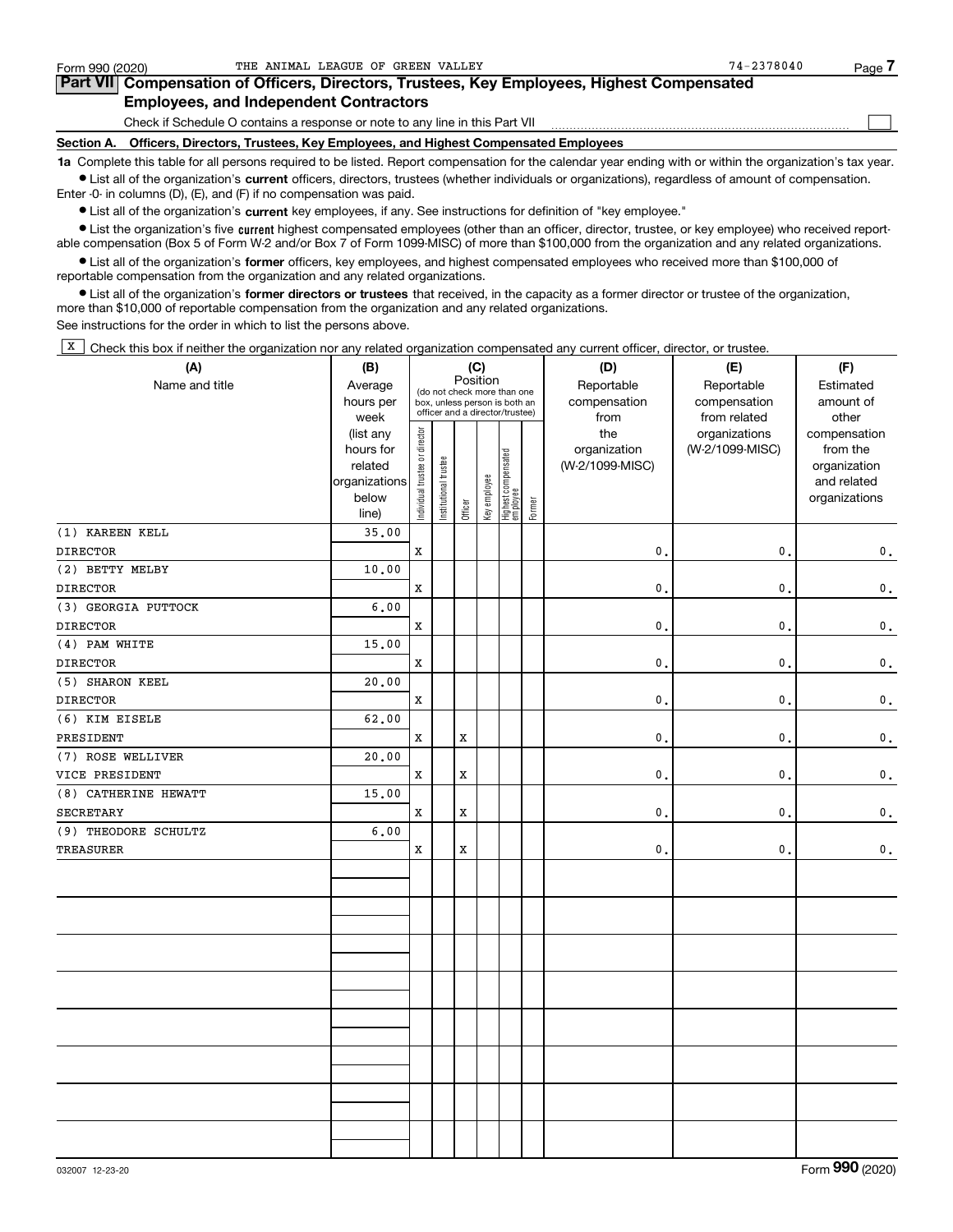Form 990 (2020) THE ANIMAL LEAGUE OF GREEN VALLEY 74-2378040

## Part VII Compensation of Officers, Directors, Trustees, Key Employees, Highest Compensated Employees, and Independent Contractors

Check if Schedule O contains a response or note to any line in this Part VII

### Section A. Officers, Directors, Trustees, Key Employees, and Highest Compensated Employees

**1a** Complete this table for all persons required to be listed. Report compensation for the calendar year ending with or within the organization's tax year.

- List all of the organization's **current** officers, directors, trustees (whether individuals or organizations), regardless of amount of compensation. Enter -0- in columns (D), (E), and (F) if no compensation was paid.
- List all of the organization's **current** key employees, if any. See instructions for definition of "key employee."
- List the organization's five **current** highest compensated employees (other than an officer, director, trustee, or key employee) who received reportable compensation (Box 5 of Form W-2 and/or Box 7 of Form 1099-MISC) of more than $100,000 from the organization and any related organizations.
- List all of the organization's **former** officers, key employees, and highest compensated employees who received more than $100,000 of reportable compensation from the organization and any related organizations.
- List all of the organization's **former directors or trustees** that received, in the capacity as a former director or trustee of the organization, more than $10,000 of reportable compensation from the organization and any related organizations.

See instructions for the order in which to list the persons above.

[X] Check this box if neither the organization nor any related organization compensated any current officer, director, or trustee.

| (A) Name and title | (B) Average hours per week (list any hours for related organizations below line) | (C) Position: Individual trustee or director | Institutional trustee | Officer | Key employee | Highest compensated employee | Former | (D) Reportable compensation from the organization (W-2/1099-MISC) | (E) Reportable compensation from related organizations (W-2/1099-MISC) | (F) Estimated amount of other compensation from the organization and related organizations |
|---|---|---|---|---|---|---|---|---|---|---|
| (1) KAREEN KELL<br>DIRECTOR | 35.00 | X | | | | | | 0. | 0. | 0. |
| (2) BETTY MELBY<br>DIRECTOR | 10.00 | X | | | | | | 0. | 0. | 0. |
| (3) GEORGIA PUTTOCK<br>DIRECTOR | 6.00 | X | | | | | | 0. | 0. | 0. |
| (4) PAM WHITE<br>DIRECTOR | 15.00 | X | | | | | | 0. | 0. | 0. |
| (5) SHARON KEEL<br>DIRECTOR | 20.00 | X | | | | | | 0. | 0. | 0. |
| (6) KIM EISELE<br>PRESIDENT | 62.00 | X | | X | | | | 0. | 0. | 0. |
| (7) ROSE WELLIVER<br>VICE PRESIDENT | 20.00 | X | | X | | | | 0. | 0. | 0. |
| (8) CATHERINE HEWATT<br>SECRETARY | 15.00 | X | | X | | | | 0. | 0. | 0. |
| (9) THEODORE SCHULTZ<br>TREASURER | 6.00 | X | | X | | | | 0. | 0. | 0. |

032007 12-23-20 Form **990** (2020)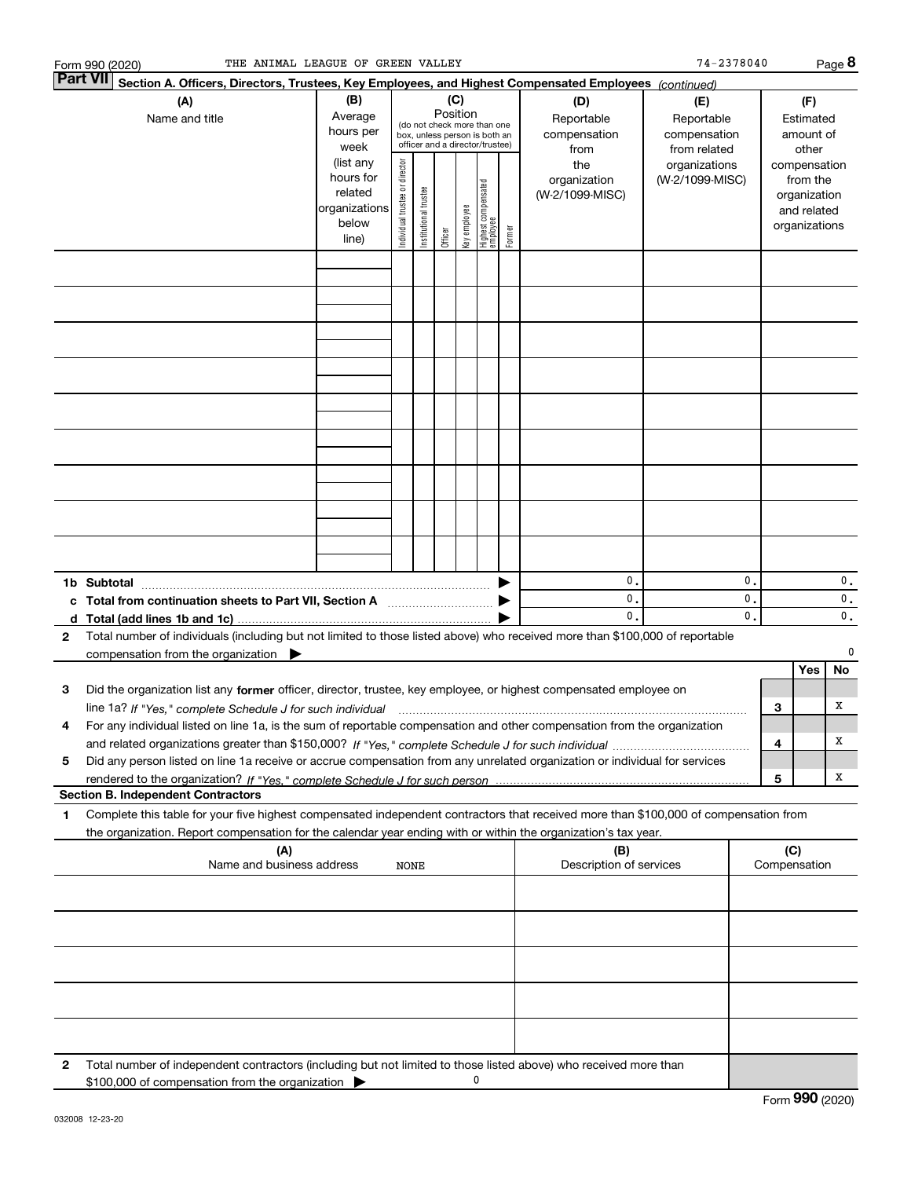Form 990 (2020) THE ANIMAL LEAGUE OF GREEN VALLEY 74-2378040 Page 8

**Part VII Section A. Officers, Directors, Trustees, Key Employees, and Highest Compensated Employees** *(continued)*

| (A) Name and title | (B) Average hours per week (list any hours for related organizations below line) | (C) Position (do not check more than one box, unless person is both an officer and a director/trustee): Individual trustee or director | Institutional trustee | Officer | Key employee | Highest compensated employee | Former | (D) Reportable compensation from the organization (W-2/1099-MISC) | (E) Reportable compensation from related organizations (W-2/1099-MISC) | (F) Estimated amount of other compensation from the organization and related organizations |
|---|---|---|---|---|---|---|---|---|---|---|
| | | | | | | | | | | |
| | | | | | | | | | | |
| | | | | | | | | | | |
| | | | | | | | | | | |
| | | | | | | | | | | |
| | | | | | | | | | | |
| | | | | | | | | | | |
| | | | | | | | | | | |
| | | | | | | | | | | |
| **1b Subtotal** | | | | | | | | 0. | 0. | 0. |
| **c Total from continuation sheets to Part VII, Section A** | | | | | | | | 0. | 0. | 0. |
| **d Total (add lines 1b and 1c)** | | | | | | | | 0. | 0. | 0. |

**2** Total number of individuals (including but not limited to those listed above) who received more than $100,000 of reportable compensation from the organization ▶ 0

| | | | Yes | No |
|---|---|---|---|---|
| **3** | Did the organization list any **former** officer, director, trustee, key employee, or highest compensated employee on line 1a? *If "Yes," complete Schedule J for such individual* | 3 | | X |
| **4** | For any individual listed on line 1a, is the sum of reportable compensation and other compensation from the organization and related organizations greater than $150,000? *If "Yes," complete Schedule J for such individual* | 4 | | X |
| **5** | Did any person listed on line 1a receive or accrue compensation from any unrelated organization or individual for services rendered to the organization? *If "Yes," complete Schedule J for such person* | 5 | | X |

**Section B. Independent Contractors**

**1** Complete this table for your five highest compensated independent contractors that received more than $100,000 of compensation from the organization. Report compensation for the calendar year ending with or within the organization's tax year.

| (A) Name and business address NONE | (B) Description of services | (C) Compensation |
|---|---|---|
| | | |
| | | |
| | | |
| | | |
| | | |

**2** Total number of independent contractors (including but not limited to those listed above) who received more than $100,000 of compensation from the organization ▶ 0

032008 12-23-20 Form **990** (2020)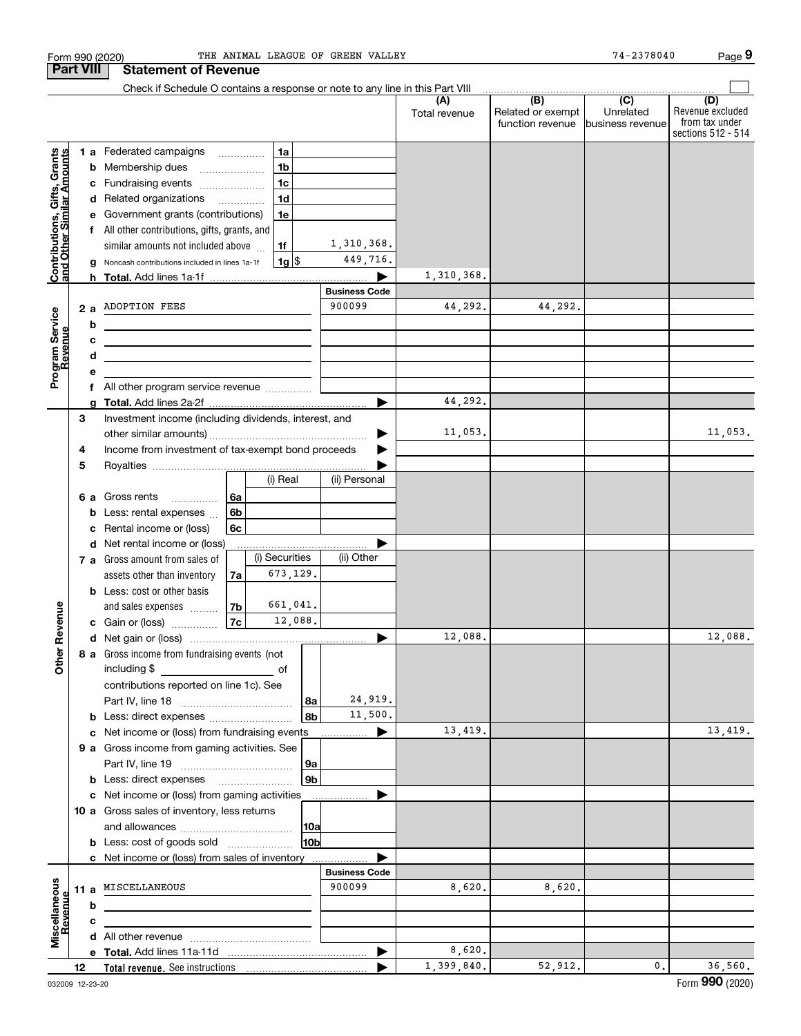Form 990 (2020) THE ANIMAL LEAGUE OF GREEN VALLEY 74-2378040

## Part VIII Statement of Revenue

Check if Schedule O contains a response or note to any line in this Part VIII

| | | | (A) Total revenue | (B) Related or exempt function revenue | (C) Unrelated business revenue | (D) Revenue excluded from tax under sections 512 - 514 |
|---|---|---|---|---|---|---|
| **Contributions, Gifts, Grants and Other Similar Amounts** | | | | | | |
| 1 a Federated campaigns | 1a | | | | | |
| b Membership dues | 1b | | | | | |
| c Fundraising events | 1c | | | | | |
| d Related organizations | 1d | | | | | |
| e Government grants (contributions) | 1e | | | | | |
| f All other contributions, gifts, grants, and similar amounts not included above | 1f | 1,310,368. | | | | |
| g Noncash contributions included in lines 1a-1f | 1g $ | 449,716. | | | | |
| h **Total.** Add lines 1a-1f | | | 1,310,368. | | | |
| **Program Service Revenue** | | **Business Code** | | | | |
| 2 a ADOPTION FEES | | 900099 | 44,292. | 44,292. | | |
| b | | | | | | |
| c | | | | | | |
| d | | | | | | |
| e | | | | | | |
| f All other program service revenue | | | | | | |
| g **Total.** Add lines 2a-2f | | | 44,292. | | | |
| **Other Revenue** | | | | | | |
| 3 Investment income (including dividends, interest, and other similar amounts) | | | 11,053. | | | 11,053. |
| 4 Income from investment of tax-exempt bond proceeds | | | | | | |
| 5 Royalties | | | | | | |
| | (i) Real | (ii) Personal | | | | |
| 6 a Gross rents (6a) | | | | | | |
| b Less: rental expenses (6b) | | | | | | |
| c Rental income or (loss) (6c) | | | | | | |
| d Net rental income or (loss) | | | | | | |
| | (i) Securities | (ii) Other | | | | |
| 7 a Gross amount from sales of assets other than inventory (7a) | 673,129. | | | | | |
| b Less: cost or other basis and sales expenses (7b) | 661,041. | | | | | |
| c Gain or (loss) (7c) | 12,088. | | | | | |
| d Net gain or (loss) | | | 12,088. | | | 12,088. |
| 8 a Gross income from fundraising events (not including $ ______ of contributions reported on line 1c). See Part IV, line 18 | 8a | 24,919. | | | | |
| b Less: direct expenses | 8b | 11,500. | | | | |
| c Net income or (loss) from fundraising events | | | 13,419. | | | 13,419. |
| 9 a Gross income from gaming activities. See Part IV, line 19 | 9a | | | | | |
| b Less: direct expenses | 9b | | | | | |
| c Net income or (loss) from gaming activities | | | | | | |
| 10 a Gross sales of inventory, less returns and allowances | 10a | | | | | |
| b Less: cost of goods sold | 10b | | | | | |
| c Net income or (loss) from sales of inventory | | | | | | |
| **Miscellaneous Revenue** | | **Business Code** | | | | |
| 11 a MISCELLANEOUS | | 900099 | 8,620. | 8,620. | | |
| b | | | | | | |
| c | | | | | | |
| d All other revenue | | | | | | |
| e **Total.** Add lines 11a-11d | | | 8,620. | | | |
| 12 **Total revenue.** See instructions | | | 1,399,840. | 52,912. | 0. | 36,560. |

032009 12-23-20 Form **990** (2020)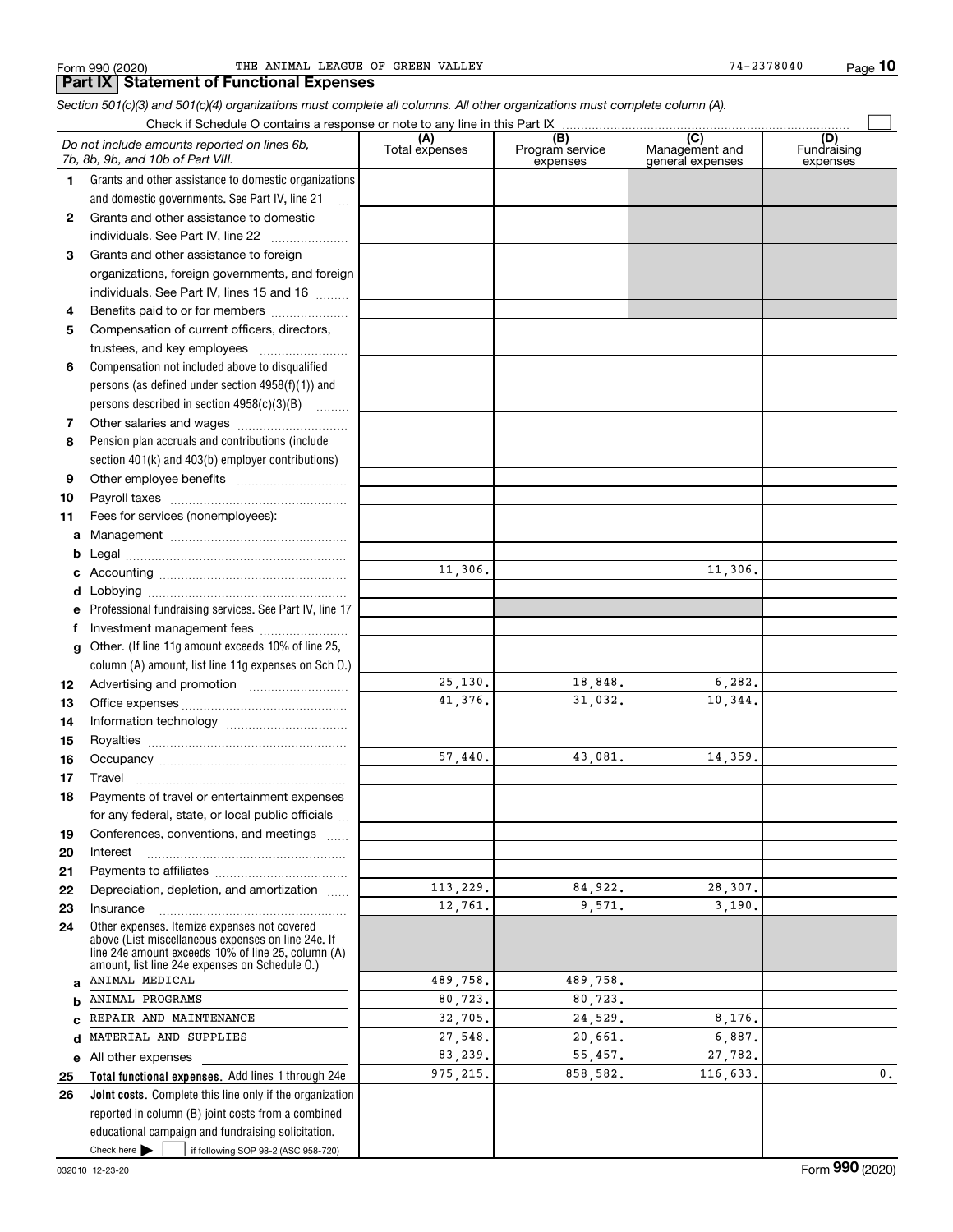Form 990 (2020) THE ANIMAL LEAGUE OF GREEN VALLEY 74-2378040

## Part IX Statement of Functional Expenses

*Section 501(c)(3) and 501(c)(4) organizations must complete all columns. All other organizations must complete column (A).*

Check if Schedule O contains a response or note to any line in this Part IX

| *Do not include amounts reported on lines 6b, 7b, 8b, 9b, and 10b of Part VIII.* | (A) Total expenses | (B) Program service expenses | (C) Management and general expenses | (D) Fundraising expenses |
|---|---|---|---|---|
| **1** Grants and other assistance to domestic organizations and domestic governments. See Part IV, line 21 | | | | |
| **2** Grants and other assistance to domestic individuals. See Part IV, line 22 | | | | |
| **3** Grants and other assistance to foreign organizations, foreign governments, and foreign individuals. See Part IV, lines 15 and 16 | | | | |
| **4** Benefits paid to or for members | | | | |
| **5** Compensation of current officers, directors, trustees, and key employees | | | | |
| **6** Compensation not included above to disqualified persons (as defined under section 4958(f)(1)) and persons described in section 4958(c)(3)(B) | | | | |
| **7** Other salaries and wages | | | | |
| **8** Pension plan accruals and contributions (include section 401(k) and 403(b) employer contributions) | | | | |
| **9** Other employee benefits | | | | |
| **10** Payroll taxes | | | | |
| **11** Fees for services (nonemployees): | | | | |
| **a** Management | | | | |
| **b** Legal | | | | |
| **c** Accounting | 11,306. | | 11,306. | |
| **d** Lobbying | | | | |
| **e** Professional fundraising services. See Part IV, line 17 | | | | |
| **f** Investment management fees | | | | |
| **g** Other. (If line 11g amount exceeds 10% of line 25, column (A) amount, list line 11g expenses on Sch O.) | | | | |
| **12** Advertising and promotion | 25,130. | 18,848. | 6,282. | |
| **13** Office expenses | 41,376. | 31,032. | 10,344. | |
| **14** Information technology | | | | |
| **15** Royalties | | | | |
| **16** Occupancy | 57,440. | 43,081. | 14,359. | |
| **17** Travel | | | | |
| **18** Payments of travel or entertainment expenses for any federal, state, or local public officials | | | | |
| **19** Conferences, conventions, and meetings | | | | |
| **20** Interest | | | | |
| **21** Payments to affiliates | | | | |
| **22** Depreciation, depletion, and amortization | 113,229. | 84,922. | 28,307. | |
| **23** Insurance | 12,761. | 9,571. | 3,190. | |
| **24** Other expenses. Itemize expenses not covered above (List miscellaneous expenses on line 24e. If line 24e amount exceeds 10% of line 25, column (A) amount, list line 24e expenses on Schedule O.) | | | | |
| **a** ANIMAL MEDICAL | 489,758. | 489,758. | | |
| **b** ANIMAL PROGRAMS | 80,723. | 80,723. | | |
| **c** REPAIR AND MAINTENANCE | 32,705. | 24,529. | 8,176. | |
| **d** MATERIAL AND SUPPLIES | 27,548. | 20,661. | 6,887. | |
| **e** All other expenses | 83,239. | 55,457. | 27,782. | |
| **25** **Total functional expenses.** Add lines 1 through 24e | 975,215. | 858,582. | 116,633. | 0. |
| **26** **Joint costs.** Complete this line only if the organization reported in column (B) joint costs from a combined educational campaign and fundraising solicitation. Check here ☐ if following SOP 98-2 (ASC 958-720) | | | | |

032010 12-23-20 Form **990** (2020)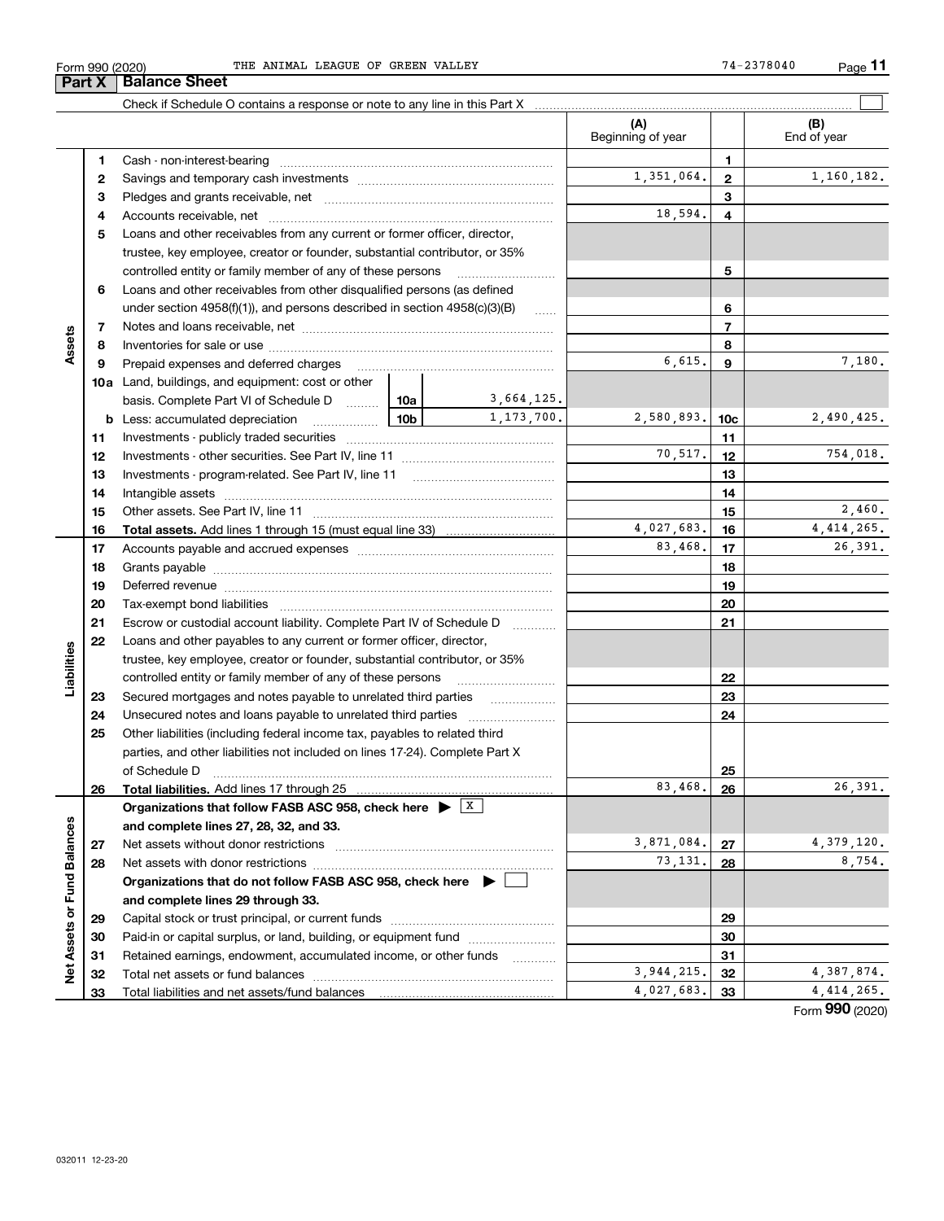Form 990 (2020) THE ANIMAL LEAGUE OF GREEN VALLEY 74-2378040

## Part X Balance Sheet

Check if Schedule O contains a response or note to any line in this Part X

| | | | | | (A) Beginning of year | | (B) End of year |
|---|---|---|---|---|---|---|---|
| Assets | 1 | Cash - non-interest-bearing | | | | 1 | |
| | 2 | Savings and temporary cash investments | | | 1,351,064. | 2 | 1,160,182. |
| | 3 | Pledges and grants receivable, net | | | | 3 | |
| | 4 | Accounts receivable, net | | | 18,594. | 4 | |
| | 5 | Loans and other receivables from any current or former officer, director, trustee, key employee, creator or founder, substantial contributor, or 35% controlled entity or family member of any of these persons | | | | 5 | |
| | 6 | Loans and other receivables from other disqualified persons (as defined under section 4958(f)(1)), and persons described in section 4958(c)(3)(B) | | | | 6 | |
| | 7 | Notes and loans receivable, net | | | | 7 | |
| | 8 | Inventories for sale or use | | | | 8 | |
| | 9 | Prepaid expenses and deferred charges | | | 6,615. | 9 | 7,180. |
| | 10a | Land, buildings, and equipment: cost or other basis. Complete Part VI of Schedule D | 10a | 3,664,125. | | | |
| | b | Less: accumulated depreciation | 10b | 1,173,700. | 2,580,893. | 10c | 2,490,425. |
| | 11 | Investments - publicly traded securities | | | | 11 | |
| | 12 | Investments - other securities. See Part IV, line 11 | | | 70,517. | 12 | 754,018. |
| | 13 | Investments - program-related. See Part IV, line 11 | | | | 13 | |
| | 14 | Intangible assets | | | | 14 | |
| | 15 | Other assets. See Part IV, line 11 | | | | 15 | 2,460. |
| | 16 | **Total assets.** Add lines 1 through 15 (must equal line 33) | | | 4,027,683. | 16 | 4,414,265. |
| Liabilities | 17 | Accounts payable and accrued expenses | | | 83,468. | 17 | 26,391. |
| | 18 | Grants payable | | | | 18 | |
| | 19 | Deferred revenue | | | | 19 | |
| | 20 | Tax-exempt bond liabilities | | | | 20 | |
| | 21 | Escrow or custodial account liability. Complete Part IV of Schedule D | | | | 21 | |
| | 22 | Loans and other payables to any current or former officer, director, trustee, key employee, creator or founder, substantial contributor, or 35% controlled entity or family member of any of these persons | | | | 22 | |
| | 23 | Secured mortgages and notes payable to unrelated third parties | | | | 23 | |
| | 24 | Unsecured notes and loans payable to unrelated third parties | | | | 24 | |
| | 25 | Other liabilities (including federal income tax, payables to related third parties, and other liabilities not included on lines 17-24). Complete Part X of Schedule D | | | | 25 | |
| | 26 | **Total liabilities.** Add lines 17 through 25 | | | 83,468. | 26 | 26,391. |
| Net Assets or Fund Balances | | **Organizations that follow FASB ASC 958, check here ▶ [X] and complete lines 27, 28, 32, and 33.** | | | | | |
| | 27 | Net assets without donor restrictions | | | 3,871,084. | 27 | 4,379,120. |
| | 28 | Net assets with donor restrictions | | | 73,131. | 28 | 8,754. |
| | | **Organizations that do not follow FASB ASC 958, check here ▶ [ ] and complete lines 29 through 33.** | | | | | |
| | 29 | Capital stock or trust principal, or current funds | | | | 29 | |
| | 30 | Paid-in or capital surplus, or land, building, or equipment fund | | | | 30 | |
| | 31 | Retained earnings, endowment, accumulated income, or other funds | | | | 31 | |
| | 32 | Total net assets or fund balances | | | 3,944,215. | 32 | 4,387,874. |
| | 33 | Total liabilities and net assets/fund balances | | | 4,027,683. | 33 | 4,414,265. |

Form **990** (2020)

032011 12-23-20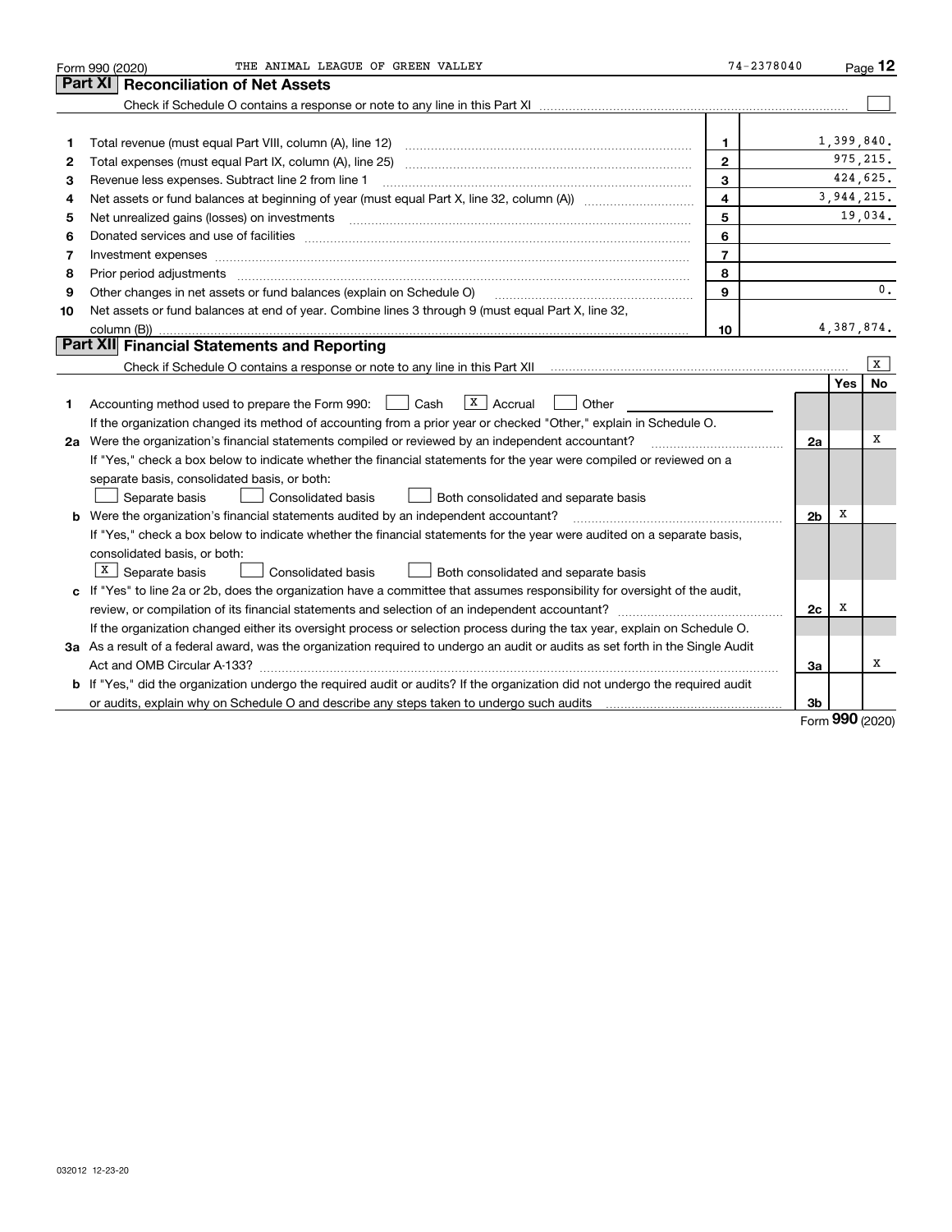Form 990 (2020) THE ANIMAL LEAGUE OF GREEN VALLEY 74-2378040 Page **12**

## Part XI Reconciliation of Net Assets

Check if Schedule O contains a response or note to any line in this Part XI ☐

| | | | |
|---|---|---|---|
| 1 | Total revenue (must equal Part VIII, column (A), line 12) | 1 | 1,399,840. |
| 2 | Total expenses (must equal Part IX, column (A), line 25) | 2 | 975,215. |
| 3 | Revenue less expenses. Subtract line 2 from line 1 | 3 | 424,625. |
| 4 | Net assets or fund balances at beginning of year (must equal Part X, line 32, column (A)) | 4 | 3,944,215. |
| 5 | Net unrealized gains (losses) on investments | 5 | 19,034. |
| 6 | Donated services and use of facilities | 6 | |
| 7 | Investment expenses | 7 | |
| 8 | Prior period adjustments | 8 | |
| 9 | Other changes in net assets or fund balances (explain on Schedule O) | 9 | 0. |
| 10 | Net assets or fund balances at end of year. Combine lines 3 through 9 (must equal Part X, line 32, column (B)) | 10 | 4,387,874. |

## Part XII Financial Statements and Reporting

Check if Schedule O contains a response or note to any line in this Part XII ☒

| | | | Yes | No |
|---|---|---|---|---|
| 1 | Accounting method used to prepare the Form 990: ☐ Cash ☒ Accrual ☐ Other ________ <br> If the organization changed its method of accounting from a prior year or checked "Other," explain in Schedule O. | | | |
| 2a | Were the organization's financial statements compiled or reviewed by an independent accountant? | 2a | | X |
| | If "Yes," check a box below to indicate whether the financial statements for the year were compiled or reviewed on a separate basis, consolidated basis, or both: <br> ☐ Separate basis ☐ Consolidated basis ☐ Both consolidated and separate basis | | | |
| b | Were the organization's financial statements audited by an independent accountant? | 2b | X | |
| | If "Yes," check a box below to indicate whether the financial statements for the year were audited on a separate basis, consolidated basis, or both: <br> ☒ Separate basis ☐ Consolidated basis ☐ Both consolidated and separate basis | | | |
| c | If "Yes" to line 2a or 2b, does the organization have a committee that assumes responsibility for oversight of the audit, review, or compilation of its financial statements and selection of an independent accountant? | 2c | X | |
| | If the organization changed either its oversight process or selection process during the tax year, explain on Schedule O. | | | |
| 3a | As a result of a federal award, was the organization required to undergo an audit or audits as set forth in the Single Audit Act and OMB Circular A-133? | 3a | | X |
| b | If "Yes," did the organization undergo the required audit or audits? If the organization did not undergo the required audit or audits, explain why on Schedule O and describe any steps taken to undergo such audits | 3b | | |

Form **990** (2020)

032012 12-23-20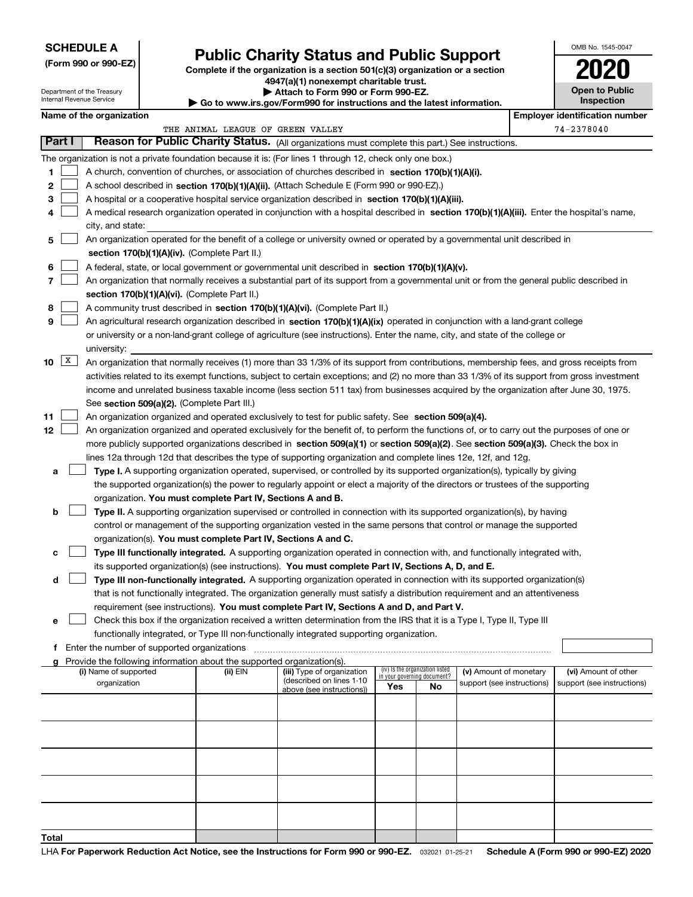**SCHEDULE A**
**(Form 990 or 990-EZ)**

Department of the Treasury
Internal Revenue Service

# Public Charity Status and Public Support

**Complete if the organization is a section 501(c)(3) organization or a section 4947(a)(1) nonexempt charitable trust.**
**▶ Attach to Form 990 or Form 990-EZ.**
**▶ Go to www.irs.gov/Form990 for instructions and the latest information.**

OMB No. 1545-0047

**2020**

**Open to Public Inspection**

**Name of the organization**
THE ANIMAL LEAGUE OF GREEN VALLEY

**Employer identification number**
74-2378040

## Part I — Reason for Public Charity Status. (All organizations must complete this part.) See instructions.

The organization is not a private foundation because it is: (For lines 1 through 12, check only one box.)

1. ☐ A church, convention of churches, or association of churches described in **section 170(b)(1)(A)(i).**
2. ☐ A school described in **section 170(b)(1)(A)(ii).** (Attach Schedule E (Form 990 or 990-EZ).)
3. ☐ A hospital or a cooperative hospital service organization described in **section 170(b)(1)(A)(iii).**
4. ☐ A medical research organization operated in conjunction with a hospital described in **section 170(b)(1)(A)(iii).** Enter the hospital's name, city, and state:
5. ☐ An organization operated for the benefit of a college or university owned or operated by a governmental unit described in **section 170(b)(1)(A)(iv).** (Complete Part II.)
6. ☐ A federal, state, or local government or governmental unit described in **section 170(b)(1)(A)(v).**
7. ☐ An organization that normally receives a substantial part of its support from a governmental unit or from the general public described in **section 170(b)(1)(A)(vi).** (Complete Part II.)
8. ☐ A community trust described in **section 170(b)(1)(A)(vi).** (Complete Part II.)
9. ☐ An agricultural research organization described in **section 170(b)(1)(A)(ix)** operated in conjunction with a land-grant college or university or a non-land-grant college of agriculture (see instructions). Enter the name, city, and state of the college or university:
10. ☒ An organization that normally receives (1) more than 33 1/3% of its support from contributions, membership fees, and gross receipts from activities related to its exempt functions, subject to certain exceptions; and (2) no more than 33 1/3% of its support from gross investment income and unrelated business taxable income (less section 511 tax) from businesses acquired by the organization after June 30, 1975. See **section 509(a)(2).** (Complete Part III.)
11. ☐ An organization organized and operated exclusively to test for public safety. See **section 509(a)(4).**
12. ☐ An organization organized and operated exclusively for the benefit of, to perform the functions of, or to carry out the purposes of one or more publicly supported organizations described in **section 509(a)(1)** or **section 509(a)(2).** See **section 509(a)(3).** Check the box in lines 12a through 12d that describes the type of supporting organization and complete lines 12e, 12f, and 12g.
   - **a** ☐ **Type I.** A supporting organization operated, supervised, or controlled by its supported organization(s), typically by giving the supported organization(s) the power to regularly appoint or elect a majority of the directors or trustees of the supporting organization. **You must complete Part IV, Sections A and B.**
   - **b** ☐ **Type II.** A supporting organization supervised or controlled in connection with its supported organization(s), by having control or management of the supporting organization vested in the same persons that control or manage the supported organization(s). **You must complete Part IV, Sections A and C.**
   - **c** ☐ **Type III functionally integrated.** A supporting organization operated in connection with, and functionally integrated with, its supported organization(s) (see instructions). **You must complete Part IV, Sections A, D, and E.**
   - **d** ☐ **Type III non-functionally integrated.** A supporting organization operated in connection with its supported organization(s) that is not functionally integrated. The organization generally must satisfy a distribution requirement and an attentiveness requirement (see instructions). **You must complete Part IV, Sections A and D, and Part V.**
   - **e** ☐ Check this box if the organization received a written determination from the IRS that it is a Type I, Type II, Type III functionally integrated, or Type III non-functionally integrated supporting organization.
   - **f** Enter the number of supported organizations
   - **g** Provide the following information about the supported organization(s).

| (i) Name of supported organization | (ii) EIN | (iii) Type of organization (described on lines 1-10 above (see instructions)) | (iv) Is the organization listed in your governing document? Yes | No | (v) Amount of monetary support (see instructions) | (vi) Amount of other support (see instructions) |
|---|---|---|---|---|---|---|
| | | | | | | |
| | | | | | | |
| | | | | | | |
| | | | | | | |
| | | | | | | |
| **Total** | | | | | | |

LHA **For Paperwork Reduction Act Notice, see the Instructions for Form 990 or 990-EZ.** 032021 01-25-21 **Schedule A (Form 990 or 990-EZ) 2020**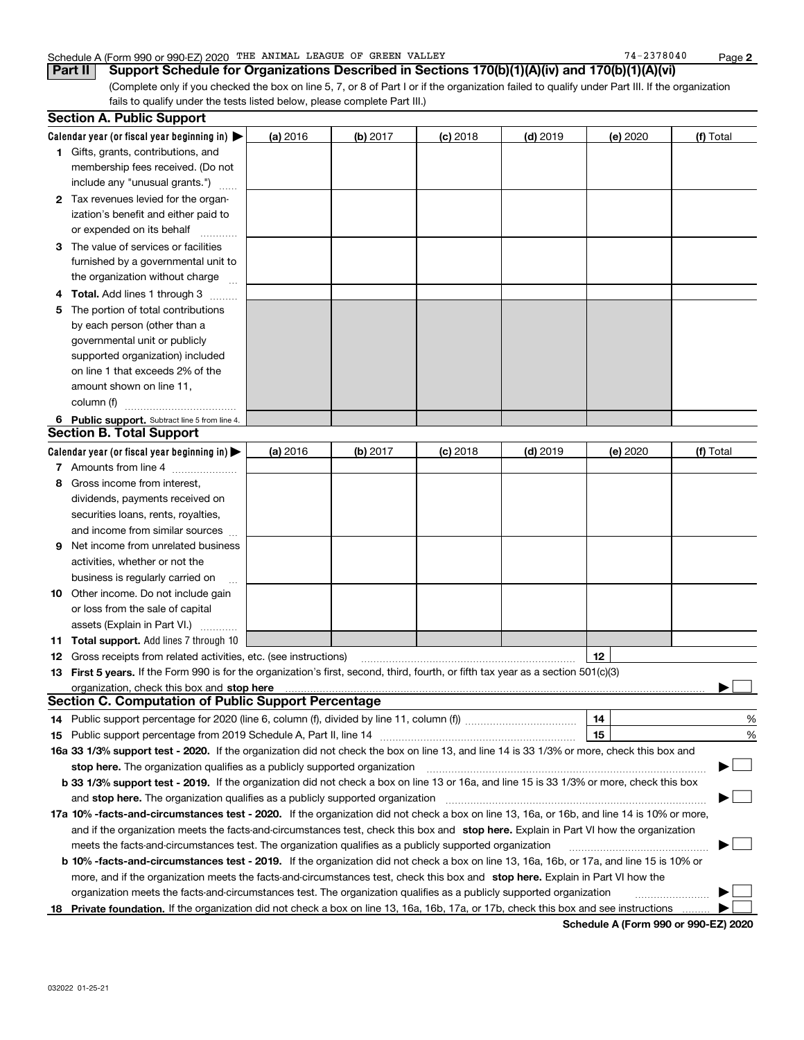Schedule A (Form 990 or 990-EZ) 2020 THE ANIMAL LEAGUE OF GREEN VALLEY 74-2378040

## Part II Support Schedule for Organizations Described in Sections 170(b)(1)(A)(iv) and 170(b)(1)(A)(vi)

(Complete only if you checked the box on line 5, 7, or 8 of Part I or if the organization failed to qualify under Part III. If the organization fails to qualify under the tests listed below, please complete Part III.)

### Section A. Public Support

| Calendar year (or fiscal year beginning in) ▶ | (a) 2016 | (b) 2017 | (c) 2018 | (d) 2019 | (e) 2020 | (f) Total |
|---|---|---|---|---|---|---|
| **1** Gifts, grants, contributions, and membership fees received. (Do not include any "unusual grants.") | | | | | | |
| **2** Tax revenues levied for the organization's benefit and either paid to or expended on its behalf | | | | | | |
| **3** The value of services or facilities furnished by a governmental unit to the organization without charge | | | | | | |
| **4 Total.** Add lines 1 through 3 | | | | | | |
| **5** The portion of total contributions by each person (other than a governmental unit or publicly supported organization) included on line 1 that exceeds 2% of the amount shown on line 11, column (f) | | | | | | |
| **6 Public support.** Subtract line 5 from line 4. | | | | | | |

### Section B. Total Support

| Calendar year (or fiscal year beginning in) ▶ | (a) 2016 | (b) 2017 | (c) 2018 | (d) 2019 | (e) 2020 | (f) Total |
|---|---|---|---|---|---|---|
| **7** Amounts from line 4 | | | | | | |
| **8** Gross income from interest, dividends, payments received on securities loans, rents, royalties, and income from similar sources | | | | | | |
| **9** Net income from unrelated business activities, whether or not the business is regularly carried on | | | | | | |
| **10** Other income. Do not include gain or loss from the sale of capital assets (Explain in Part VI.) | | | | | | |
| **11 Total support.** Add lines 7 through 10 | | | | | | |

**12** Gross receipts from related activities, etc. (see instructions) | **12** |

**13 First 5 years.** If the Form 990 is for the organization's first, second, third, fourth, or fifth tax year as a section 501(c)(3) organization, check this box and **stop here** ▶ ☐

### Section C. Computation of Public Support Percentage

**14** Public support percentage for 2020 (line 6, column (f), divided by line 11, column (f)) | **14** | %

**15** Public support percentage from 2019 Schedule A, Part II, line 14 | **15** | %

**16a 33 1/3% support test - 2020.** If the organization did not check the box on line 13, and line 14 is 33 1/3% or more, check this box and **stop here.** The organization qualifies as a publicly supported organization ▶ ☐

**b 33 1/3% support test - 2019.** If the organization did not check a box on line 13 or 16a, and line 15 is 33 1/3% or more, check this box and **stop here.** The organization qualifies as a publicly supported organization ▶ ☐

**17a 10% -facts-and-circumstances test - 2020.** If the organization did not check a box on line 13, 16a, or 16b, and line 14 is 10% or more, and if the organization meets the facts-and-circumstances test, check this box and **stop here.** Explain in Part VI how the organization meets the facts-and-circumstances test. The organization qualifies as a publicly supported organization ▶ ☐

**b 10% -facts-and-circumstances test - 2019.** If the organization did not check a box on line 13, 16a, 16b, or 17a, and line 15 is 10% or more, and if the organization meets the facts-and-circumstances test, check this box and **stop here.** Explain in Part VI how the organization meets the facts-and-circumstances test. The organization qualifies as a publicly supported organization ▶ ☐

**18 Private foundation.** If the organization did not check a box on line 13, 16a, 16b, 17a, or 17b, check this box and see instructions ▶ ☐

**Schedule A (Form 990 or 990-EZ) 2020**

032022 01-25-21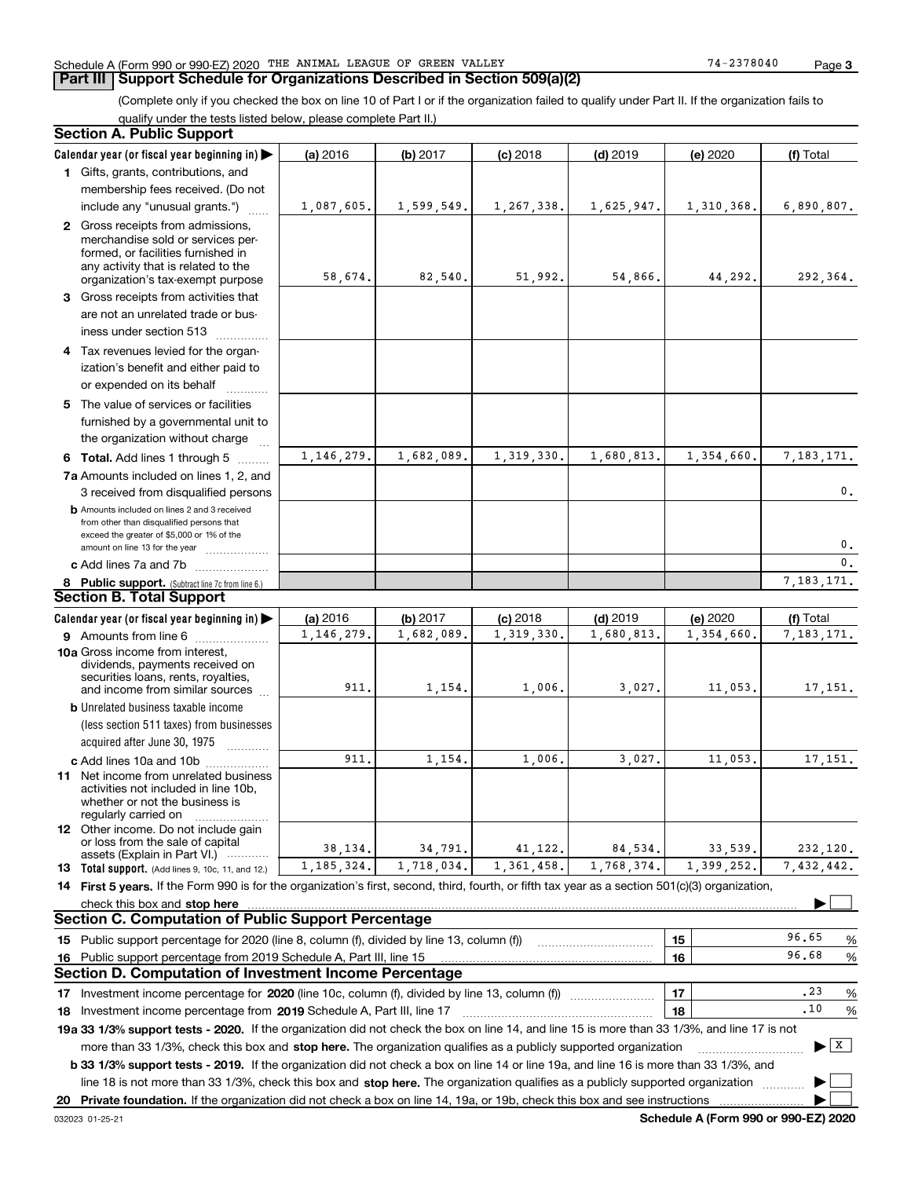Schedule A (Form 990 or 990-EZ) 2020 THE ANIMAL LEAGUE OF GREEN VALLEY 74-2378040

## Part III Support Schedule for Organizations Described in Section 509(a)(2)

(Complete only if you checked the box on line 10 of Part I or if the organization failed to qualify under Part II. If the organization fails to qualify under the tests listed below, please complete Part II.)

### Section A. Public Support

| Calendar year (or fiscal year beginning in) ▶ | (a) 2016 | (b) 2017 | (c) 2018 | (d) 2019 | (e) 2020 | (f) Total |
|---|---|---|---|---|---|---|
| 1 Gifts, grants, contributions, and membership fees received. (Do not include any "unusual grants.") | 1,087,605. | 1,599,549. | 1,267,338. | 1,625,947. | 1,310,368. | 6,890,807. |
| 2 Gross receipts from admissions, merchandise sold or services performed, or facilities furnished in any activity that is related to the organization's tax-exempt purpose | 58,674. | 82,540. | 51,992. | 54,866. | 44,292. | 292,364. |
| 3 Gross receipts from activities that are not an unrelated trade or business under section 513 | | | | | | |
| 4 Tax revenues levied for the organization's benefit and either paid to or expended on its behalf | | | | | | |
| 5 The value of services or facilities furnished by a governmental unit to the organization without charge | | | | | | |
| 6 Total. Add lines 1 through 5 | 1,146,279. | 1,682,089. | 1,319,330. | 1,680,813. | 1,354,660. | 7,183,171. |
| 7a Amounts included on lines 1, 2, and 3 received from disqualified persons | | | | | | 0. |
| b Amounts included on lines 2 and 3 received from other than disqualified persons that exceed the greater of $5,000 or 1% of the amount on line 13 for the year | | | | | | 0. |
| c Add lines 7a and 7b | | | | | | 0. |
| 8 Public support. (Subtract line 7c from line 6.) | | | | | | 7,183,171. |

### Section B. Total Support

| Calendar year (or fiscal year beginning in) ▶ | (a) 2016 | (b) 2017 | (c) 2018 | (d) 2019 | (e) 2020 | (f) Total |
|---|---|---|---|---|---|---|
| 9 Amounts from line 6 | 1,146,279. | 1,682,089. | 1,319,330. | 1,680,813. | 1,354,660. | 7,183,171. |
| 10a Gross income from interest, dividends, payments received on securities loans, rents, royalties, and income from similar sources | 911. | 1,154. | 1,006. | 3,027. | 11,053. | 17,151. |
| b Unrelated business taxable income (less section 511 taxes) from businesses acquired after June 30, 1975 | | | | | | |
| c Add lines 10a and 10b | 911. | 1,154. | 1,006. | 3,027. | 11,053. | 17,151. |
| 11 Net income from unrelated business activities not included in line 10b, whether or not the business is regularly carried on | | | | | | |
| 12 Other income. Do not include gain or loss from the sale of capital assets (Explain in Part VI.) | 38,134. | 34,791. | 41,122. | 84,534. | 33,539. | 232,120. |
| 13 Total support. (Add lines 9, 10c, 11, and 12.) | 1,185,324. | 1,718,034. | 1,361,458. | 1,768,374. | 1,399,252. | 7,432,442. |

14 First 5 years. If the Form 990 is for the organization's first, second, third, fourth, or fifth tax year as a section 501(c)(3) organization, check this box and stop here ▶ ☐

### Section C. Computation of Public Support Percentage

| | | |
|---|---|---|
| 15 Public support percentage for 2020 (line 8, column (f), divided by line 13, column (f)) | 15 | 96.65 % |
| 16 Public support percentage from 2019 Schedule A, Part III, line 15 | 16 | 96.68 % |

### Section D. Computation of Investment Income Percentage

| | | |
|---|---|---|
| 17 Investment income percentage for 2020 (line 10c, column (f), divided by line 13, column (f)) | 17 | .23 % |
| 18 Investment income percentage from 2019 Schedule A, Part III, line 17 | 18 | .10 % |

19a 33 1/3% support tests - 2020. If the organization did not check the box on line 14, and line 15 is more than 33 1/3%, and line 17 is not more than 33 1/3%, check this box and stop here. The organization qualifies as a publicly supported organization ▶ ☒

b 33 1/3% support tests - 2019. If the organization did not check a box on line 14 or line 19a, and line 16 is more than 33 1/3%, and line 18 is not more than 33 1/3%, check this box and stop here. The organization qualifies as a publicly supported organization ▶ ☐

20 Private foundation. If the organization did not check a box on line 14, 19a, or 19b, check this box and see instructions ▶ ☐

032023 01-25-21 Schedule A (Form 990 or 990-EZ) 2020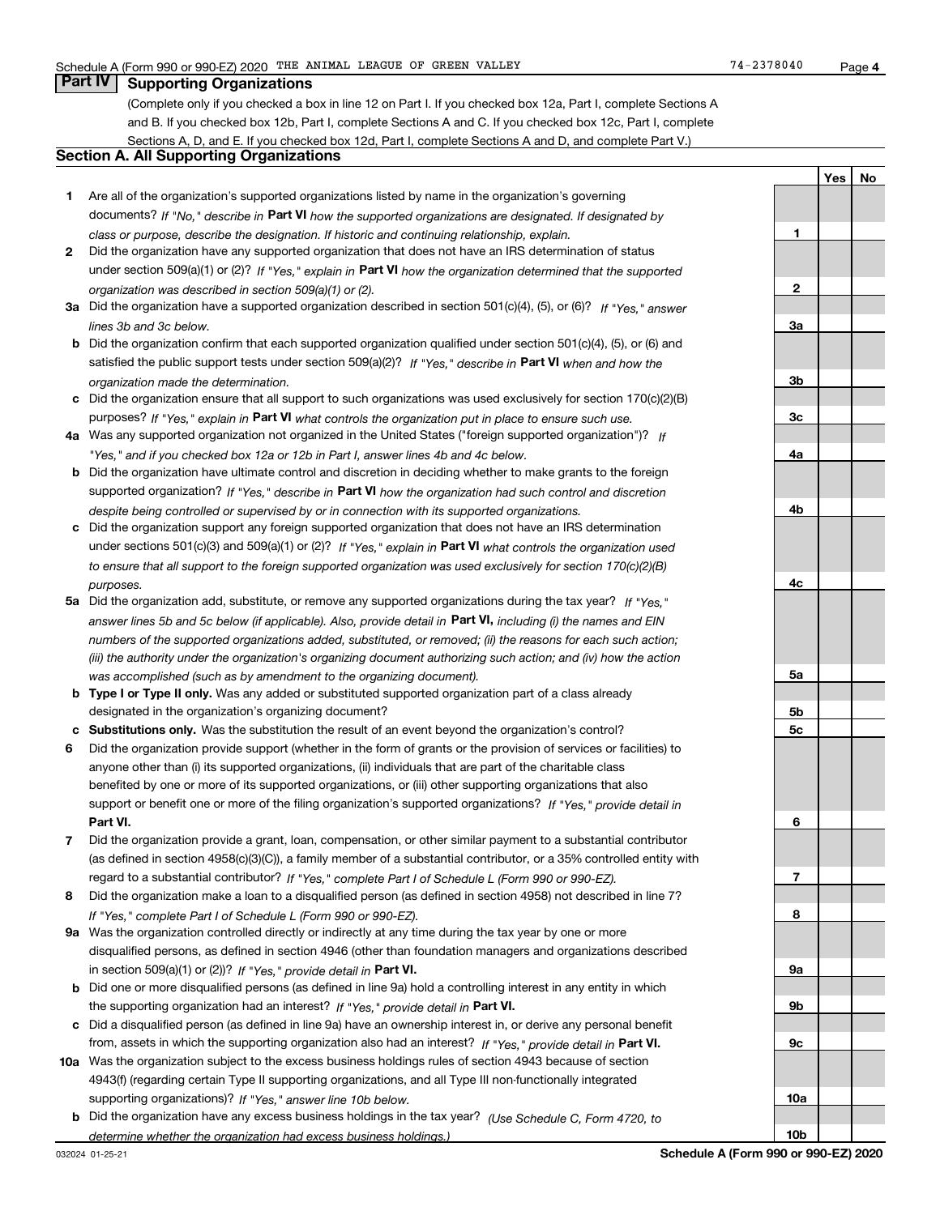Schedule A (Form 990 or 990-EZ) 2020 THE ANIMAL LEAGUE OF GREEN VALLEY 74-2378040

## Part IV Supporting Organizations

(Complete only if you checked a box in line 12 on Part I. If you checked box 12a, Part I, complete Sections A and B. If you checked box 12b, Part I, complete Sections A and C. If you checked box 12c, Part I, complete Sections A, D, and E. If you checked box 12d, Part I, complete Sections A and D, and complete Part V.)

### Section A. All Supporting Organizations

| | | | Yes | No |
|---|---|---|---|---|
| **1** | Are all of the organization's supported organizations listed by name in the organization's governing documents? *If "No," describe in* **Part VI** *how the supported organizations are designated. If designated by class or purpose, describe the designation. If historic and continuing relationship, explain.* | 1 | | |
| **2** | Did the organization have any supported organization that does not have an IRS determination of status under section 509(a)(1) or (2)? *If "Yes," explain in* **Part VI** *how the organization determined that the supported organization was described in section 509(a)(1) or (2).* | 2 | | |
| **3a** | Did the organization have a supported organization described in section 501(c)(4), (5), or (6)? *If "Yes," answer lines 3b and 3c below.* | 3a | | |
| **b** | Did the organization confirm that each supported organization qualified under section 501(c)(4), (5), or (6) and satisfied the public support tests under section 509(a)(2)? *If "Yes," describe in* **Part VI** *when and how the organization made the determination.* | 3b | | |
| **c** | Did the organization ensure that all support to such organizations was used exclusively for section 170(c)(2)(B) purposes? *If "Yes," explain in* **Part VI** *what controls the organization put in place to ensure such use.* | 3c | | |
| **4a** | Was any supported organization not organized in the United States ("foreign supported organization")? *If "Yes," and if you checked box 12a or 12b in Part I, answer lines 4b and 4c below.* | 4a | | |
| **b** | Did the organization have ultimate control and discretion in deciding whether to make grants to the foreign supported organization? *If "Yes," describe in* **Part VI** *how the organization had such control and discretion despite being controlled or supervised by or in connection with its supported organizations.* | 4b | | |
| **c** | Did the organization support any foreign supported organization that does not have an IRS determination under sections 501(c)(3) and 509(a)(1) or (2)? *If "Yes," explain in* **Part VI** *what controls the organization used to ensure that all support to the foreign supported organization was used exclusively for section 170(c)(2)(B) purposes.* | 4c | | |
| **5a** | Did the organization add, substitute, or remove any supported organizations during the tax year? *If "Yes," answer lines 5b and 5c below (if applicable). Also, provide detail in* **Part VI,** *including (i) the names and EIN numbers of the supported organizations added, substituted, or removed; (ii) the reasons for each such action; (iii) the authority under the organization's organizing document authorizing such action; and (iv) how the action was accomplished (such as by amendment to the organizing document).* | 5a | | |
| **b** | **Type I or Type II only.** Was any added or substituted supported organization part of a class already designated in the organization's organizing document? | 5b | | |
| **c** | **Substitutions only.** Was the substitution the result of an event beyond the organization's control? | 5c | | |
| **6** | Did the organization provide support (whether in the form of grants or the provision of services or facilities) to anyone other than (i) its supported organizations, (ii) individuals that are part of the charitable class benefited by one or more of its supported organizations, or (iii) other supporting organizations that also support or benefit one or more of the filing organization's supported organizations? *If "Yes," provide detail in* **Part VI.** | 6 | | |
| **7** | Did the organization provide a grant, loan, compensation, or other similar payment to a substantial contributor (as defined in section 4958(c)(3)(C)), a family member of a substantial contributor, or a 35% controlled entity with regard to a substantial contributor? *If "Yes," complete Part I of Schedule L (Form 990 or 990-EZ).* | 7 | | |
| **8** | Did the organization make a loan to a disqualified person (as defined in section 4958) not described in line 7? *If "Yes," complete Part I of Schedule L (Form 990 or 990-EZ).* | 8 | | |
| **9a** | Was the organization controlled directly or indirectly at any time during the tax year by one or more disqualified persons, as defined in section 4946 (other than foundation managers and organizations described in section 509(a)(1) or (2))? *If "Yes," provide detail in* **Part VI.** | 9a | | |
| **b** | Did one or more disqualified persons (as defined in line 9a) hold a controlling interest in any entity in which the supporting organization had an interest? *If "Yes," provide detail in* **Part VI.** | 9b | | |
| **c** | Did a disqualified person (as defined in line 9a) have an ownership interest in, or derive any personal benefit from, assets in which the supporting organization also had an interest? *If "Yes," provide detail in* **Part VI.** | 9c | | |
| **10a** | Was the organization subject to the excess business holdings rules of section 4943 because of section 4943(f) (regarding certain Type II supporting organizations, and all Type III non-functionally integrated supporting organizations)? *If "Yes," answer line 10b below.* | 10a | | |
| **b** | Did the organization have any excess business holdings in the tax year? *(Use Schedule C, Form 4720, to determine whether the organization had excess business holdings.)* | 10b | | |

032024 01-25-21 **Schedule A (Form 990 or 990-EZ) 2020**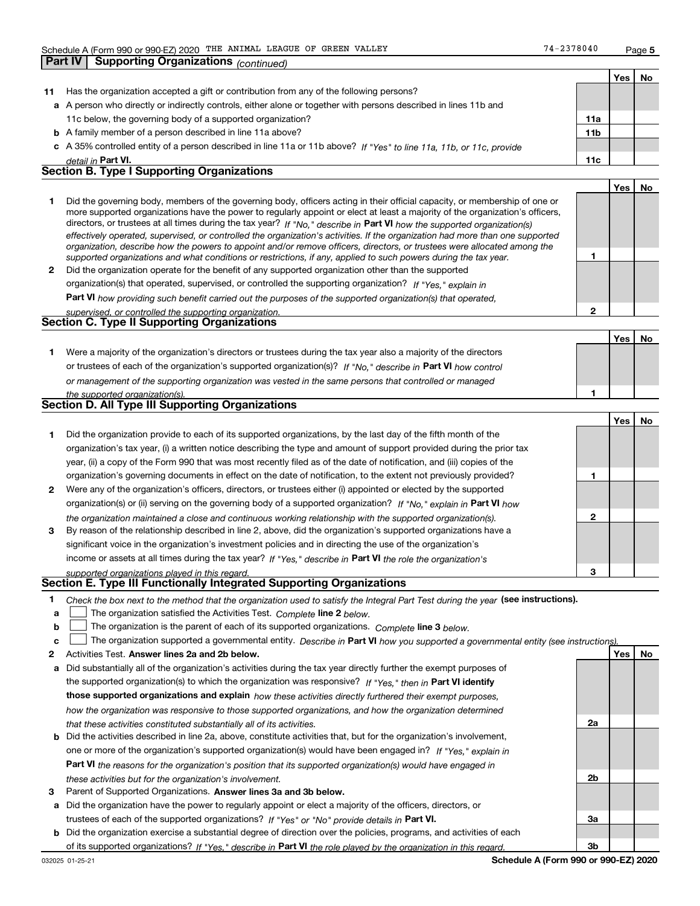Schedule A (Form 990 or 990-EZ) 2020 THE ANIMAL LEAGUE OF GREEN VALLEY 74-2378040

## Part IV Supporting Organizations *(continued)*

| | | | Yes | No |
|---|---|---|---|---|
| **11** | Has the organization accepted a gift or contribution from any of the following persons? | | | |
| **a** | A person who directly or indirectly controls, either alone or together with persons described in lines 11b and 11c below, the governing body of a supported organization? | **11a** | | |
| **b** | A family member of a person described in line 11a above? | **11b** | | |
| **c** | A 35% controlled entity of a person described in line 11a or 11b above? *If "Yes" to line 11a, 11b, or 11c, provide detail in* **Part VI.** | **11c** | | |

### Section B. Type I Supporting Organizations

| | | | Yes | No |
|---|---|---|---|---|
| **1** | Did the governing body, members of the governing body, officers acting in their official capacity, or membership of one or more supported organizations have the power to regularly appoint or elect at least a majority of the organization's officers, directors, or trustees at all times during the tax year? *If "No," describe in* **Part VI** *how the supported organization(s) effectively operated, supervised, or controlled the organization's activities. If the organization had more than one supported organization, describe how the powers to appoint and/or remove officers, directors, or trustees were allocated among the supported organizations and what conditions or restrictions, if any, applied to such powers during the tax year.* | **1** | | |
| **2** | Did the organization operate for the benefit of any supported organization other than the supported organization(s) that operated, supervised, or controlled the supporting organization? *If "Yes," explain in* **Part VI** *how providing such benefit carried out the purposes of the supported organization(s) that operated, supervised, or controlled the supporting organization.* | **2** | | |

### Section C. Type II Supporting Organizations

| | | | Yes | No |
|---|---|---|---|---|
| **1** | Were a majority of the organization's directors or trustees during the tax year also a majority of the directors or trustees of each of the organization's supported organization(s)? *If "No," describe in* **Part VI** *how control or management of the supporting organization was vested in the same persons that controlled or managed the supported organization(s).* | **1** | | |

### Section D. All Type III Supporting Organizations

| | | | Yes | No |
|---|---|---|---|---|
| **1** | Did the organization provide to each of its supported organizations, by the last day of the fifth month of the organization's tax year, (i) a written notice describing the type and amount of support provided during the prior tax year, (ii) a copy of the Form 990 that was most recently filed as of the date of notification, and (iii) copies of the organization's governing documents in effect on the date of notification, to the extent not previously provided? | **1** | | |
| **2** | Were any of the organization's officers, directors, or trustees either (i) appointed or elected by the supported organization(s) or (ii) serving on the governing body of a supported organization? *If "No," explain in* **Part VI** *how the organization maintained a close and continuous working relationship with the supported organization(s).* | **2** | | |
| **3** | By reason of the relationship described in line 2, above, did the organization's supported organizations have a significant voice in the organization's investment policies and in directing the use of the organization's income or assets at all times during the tax year? *If "Yes," describe in* **Part VI** *the role the organization's supported organizations played in this regard.* | **3** | | |

### Section E. Type III Functionally Integrated Supporting Organizations

**1** *Check the box next to the method that the organization used to satisfy the Integral Part Test during the year* **(see instructions).**

- **a** ☐ The organization satisfied the Activities Test. *Complete* **line 2** *below.*
- **b** ☐ The organization is the parent of each of its supported organizations. *Complete* **line 3** *below.*
- **c** ☐ The organization supported a governmental entity. *Describe in* **Part VI** *how you supported a governmental entity (see instructions).*

| | | | Yes | No |
|---|---|---|---|---|
| **2** | Activities Test. **Answer lines 2a and 2b below.** | | | |
| **a** | Did substantially all of the organization's activities during the tax year directly further the exempt purposes of the supported organization(s) to which the organization was responsive? *If "Yes," then in* **Part VI identify those supported organizations and explain** *how these activities directly furthered their exempt purposes, how the organization was responsive to those supported organizations, and how the organization determined that these activities constituted substantially all of its activities.* | **2a** | | |
| **b** | Did the activities described in line 2a, above, constitute activities that, but for the organization's involvement, one or more of the organization's supported organization(s) would have been engaged in? *If "Yes," explain in* **Part VI** *the reasons for the organization's position that its supported organization(s) would have engaged in these activities but for the organization's involvement.* | **2b** | | |
| **3** | Parent of Supported Organizations. **Answer lines 3a and 3b below.** | | | |
| **a** | Did the organization have the power to regularly appoint or elect a majority of the officers, directors, or trustees of each of the supported organizations? *If "Yes" or "No" provide details in* **Part VI.** | **3a** | | |
| **b** | Did the organization exercise a substantial degree of direction over the policies, programs, and activities of each of its supported organizations? *If "Yes," describe in* **Part VI** *the role played by the organization in this regard.* | **3b** | | |

032025 01-25-21 **Schedule A (Form 990 or 990-EZ) 2020**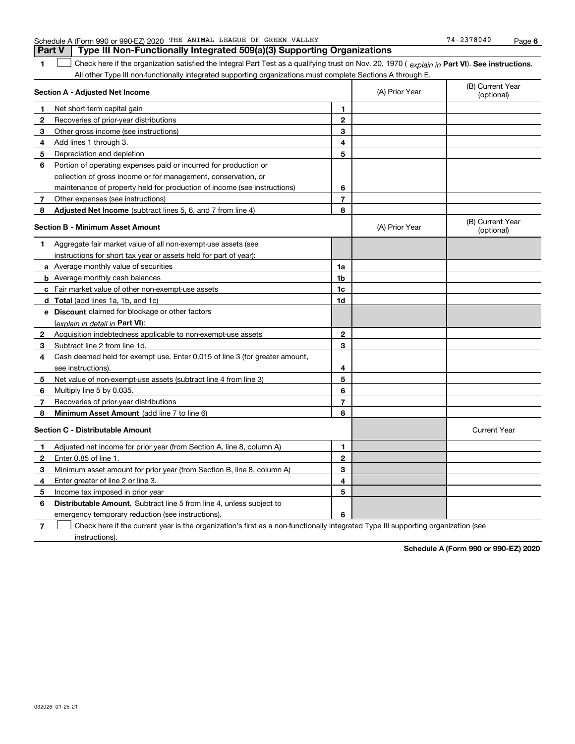Schedule A (Form 990 or 990-EZ) 2020 THE ANIMAL LEAGUE OF GREEN VALLEY 74-2378040

## Part V Type III Non-Functionally Integrated 509(a)(3) Supporting Organizations

1 ☐ Check here if the organization satisfied the Integral Part Test as a qualifying trust on Nov. 20, 1970 ( *explain in* **Part VI**). **See instructions.** All other Type III non-functionally integrated supporting organizations must complete Sections A through E.

| **Section A - Adjusted Net Income** | | | (A) Prior Year | (B) Current Year (optional) |
|---|---|---|---|---|
| 1 | Net short-term capital gain | 1 | | |
| 2 | Recoveries of prior-year distributions | 2 | | |
| 3 | Other gross income (see instructions) | 3 | | |
| 4 | Add lines 1 through 3. | 4 | | |
| 5 | Depreciation and depletion | 5 | | |
| 6 | Portion of operating expenses paid or incurred for production or collection of gross income or for management, conservation, or maintenance of property held for production of income (see instructions) | 6 | | |
| 7 | Other expenses (see instructions) | 7 | | |
| 8 | **Adjusted Net Income** (subtract lines 5, 6, and 7 from line 4) | 8 | | |

| **Section B - Minimum Asset Amount** | | | (A) Prior Year | (B) Current Year (optional) |
|---|---|---|---|---|
| 1 | Aggregate fair market value of all non-exempt-use assets (see instructions for short tax year or assets held for part of year): | | | |
| a | Average monthly value of securities | 1a | | |
| b | Average monthly cash balances | 1b | | |
| c | Fair market value of other non-exempt-use assets | 1c | | |
| d | **Total** (add lines 1a, 1b, and 1c) | 1d | | |
| e | **Discount** claimed for blockage or other factors (*explain in detail in* **Part VI**): | | | |
| 2 | Acquisition indebtedness applicable to non-exempt-use assets | 2 | | |
| 3 | Subtract line 2 from line 1d. | 3 | | |
| 4 | Cash deemed held for exempt use. Enter 0.015 of line 3 (for greater amount, see instructions). | 4 | | |
| 5 | Net value of non-exempt-use assets (subtract line 4 from line 3) | 5 | | |
| 6 | Multiply line 5 by 0.035. | 6 | | |
| 7 | Recoveries of prior-year distributions | 7 | | |
| 8 | **Minimum Asset Amount** (add line 7 to line 6) | 8 | | |

| **Section C - Distributable Amount** | | | | Current Year |
|---|---|---|---|---|
| 1 | Adjusted net income for prior year (from Section A, line 8, column A) | 1 | | |
| 2 | Enter 0.85 of line 1. | 2 | | |
| 3 | Minimum asset amount for prior year (from Section B, line 8, column A) | 3 | | |
| 4 | Enter greater of line 2 or line 3. | 4 | | |
| 5 | Income tax imposed in prior year | 5 | | |
| 6 | **Distributable Amount.** Subtract line 5 from line 4, unless subject to emergency temporary reduction (see instructions). | 6 | | |

7 ☐ Check here if the current year is the organization's first as a non-functionally integrated Type III supporting organization (see instructions).

**Schedule A (Form 990 or 990-EZ) 2020**

032026 01-25-21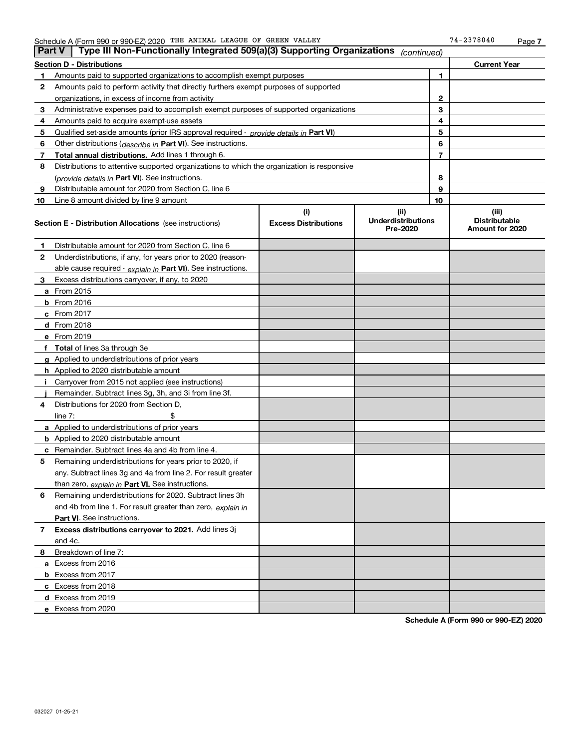Schedule A (Form 990 or 990-EZ) 2020 THE ANIMAL LEAGUE OF GREEN VALLEY 74-2378040

## Part V | Type III Non-Functionally Integrated 509(a)(3) Supporting Organizations *(continued)*

| Section D - Distributions | | | Current Year |
|---|---|---|---|
| 1 | Amounts paid to supported organizations to accomplish exempt purposes | 1 | |
| 2 | Amounts paid to perform activity that directly furthers exempt purposes of supported organizations, in excess of income from activity | 2 | |
| 3 | Administrative expenses paid to accomplish exempt purposes of supported organizations | 3 | |
| 4 | Amounts paid to acquire exempt-use assets | 4 | |
| 5 | Qualified set-aside amounts (prior IRS approval required - *provide details in* **Part VI**) | 5 | |
| 6 | Other distributions (*describe in* **Part VI**). See instructions. | 6 | |
| 7 | **Total annual distributions.** Add lines 1 through 6. | 7 | |
| 8 | Distributions to attentive supported organizations to which the organization is responsive (*provide details in* **Part VI**). See instructions. | 8 | |
| 9 | Distributable amount for 2020 from Section C, line 6 | 9 | |
| 10 | Line 8 amount divided by line 9 amount | 10 | |

| Section E - Distribution Allocations (see instructions) | (i) Excess Distributions | (ii) Underdistributions Pre-2020 | (iii) Distributable Amount for 2020 |
|---|---|---|---|
| **1** Distributable amount for 2020 from Section C, line 6 | | | |
| **2** Underdistributions, if any, for years prior to 2020 (reasonable cause required - *explain in* **Part VI**). See instructions. | | | |
| **3** Excess distributions carryover, if any, to 2020 | | | |
| **a** From 2015 | | | |
| **b** From 2016 | | | |
| **c** From 2017 | | | |
| **d** From 2018 | | | |
| **e** From 2019 | | | |
| **f** **Total** of lines 3a through 3e | | | |
| **g** Applied to underdistributions of prior years | | | |
| **h** Applied to 2020 distributable amount | | | |
| **i** Carryover from 2015 not applied (see instructions) | | | |
| **j** Remainder. Subtract lines 3g, 3h, and 3i from line 3f. | | | |
| **4** Distributions for 2020 from Section D, line 7: $ | | | |
| **a** Applied to underdistributions of prior years | | | |
| **b** Applied to 2020 distributable amount | | | |
| **c** Remainder. Subtract lines 4a and 4b from line 4. | | | |
| **5** Remaining underdistributions for years prior to 2020, if any. Subtract lines 3g and 4a from line 2. For result greater than zero, *explain in* **Part VI.** See instructions. | | | |
| **6** Remaining underdistributions for 2020. Subtract lines 3h and 4b from line 1. For result greater than zero, *explain in* **Part VI**. See instructions. | | | |
| **7** **Excess distributions carryover to 2021.** Add lines 3j and 4c. | | | |
| **8** Breakdown of line 7: | | | |
| **a** Excess from 2016 | | | |
| **b** Excess from 2017 | | | |
| **c** Excess from 2018 | | | |
| **d** Excess from 2019 | | | |
| **e** Excess from 2020 | | | |

**Schedule A (Form 990 or 990-EZ) 2020**

032027 01-25-21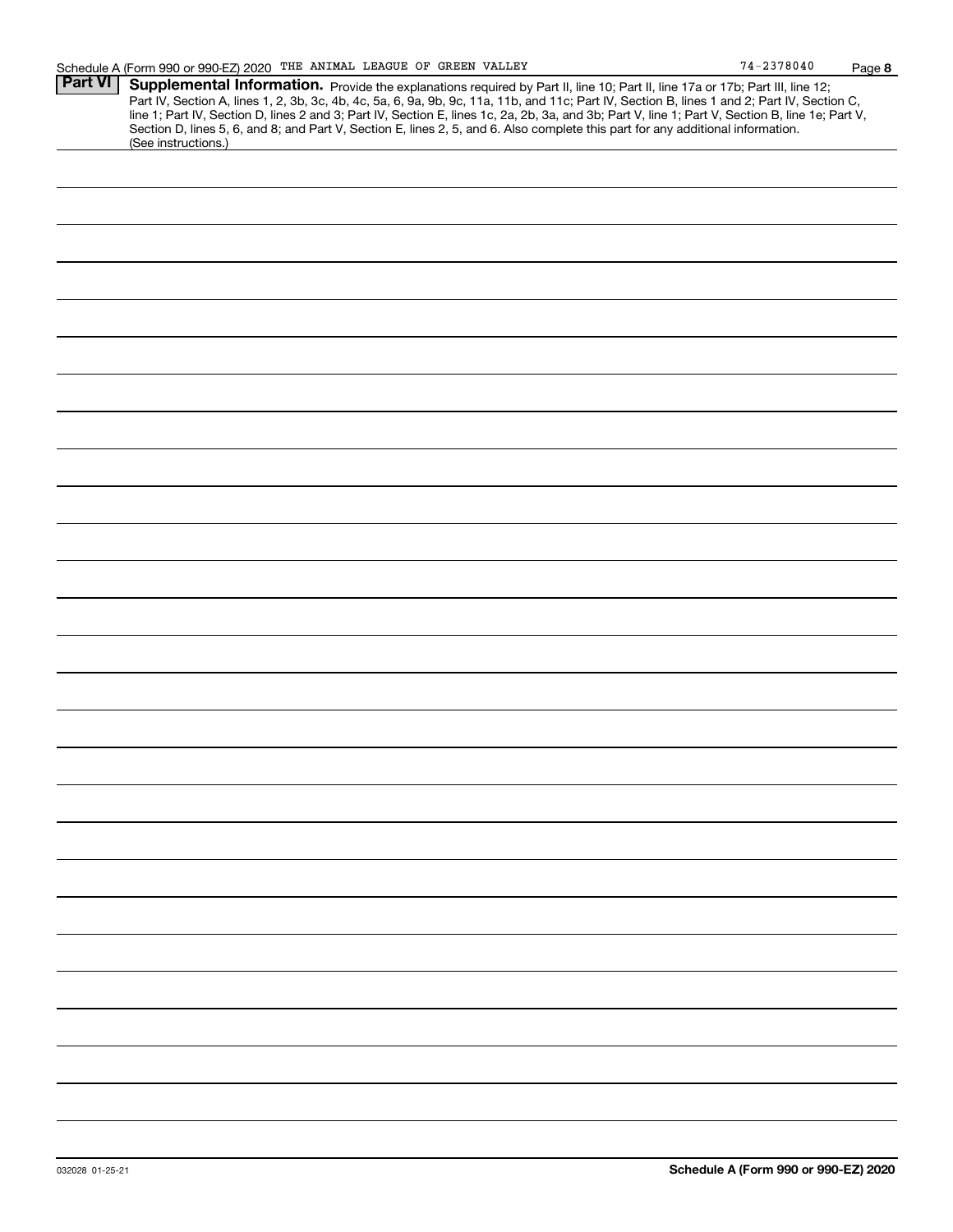Schedule A (Form 990 or 990-EZ) 2020 THE ANIMAL LEAGUE OF GREEN VALLEY 74-2378040 Page **8**

**Part VI** **Supplemental Information.** Provide the explanations required by Part II, line 10; Part II, line 17a or 17b; Part III, line 12; Part IV, Section A, lines 1, 2, 3b, 3c, 4b, 4c, 5a, 6, 9a, 9b, 9c, 11a, 11b, and 11c; Part IV, Section B, lines 1 and 2; Part IV, Section C, line 1; Part IV, Section D, lines 2 and 3; Part IV, Section E, lines 1c, 2a, 2b, 3a, and 3b; Part V, line 1; Part V, Section B, line 1e; Part V, Section D, lines 5, 6, and 8; and Part V, Section E, lines 2, 5, and 6. Also complete this part for any additional information. (See instructions.)

032028 01-25-21 **Schedule A (Form 990 or 990-EZ) 2020**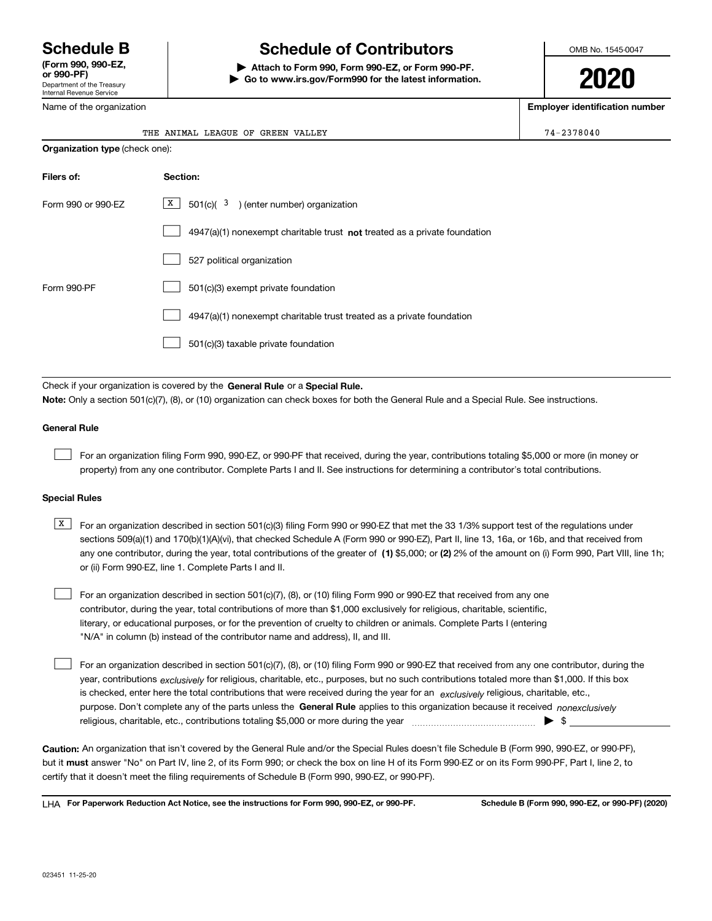# Schedule B

**(Form 990, 990-EZ, or 990-PF)**

Department of the Treasury
Internal Revenue Service

## Schedule of Contributors

▶ **Attach to Form 990, Form 990-EZ, or Form 990-PF.**
▶ **Go to www.irs.gov/Form990 for the latest information.**

OMB No. 1545-0047

**2020**

| Name of the organization | Employer identification number |
|---|---|
| THE ANIMAL LEAGUE OF GREEN VALLEY | 74-2378040 |

**Organization type** (check one):

| Filers of: | Section: |
|---|---|
| Form 990 or 990-EZ | [X] 501(c)( 3 ) (enter number) organization |
| | [ ] 4947(a)(1) nonexempt charitable trust **not** treated as a private foundation |
| | [ ] 527 political organization |
| Form 990-PF | [ ] 501(c)(3) exempt private foundation |
| | [ ] 4947(a)(1) nonexempt charitable trust treated as a private foundation |
| | [ ] 501(c)(3) taxable private foundation |

Check if your organization is covered by the **General Rule** or a **Special Rule.**

**Note:** Only a section 501(c)(7), (8), or (10) organization can check boxes for both the General Rule and a Special Rule. See instructions.

### General Rule

[ ] For an organization filing Form 990, 990-EZ, or 990-PF that received, during the year, contributions totaling $5,000 or more (in money or property) from any one contributor. Complete Parts I and II. See instructions for determining a contributor's total contributions.

### Special Rules

[X] For an organization described in section 501(c)(3) filing Form 990 or 990-EZ that met the 33 1/3% support test of the regulations under sections 509(a)(1) and 170(b)(1)(A)(vi), that checked Schedule A (Form 990 or 990-EZ), Part II, line 13, 16a, or 16b, and that received from any one contributor, during the year, total contributions of the greater of **(1)** $5,000; or **(2)** 2% of the amount on (i) Form 990, Part VIII, line 1h; or (ii) Form 990-EZ, line 1. Complete Parts I and II.

[ ] For an organization described in section 501(c)(7), (8), or (10) filing Form 990 or 990-EZ that received from any one contributor, during the year, total contributions of more than $1,000 exclusively for religious, charitable, scientific, literary, or educational purposes, or for the prevention of cruelty to children or animals. Complete Parts I (entering "N/A" in column (b) instead of the contributor name and address), II, and III.

[ ] For an organization described in section 501(c)(7), (8), or (10) filing Form 990 or 990-EZ that received from any one contributor, during the year, contributions *exclusively* for religious, charitable, etc., purposes, but no such contributions totaled more than $1,000. If this box is checked, enter here the total contributions that were received during the year for an *exclusively* religious, charitable, etc., purpose. Don't complete any of the parts unless the **General Rule** applies to this organization because it received *nonexclusively* religious, charitable, etc., contributions totaling $5,000 or more during the year ▶ $ ____________

**Caution:** An organization that isn't covered by the General Rule and/or the Special Rules doesn't file Schedule B (Form 990, 990-EZ, or 990-PF), but it **must** answer "No" on Part IV, line 2, of its Form 990; or check the box on line H of its Form 990-EZ or on its Form 990-PF, Part I, line 2, to certify that it doesn't meet the filing requirements of Schedule B (Form 990, 990-EZ, or 990-PF).

LHA **For Paperwork Reduction Act Notice, see the instructions for Form 990, 990-EZ, or 990-PF.** **Schedule B (Form 990, 990-EZ, or 990-PF) (2020)**

023451 11-25-20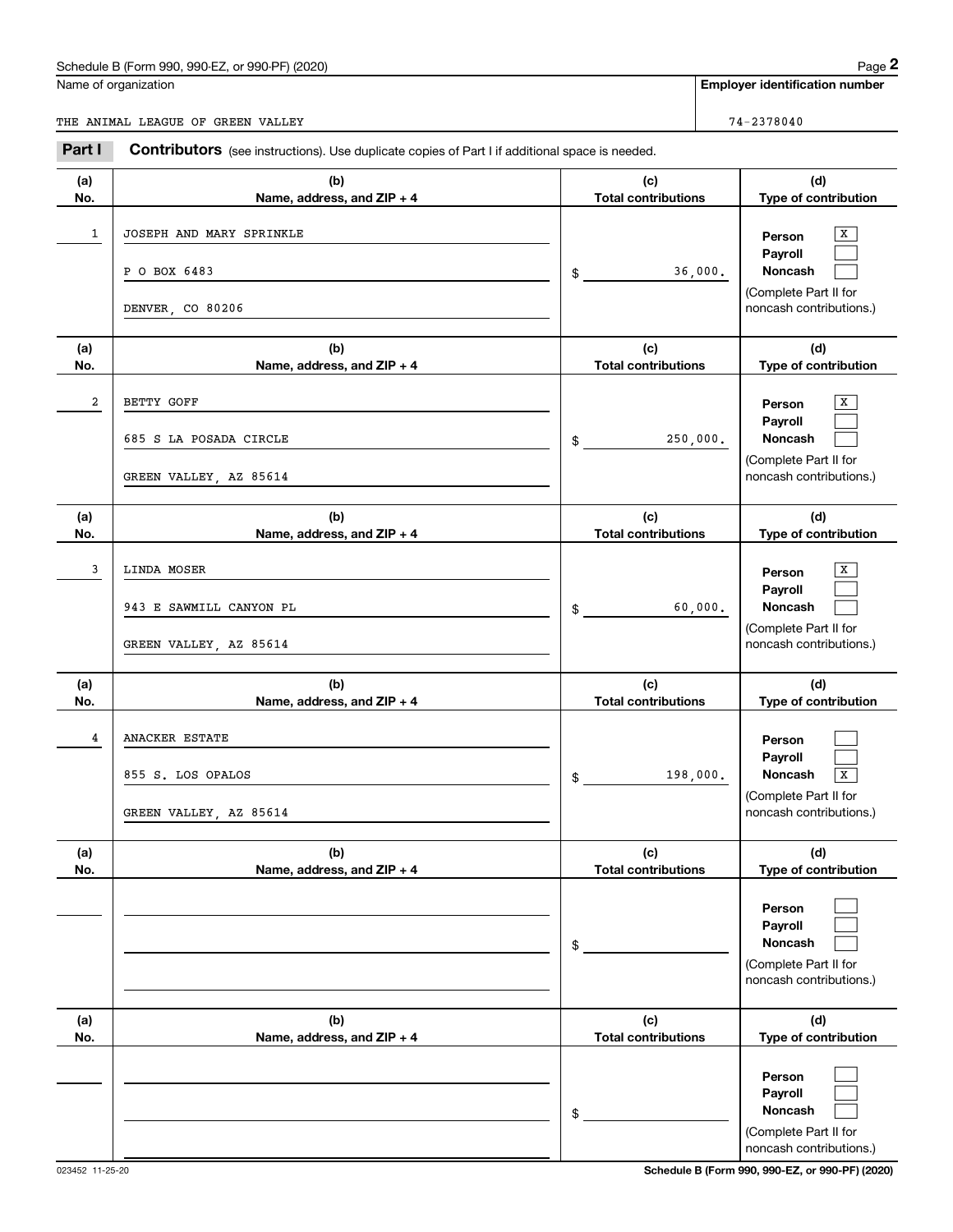Schedule B (Form 990, 990-EZ, or 990-PF) (2020)

Name of organization: THE ANIMAL LEAGUE OF GREEN VALLEY

Employer identification number: 74-2378040

## Part I Contributors (see instructions). Use duplicate copies of Part I if additional space is needed.

| (a) No. | (b) Name, address, and ZIP + 4 | (c) Total contributions | (d) Type of contribution |
|---|---|---|---|
| 1 | JOSEPH AND MARY SPRINKLE<br>P O BOX 6483<br>DENVER, CO 80206 | $ 36,000. | Person [X]<br>Payroll [ ]<br>Noncash [ ]<br>(Complete Part II for noncash contributions.) |
| 2 | BETTY GOFF<br>685 S LA POSADA CIRCLE<br>GREEN VALLEY, AZ 85614 | $ 250,000. | Person [X]<br>Payroll [ ]<br>Noncash [ ]<br>(Complete Part II for noncash contributions.) |
| 3 | LINDA MOSER<br>943 E SAWMILL CANYON PL<br>GREEN VALLEY, AZ 85614 | $ 60,000. | Person [X]<br>Payroll [ ]<br>Noncash [ ]<br>(Complete Part II for noncash contributions.) |
| 4 | ANACKER ESTATE<br>855 S. LOS OPALOS<br>GREEN VALLEY, AZ 85614 | $ 198,000. | Person [ ]<br>Payroll [ ]<br>Noncash [X]<br>(Complete Part II for noncash contributions.) |
| | | $ | Person [ ]<br>Payroll [ ]<br>Noncash [ ]<br>(Complete Part II for noncash contributions.) |
| | | $ | Person [ ]<br>Payroll [ ]<br>Noncash [ ]<br>(Complete Part II for noncash contributions.) |

023452 11-25-20 Schedule B (Form 990, 990-EZ, or 990-PF) (2020)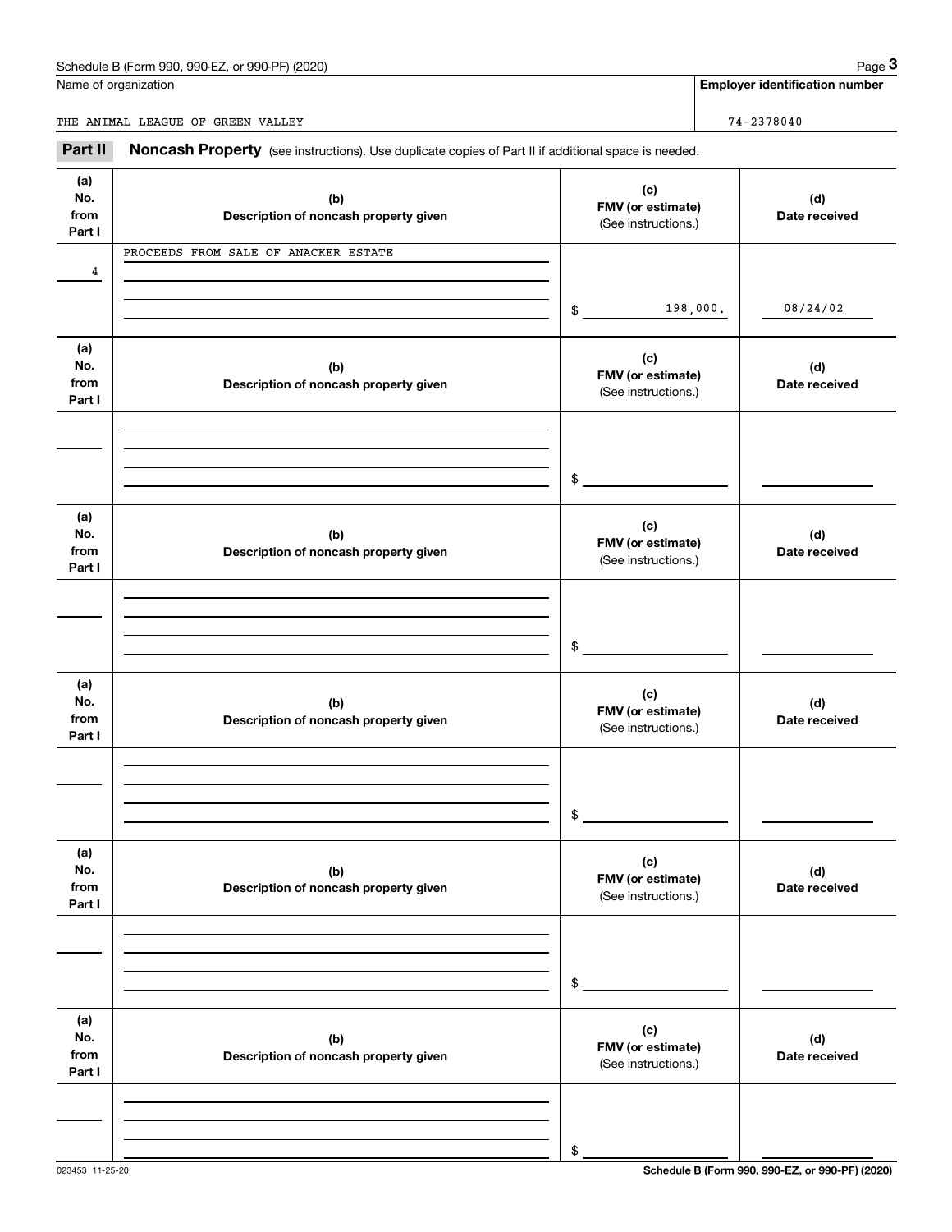Schedule B (Form 990, 990-EZ, or 990-PF) (2020)

Name of organization: THE ANIMAL LEAGUE OF GREEN VALLEY

**Employer identification number:** 74-2378040

## Part II Noncash Property

(see instructions). Use duplicate copies of Part II if additional space is needed.

| (a) No. from Part I | (b) Description of noncash property given | (c) FMV (or estimate) (See instructions.) | (d) Date received |
|---|---|---|---|
| 4 | PROCEEDS FROM SALE OF ANACKER ESTATE | $ 198,000. | 08/24/02 |
| | | $ | |
| | | $ | |
| | | $ | |
| | | $ | |
| | | $ | |

Schedule B (Form 990, 990-EZ, or 990-PF) (2020)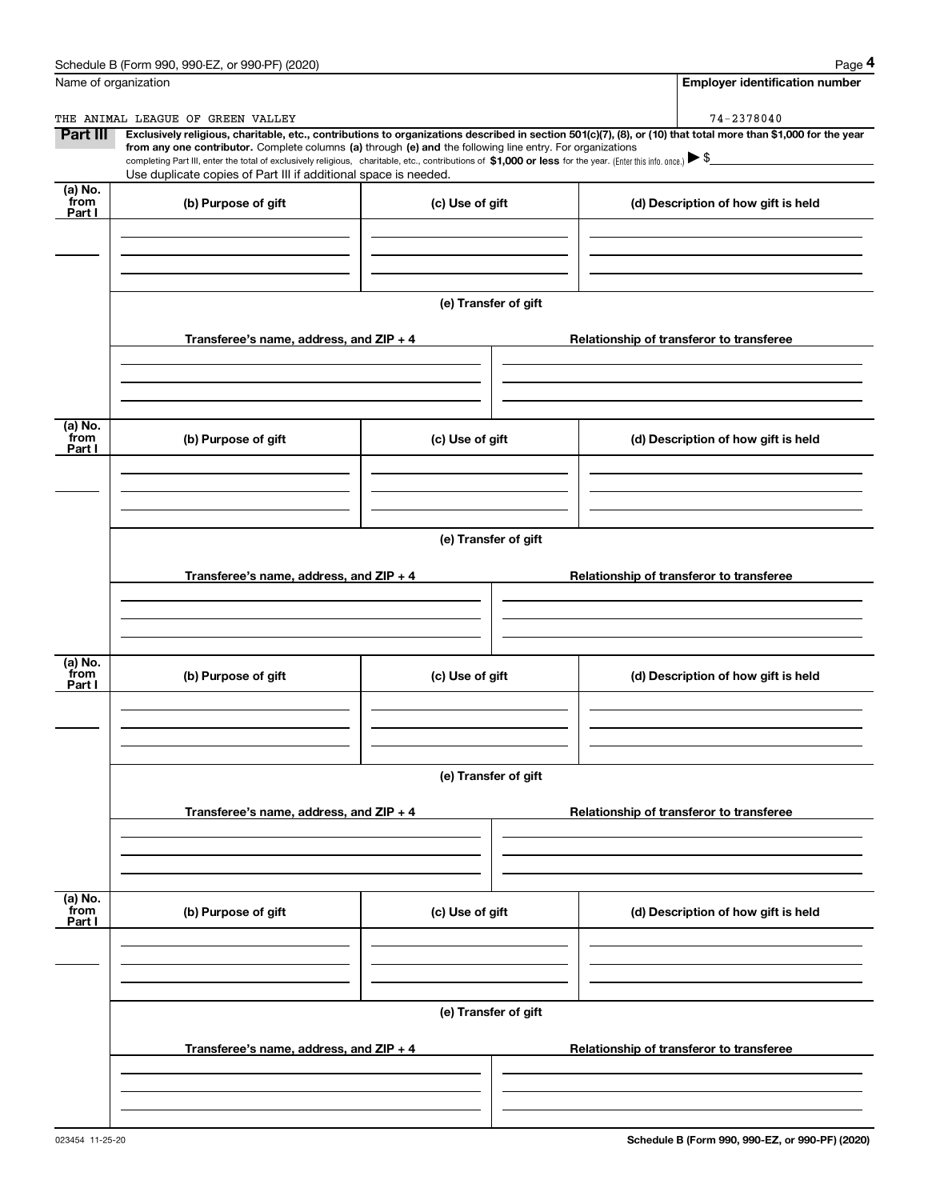Schedule B (Form 990, 990-EZ, or 990-PF) (2020)

Name of organization: THE ANIMAL LEAGUE OF GREEN VALLEY

Employer identification number: 74-2378040

**Part III** **Exclusively religious, charitable, etc., contributions to organizations described in section 501(c)(7), (8), or (10) that total more than $1,000 for the year from any one contributor.** Complete columns **(a)** through **(e) and** the following line entry. For organizations completing Part III, enter the total of exclusively religious, charitable, etc., contributions of **$1,000 or less** for the year. (Enter this info. once.) ▶ $

Use duplicate copies of Part III if additional space is needed.

| (a) No. from Part I | (b) Purpose of gift | (c) Use of gift | (d) Description of how gift is held |
|---|---|---|---|
| | | | |

**(e) Transfer of gift**

| Transferee's name, address, and ZIP + 4 | Relationship of transferor to transferee |
|---|---|
| | |

| (a) No. from Part I | (b) Purpose of gift | (c) Use of gift | (d) Description of how gift is held |
|---|---|---|---|
| | | | |

**(e) Transfer of gift**

| Transferee's name, address, and ZIP + 4 | Relationship of transferor to transferee |
|---|---|
| | |

| (a) No. from Part I | (b) Purpose of gift | (c) Use of gift | (d) Description of how gift is held |
|---|---|---|---|
| | | | |

**(e) Transfer of gift**

| Transferee's name, address, and ZIP + 4 | Relationship of transferor to transferee |
|---|---|
| | |

| (a) No. from Part I | (b) Purpose of gift | (c) Use of gift | (d) Description of how gift is held |
|---|---|---|---|
| | | | |

**(e) Transfer of gift**

| Transferee's name, address, and ZIP + 4 | Relationship of transferor to transferee |
|---|---|
| | |

023454 11-25-20

Schedule B (Form 990, 990-EZ, or 990-PF) (2020)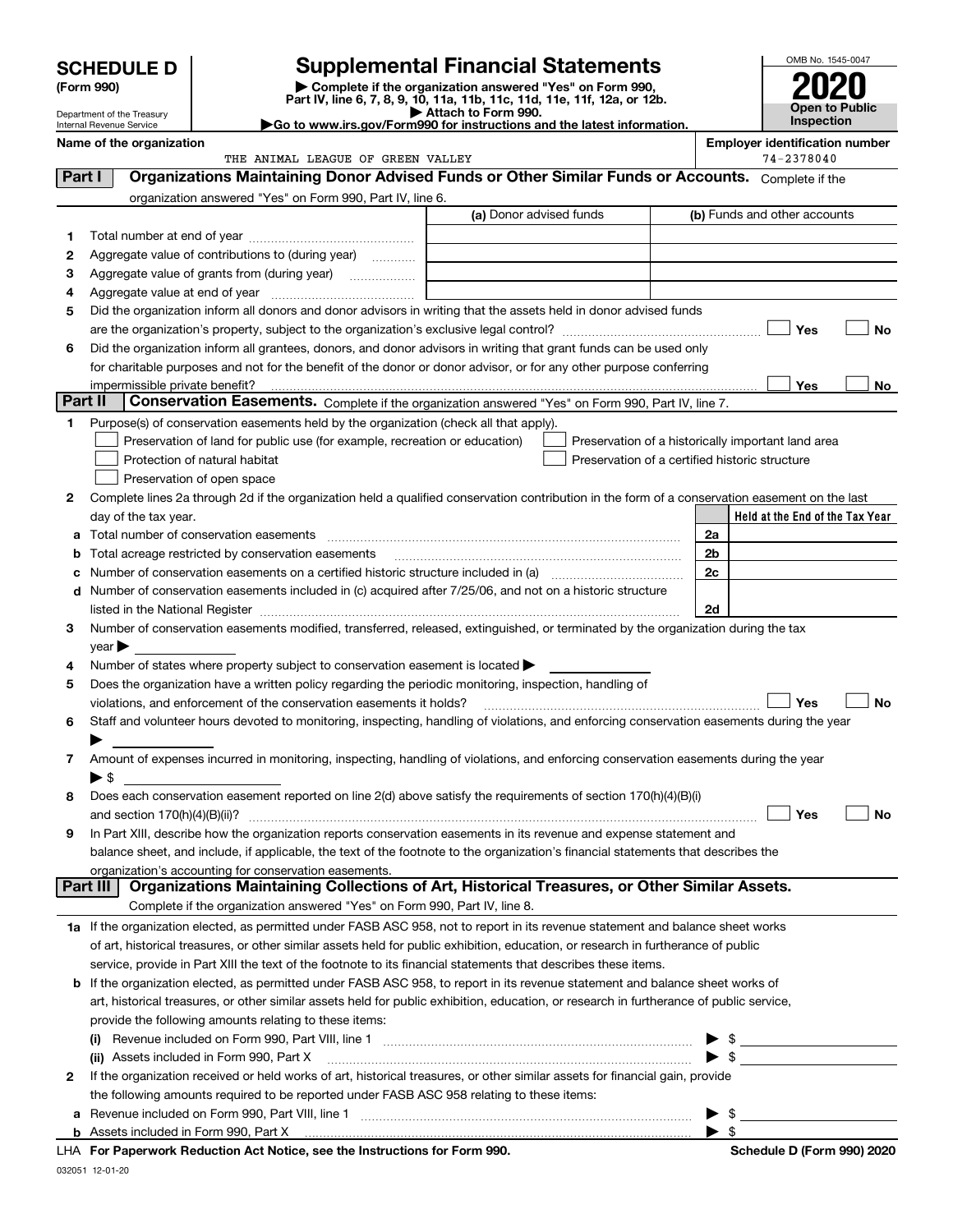# SCHEDULE D (Form 990)

Department of the Treasury
Internal Revenue Service

## Supplemental Financial Statements

▶ Complete if the organization answered "Yes" on Form 990, Part IV, line 6, 7, 8, 9, 10, 11a, 11b, 11c, 11d, 11e, 11f, 12a, or 12b.
▶ Attach to Form 990.
▶Go to www.irs.gov/Form990 for instructions and the latest information.

OMB No. 1545-0047

**2020**

**Open to Public Inspection**

**Name of the organization**
THE ANIMAL LEAGUE OF GREEN VALLEY

**Employer identification number**
74-2378040

### Part I — Organizations Maintaining Donor Advised Funds or Other Similar Funds or Accounts.
Complete if the organization answered "Yes" on Form 990, Part IV, line 6.

| | | (a) Donor advised funds | (b) Funds and other accounts |
|---|---|---|---|
| 1 | Total number at end of year | | |
| 2 | Aggregate value of contributions to (during year) | | |
| 3 | Aggregate value of grants from (during year) | | |
| 4 | Aggregate value at end of year | | |

5 Did the organization inform all donors and donor advisors in writing that the assets held in donor advised funds are the organization's property, subject to the organization's exclusive legal control? ☐ Yes ☐ No

6 Did the organization inform all grantees, donors, and donor advisors in writing that grant funds can be used only for charitable purposes and not for the benefit of the donor or donor advisor, or for any other purpose conferring impermissible private benefit? ☐ Yes ☐ No

### Part II — Conservation Easements.
Complete if the organization answered "Yes" on Form 990, Part IV, line 7.

1 Purpose(s) of conservation easements held by the organization (check all that apply).

- ☐ Preservation of land for public use (for example, recreation or education)
- ☐ Protection of natural habitat
- ☐ Preservation of open space
- ☐ Preservation of a historically important land area
- ☐ Preservation of a certified historic structure

2 Complete lines 2a through 2d if the organization held a qualified conservation contribution in the form of a conservation easement on the last day of the tax year.

| | | | Held at the End of the Tax Year |
|---|---|---|---|
| a | Total number of conservation easements | 2a | |
| b | Total acreage restricted by conservation easements | 2b | |
| c | Number of conservation easements on a certified historic structure included in (a) | 2c | |
| d | Number of conservation easements included in (c) acquired after 7/25/06, and not on a historic structure listed in the National Register | 2d | |

3 Number of conservation easements modified, transferred, released, extinguished, or terminated by the organization during the tax year ▶

4 Number of states where property subject to conservation easement is located ▶

5 Does the organization have a written policy regarding the periodic monitoring, inspection, handling of violations, and enforcement of the conservation easements it holds? ☐ Yes ☐ No

6 Staff and volunteer hours devoted to monitoring, inspecting, handling of violations, and enforcing conservation easements during the year ▶

7 Amount of expenses incurred in monitoring, inspecting, handling of violations, and enforcing conservation easements during the year ▶ $

8 Does each conservation easement reported on line 2(d) above satisfy the requirements of section 170(h)(4)(B)(i) and section 170(h)(4)(B)(ii)? ☐ Yes ☐ No

9 In Part XIII, describe how the organization reports conservation easements in its revenue and expense statement and balance sheet, and include, if applicable, the text of the footnote to the organization's financial statements that describes the organization's accounting for conservation easements.

### Part III — Organizations Maintaining Collections of Art, Historical Treasures, or Other Similar Assets.
Complete if the organization answered "Yes" on Form 990, Part IV, line 8.

1a If the organization elected, as permitted under FASB ASC 958, not to report in its revenue statement and balance sheet works of art, historical treasures, or other similar assets held for public exhibition, education, or research in furtherance of public service, provide in Part XIII the text of the footnote to its financial statements that describes these items.

b If the organization elected, as permitted under FASB ASC 958, to report in its revenue statement and balance sheet works of art, historical treasures, or other similar assets held for public exhibition, education, or research in furtherance of public service, provide the following amounts relating to these items:

(i) Revenue included on Form 990, Part VIII, line 1 ▶ $

(ii) Assets included in Form 990, Part X ▶ $

2 If the organization received or held works of art, historical treasures, or other similar assets for financial gain, provide the following amounts required to be reported under FASB ASC 958 relating to these items:

a Revenue included on Form 990, Part VIII, line 1 ▶ $

b Assets included in Form 990, Part X ▶ $

LHA For Paperwork Reduction Act Notice, see the Instructions for Form 990. Schedule D (Form 990) 2020

032051 12-01-20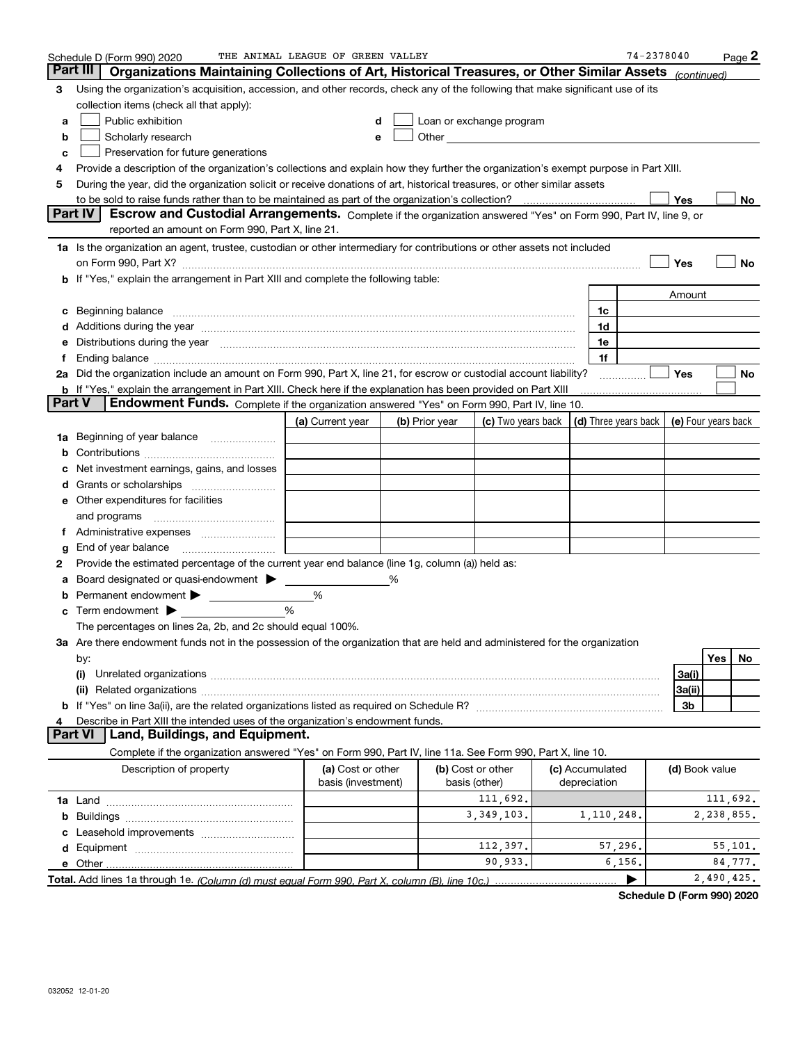Schedule D (Form 990) 2020 THE ANIMAL LEAGUE OF GREEN VALLEY 74-2378040 Page 2

## Part III Organizations Maintaining Collections of Art, Historical Treasures, or Other Similar Assets *(continued)*

**3** Using the organization's acquisition, accession, and other records, check any of the following that make significant use of its collection items (check all that apply):

- **a** ☐ Public exhibition
- **b** ☐ Scholarly research
- **c** ☐ Preservation for future generations
- **d** ☐ Loan or exchange program
- **e** ☐ Other

**4** Provide a description of the organization's collections and explain how they further the organization's exempt purpose in Part XIII.

**5** During the year, did the organization solicit or receive donations of art, historical treasures, or other similar assets to be sold to raise funds rather than to be maintained as part of the organization's collection? ☐ Yes ☐ No

## Part IV Escrow and Custodial Arrangements.

Complete if the organization answered "Yes" on Form 990, Part IV, line 9, or reported an amount on Form 990, Part X, line 21.

**1a** Is the organization an agent, trustee, custodian or other intermediary for contributions or other assets not included on Form 990, Part X? ☐ Yes ☐ No

**b** If "Yes," explain the arrangement in Part XIII and complete the following table:

| | | Amount |
|---|---|---|
| **c** Beginning balance | 1c | |
| **d** Additions during the year | 1d | |
| **e** Distributions during the year | 1e | |
| **f** Ending balance | 1f | |

**2a** Did the organization include an amount on Form 990, Part X, line 21, for escrow or custodial account liability? ☐ Yes ☐ No

**b** If "Yes," explain the arrangement in Part XIII. Check here if the explanation has been provided on Part XIII ☐

## Part V Endowment Funds.

Complete if the organization answered "Yes" on Form 990, Part IV, line 10.

| | (a) Current year | (b) Prior year | (c) Two years back | (d) Three years back | (e) Four years back |
|---|---|---|---|---|---|
| **1a** Beginning of year balance | | | | | |
| **b** Contributions | | | | | |
| **c** Net investment earnings, gains, and losses | | | | | |
| **d** Grants or scholarships | | | | | |
| **e** Other expenditures for facilities and programs | | | | | |
| **f** Administrative expenses | | | | | |
| **g** End of year balance | | | | | |

**2** Provide the estimated percentage of the current year end balance (line 1g, column (a)) held as:

- **a** Board designated or quasi-endowment ▶ ______ %
- **b** Permanent endowment ▶ ______ %
- **c** Term endowment ▶ ______ %

The percentages on lines 2a, 2b, and 2c should equal 100%.

**3a** Are there endowment funds not in the possession of the organization that are held and administered for the organization by:

| | | Yes | No |
|---|---|---|---|
| **(i)** Unrelated organizations | 3a(i) | | |
| **(ii)** Related organizations | 3a(ii) | | |
| **b** If "Yes" on line 3a(ii), are the related organizations listed as required on Schedule R? | 3b | | |

**4** Describe in Part XIII the intended uses of the organization's endowment funds.

## Part VI Land, Buildings, and Equipment.

Complete if the organization answered "Yes" on Form 990, Part IV, line 11a. See Form 990, Part X, line 10.

| Description of property | (a) Cost or other basis (investment) | (b) Cost or other basis (other) | (c) Accumulated depreciation | (d) Book value |
|---|---|---|---|---|
| **1a** Land | | 111,692. | | 111,692. |
| **b** Buildings | | 3,349,103. | 1,110,248. | 2,238,855. |
| **c** Leasehold improvements | | | | |
| **d** Equipment | | 112,397. | 57,296. | 55,101. |
| **e** Other | | 90,933. | 6,156. | 84,777. |
| **Total.** Add lines 1a through 1e. *(Column (d) must equal Form 990, Part X, column (B), line 10c.)* | | | ▶ | 2,490,425. |

Schedule D (Form 990) 2020

032052 12-01-20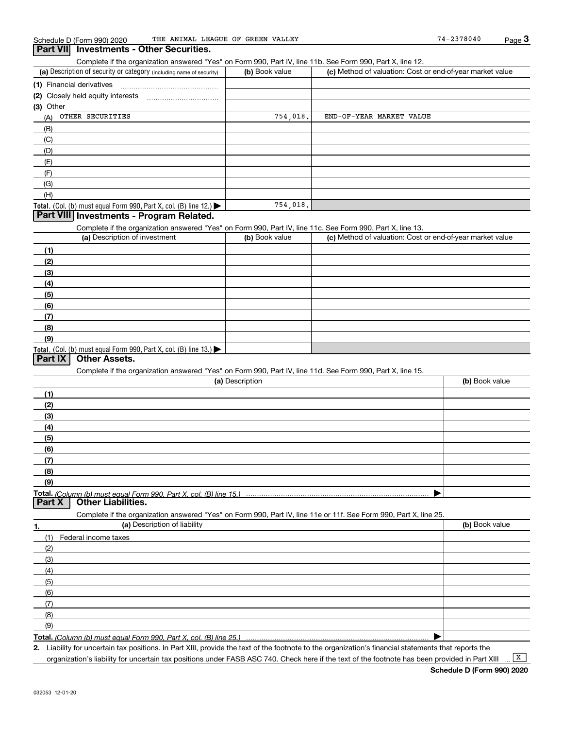## Part VII Investments - Other Securities.

Complete if the organization answered "Yes" on Form 990, Part IV, line 11b. See Form 990, Part X, line 12.

| (a) Description of security or category (including name of security) | (b) Book value | (c) Method of valuation: Cost or end-of-year market value |
|---|---|---|
| (1) Financial derivatives | | |
| (2) Closely held equity interests | | |
| (3) Other | | |
| (A) OTHER SECURITIES | 754,018. | END-OF-YEAR MARKET VALUE |
| (B) | | |
| (C) | | |
| (D) | | |
| (E) | | |
| (F) | | |
| (G) | | |
| (H) | | |
| **Total.** (Col. (b) must equal Form 990, Part X, col. (B) line 12.) ▶ | 754,018. | |

## Part VIII Investments - Program Related.

Complete if the organization answered "Yes" on Form 990, Part IV, line 11c. See Form 990, Part X, line 13.

| (a) Description of investment | (b) Book value | (c) Method of valuation: Cost or end-of-year market value |
|---|---|---|
| (1) | | |
| (2) | | |
| (3) | | |
| (4) | | |
| (5) | | |
| (6) | | |
| (7) | | |
| (8) | | |
| (9) | | |
| **Total.** (Col. (b) must equal Form 990, Part X, col. (B) line 13.) ▶ | | |

## Part IX Other Assets.

Complete if the organization answered "Yes" on Form 990, Part IV, line 11d. See Form 990, Part X, line 15.

| (a) Description | (b) Book value |
|---|---|
| (1) | |
| (2) | |
| (3) | |
| (4) | |
| (5) | |
| (6) | |
| (7) | |
| (8) | |
| (9) | |
| **Total.** *(Column (b) must equal Form 990, Part X, col. (B) line 15.)* ▶ | |

## Part X Other Liabilities.

Complete if the organization answered "Yes" on Form 990, Part IV, line 11e or 11f. See Form 990, Part X, line 25.

| 1. (a) Description of liability | (b) Book value |
|---|---|
| (1) Federal income taxes | |
| (2) | |
| (3) | |
| (4) | |
| (5) | |
| (6) | |
| (7) | |
| (8) | |
| (9) | |
| **Total.** *(Column (b) must equal Form 990, Part X, col. (B) line 25.)* ▶ | |

**2.** Liability for uncertain tax positions. In Part XIII, provide the text of the footnote to the organization's financial statements that reports the organization's liability for uncertain tax positions under FASB ASC 740. Check here if the text of the footnote has been provided in Part XIII ... [X]

**Schedule D (Form 990) 2020**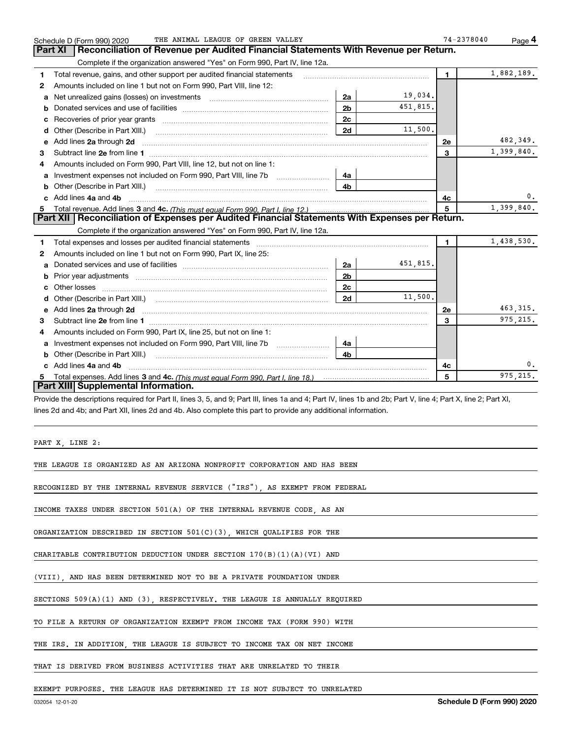Schedule D (Form 990) 2020 THE ANIMAL LEAGUE OF GREEN VALLEY 74-2378040 Page **4**

## Part XI Reconciliation of Revenue per Audited Financial Statements With Revenue per Return.

Complete if the organization answered "Yes" on Form 990, Part IV, line 12a.

| | | | | | |
|---|---|---|---|---|---|
| **1** | Total revenue, gains, and other support per audited financial statements | | | **1** | 1,882,189. |
| **2** | Amounts included on line 1 but not on Form 990, Part VIII, line 12: | | | | |
| **a** | Net unrealized gains (losses) on investments | **2a** | 19,034. | | |
| **b** | Donated services and use of facilities | **2b** | 451,815. | | |
| **c** | Recoveries of prior year grants | **2c** | | | |
| **d** | Other (Describe in Part XIII.) | **2d** | 11,500. | | |
| **e** | Add lines **2a** through **2d** | | | **2e** | 482,349. |
| **3** | Subtract line **2e** from line **1** | | | **3** | 1,399,840. |
| **4** | Amounts included on Form 990, Part VIII, line 12, but not on line 1: | | | | |
| **a** | Investment expenses not included on Form 990, Part VIII, line 7b | **4a** | | | |
| **b** | Other (Describe in Part XIII.) | **4b** | | | |
| **c** | Add lines **4a** and **4b** | | | **4c** | 0. |
| **5** | Total revenue. Add lines **3** and **4c.** *(This must equal Form 990, Part I, line 12.)* | | | **5** | 1,399,840. |

## Part XII Reconciliation of Expenses per Audited Financial Statements With Expenses per Return.

Complete if the organization answered "Yes" on Form 990, Part IV, line 12a.

| | | | | | |
|---|---|---|---|---|---|
| **1** | Total expenses and losses per audited financial statements | | | **1** | 1,438,530. |
| **2** | Amounts included on line 1 but not on Form 990, Part IX, line 25: | | | | |
| **a** | Donated services and use of facilities | **2a** | 451,815. | | |
| **b** | Prior year adjustments | **2b** | | | |
| **c** | Other losses | **2c** | | | |
| **d** | Other (Describe in Part XIII.) | **2d** | 11,500. | | |
| **e** | Add lines **2a** through **2d** | | | **2e** | 463,315. |
| **3** | Subtract line **2e** from line **1** | | | **3** | 975,215. |
| **4** | Amounts included on Form 990, Part IX, line 25, but not on line 1: | | | | |
| **a** | Investment expenses not included on Form 990, Part VIII, line 7b | **4a** | | | |
| **b** | Other (Describe in Part XIII.) | **4b** | | | |
| **c** | Add lines **4a** and **4b** | | | **4c** | 0. |
| **5** | Total expenses. Add lines **3** and **4c.** *(This must equal Form 990, Part I, line 18.)* | | | **5** | 975,215. |

## Part XIII Supplemental Information.

Provide the descriptions required for Part II, lines 3, 5, and 9; Part III, lines 1a and 4; Part IV, lines 1b and 2b; Part V, line 4; Part X, line 2; Part XI, lines 2d and 4b; and Part XII, lines 2d and 4b. Also complete this part to provide any additional information.

PART X, LINE 2:

THE LEAGUE IS ORGANIZED AS AN ARIZONA NONPROFIT CORPORATION AND HAS BEEN RECOGNIZED BY THE INTERNAL REVENUE SERVICE ("IRS"), AS EXEMPT FROM FEDERAL INCOME TAXES UNDER SECTION 501(A) OF THE INTERNAL REVENUE CODE, AS AN ORGANIZATION DESCRIBED IN SECTION 501(C)(3), WHICH QUALIFIES FOR THE CHARITABLE CONTRIBUTION DEDUCTION UNDER SECTION 170(B)(1)(A)(VI) AND (VIII), AND HAS BEEN DETERMINED NOT TO BE A PRIVATE FOUNDATION UNDER SECTIONS 509(A)(1) AND (3), RESPECTIVELY. THE LEAGUE IS ANNUALLY REQUIRED TO FILE A RETURN OF ORGANIZATION EXEMPT FROM INCOME TAX (FORM 990) WITH THE IRS. IN ADDITION, THE LEAGUE IS SUBJECT TO INCOME TAX ON NET INCOME THAT IS DERIVED FROM BUSINESS ACTIVITIES THAT ARE UNRELATED TO THEIR EXEMPT PURPOSES. THE LEAGUE HAS DETERMINED IT IS NOT SUBJECT TO UNRELATED

032054 12-01-20 **Schedule D (Form 990) 2020**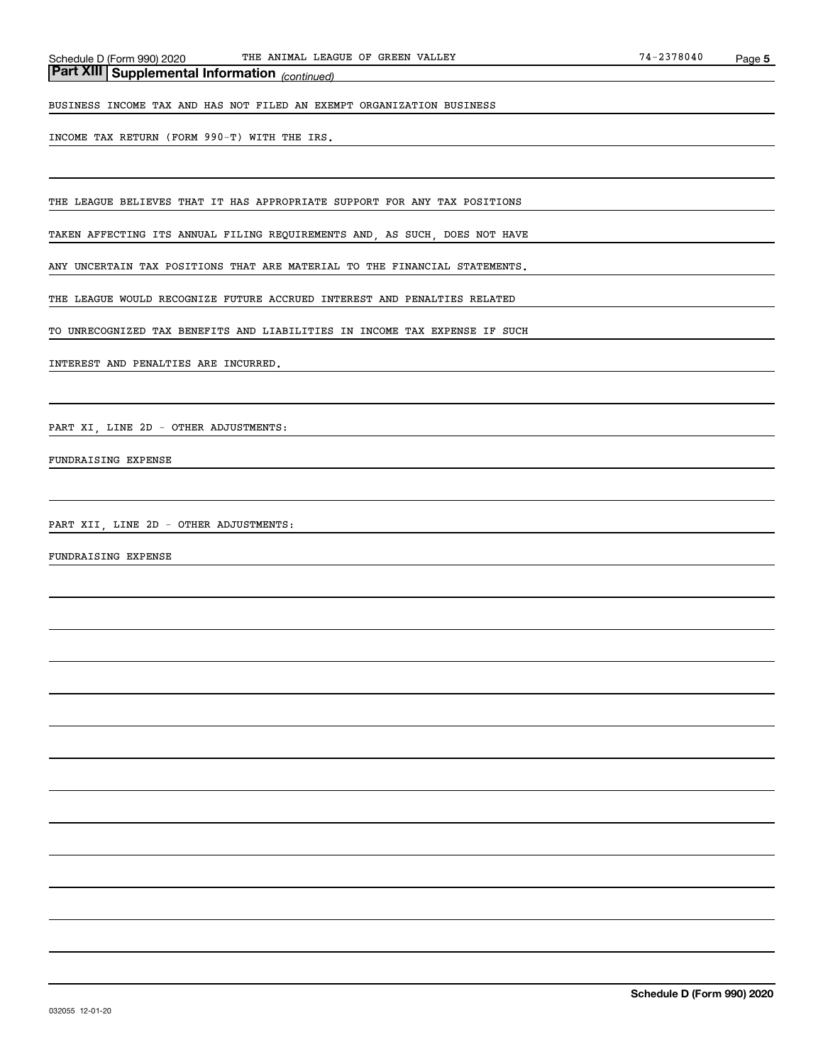## Part XIII | Supplemental Information *(continued)*

BUSINESS INCOME TAX AND HAS NOT FILED AN EXEMPT ORGANIZATION BUSINESS

INCOME TAX RETURN (FORM 990-T) WITH THE IRS.

THE LEAGUE BELIEVES THAT IT HAS APPROPRIATE SUPPORT FOR ANY TAX POSITIONS

TAKEN AFFECTING ITS ANNUAL FILING REQUIREMENTS AND, AS SUCH, DOES NOT HAVE

ANY UNCERTAIN TAX POSITIONS THAT ARE MATERIAL TO THE FINANCIAL STATEMENTS.

THE LEAGUE WOULD RECOGNIZE FUTURE ACCRUED INTEREST AND PENALTIES RELATED

TO UNRECOGNIZED TAX BENEFITS AND LIABILITIES IN INCOME TAX EXPENSE IF SUCH

INTEREST AND PENALTIES ARE INCURRED.

PART XI, LINE 2D - OTHER ADJUSTMENTS:

FUNDRAISING EXPENSE

PART XII, LINE 2D - OTHER ADJUSTMENTS:

FUNDRAISING EXPENSE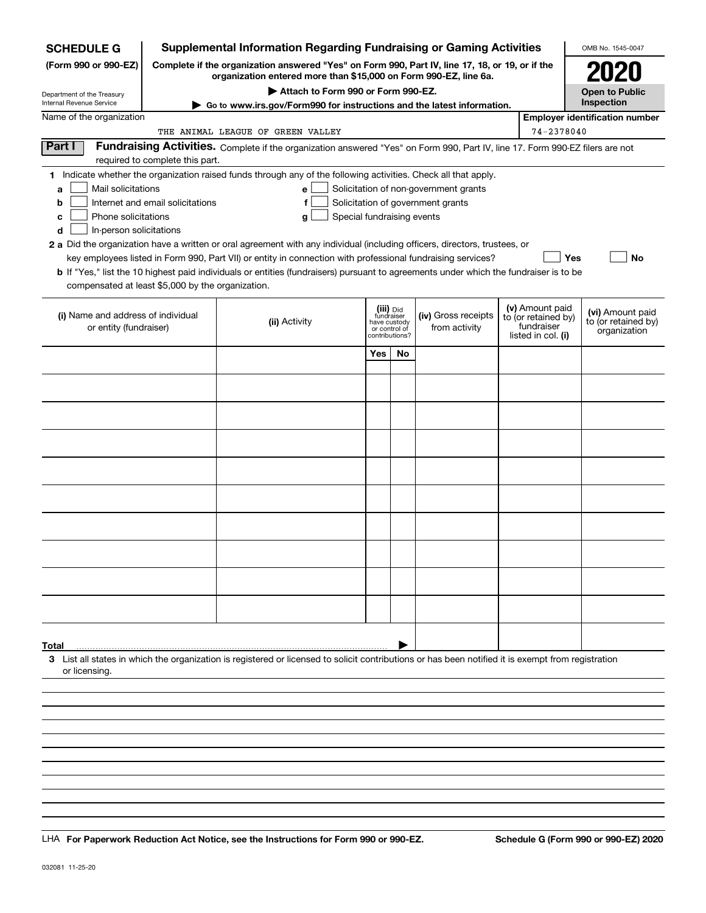**SCHEDULE G** (Form 990 or 990-EZ)

Department of the Treasury
Internal Revenue Service

# Supplemental Information Regarding Fundraising or Gaming Activities

**Complete if the organization answered "Yes" on Form 990, Part IV, line 17, 18, or 19, or if the organization entered more than $15,000 on Form 990-EZ, line 6a.**

**▶ Attach to Form 990 or Form 990-EZ.**

**▶ Go to www.irs.gov/Form990 for instructions and the latest information.**

OMB No. 1545-0047

**2020**

**Open to Public Inspection**

Name of the organization: THE ANIMAL LEAGUE OF GREEN VALLEY

**Employer identification number:** 74-2378040

## Part I Fundraising Activities.

Complete if the organization answered "Yes" on Form 990, Part IV, line 17. Form 990-EZ filers are not required to complete this part.

**1** Indicate whether the organization raised funds through any of the following activities. Check all that apply.

- **a** ☐ Mail solicitations
- **b** ☐ Internet and email solicitations
- **c** ☐ Phone solicitations
- **d** ☐ In-person solicitations
- **e** ☐ Solicitation of non-government grants
- **f** ☐ Solicitation of government grants
- **g** ☐ Special fundraising events

**2 a** Did the organization have a written or oral agreement with any individual (including officers, directors, trustees, or key employees listed in Form 990, Part VII) or entity in connection with professional fundraising services? ☐ **Yes** ☐ **No**

**b** If "Yes," list the 10 highest paid individuals or entities (fundraisers) pursuant to agreements under which the fundraiser is to be compensated at least $5,000 by the organization.

| (i) Name and address of individual or entity (fundraiser) | (ii) Activity | (iii) Did fundraiser have custody or control of contributions? Yes | No | (iv) Gross receipts from activity | (v) Amount paid to (or retained by) fundraiser listed in col. (i) | (vi) Amount paid to (or retained by) organization |
|---|---|---|---|---|---|---|
| | | | | | | |
| | | | | | | |
| | | | | | | |
| | | | | | | |
| | | | | | | |
| | | | | | | |
| | | | | | | |
| | | | | | | |
| | | | | | | |
| | | | | | | |
| **Total** ▶ | | | | | | |

**3** List all states in which the organization is registered or licensed to solicit contributions or has been notified it is exempt from registration or licensing.

LHA **For Paperwork Reduction Act Notice, see the Instructions for Form 990 or 990-EZ.** **Schedule G (Form 990 or 990-EZ) 2020**

032081 11-25-20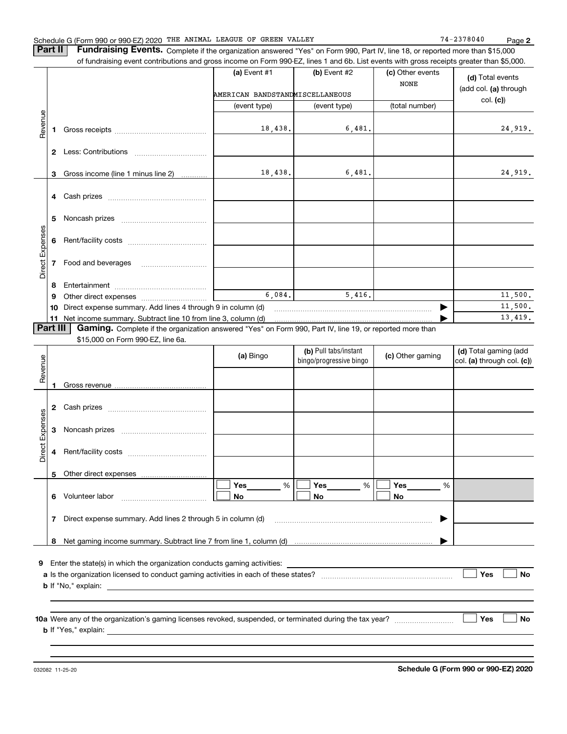Schedule G (Form 990 or 990-EZ) 2020 THE ANIMAL LEAGUE OF GREEN VALLEY 74-2378040 Page **2**

**Part II** **Fundraising Events.** Complete if the organization answered "Yes" on Form 990, Part IV, line 18, or reported more than $15,000 of fundraising event contributions and gross income on Form 990-EZ, lines 1 and 6b. List events with gross receipts greater than $5,000.

| | | (a) Event #1 | (b) Event #2 | (c) Other events | (d) Total events (add col. (a) through col. (c)) |
|---|---|---|---|---|---|
| | | AMERICAN BANDSTAND | MISCELLANEOUS | NONE | |
| | | (event type) | (event type) | (total number) | |
| Revenue | 1 Gross receipts | 18,438. | 6,481. | | 24,919. |
| | 2 Less: Contributions | | | | |
| | 3 Gross income (line 1 minus line 2) | 18,438. | 6,481. | | 24,919. |
| Direct Expenses | 4 Cash prizes | | | | |
| | 5 Noncash prizes | | | | |
| | 6 Rent/facility costs | | | | |
| | 7 Food and beverages | | | | |
| | 8 Entertainment | | | | |
| | 9 Other direct expenses | 6,084. | 5,416. | | 11,500. |
| | 10 Direct expense summary. Add lines 4 through 9 in column (d) | | | ▶ | 11,500. |
| | 11 Net income summary. Subtract line 10 from line 3, column (d) | | | ▶ | 13,419. |

**Part III** **Gaming.** Complete if the organization answered "Yes" on Form 990, Part IV, line 19, or reported more than $15,000 on Form 990-EZ, line 6a.

| | | (a) Bingo | (b) Pull tabs/instant bingo/progressive bingo | (c) Other gaming | (d) Total gaming (add col. (a) through col. (c)) |
|---|---|---|---|---|---|
| Revenue | 1 Gross revenue | | | | |
| Direct Expenses | 2 Cash prizes | | | | |
| | 3 Noncash prizes | | | | |
| | 4 Rent/facility costs | | | | |
| | 5 Other direct expenses | | | | |
| | 6 Volunteer labor | ☐ Yes ____ % ☐ No | ☐ Yes ____ % ☐ No | ☐ Yes ____ % ☐ No | |
| | 7 Direct expense summary. Add lines 2 through 5 in column (d) | | | ▶ | |
| | 8 Net gaming income summary. Subtract line 7 from line 1, column (d) | | | ▶ | |

**9** Enter the state(s) in which the organization conducts gaming activities: ______________________

**a** Is the organization licensed to conduct gaming activities in each of these states? ☐ Yes ☐ No

**b** If "No," explain: ______________________

**10a** Were any of the organization's gaming licenses revoked, suspended, or terminated during the tax year? ☐ Yes ☐ No

**b** If "Yes," explain: ______________________

032082 11-25-20 **Schedule G (Form 990 or 990-EZ) 2020**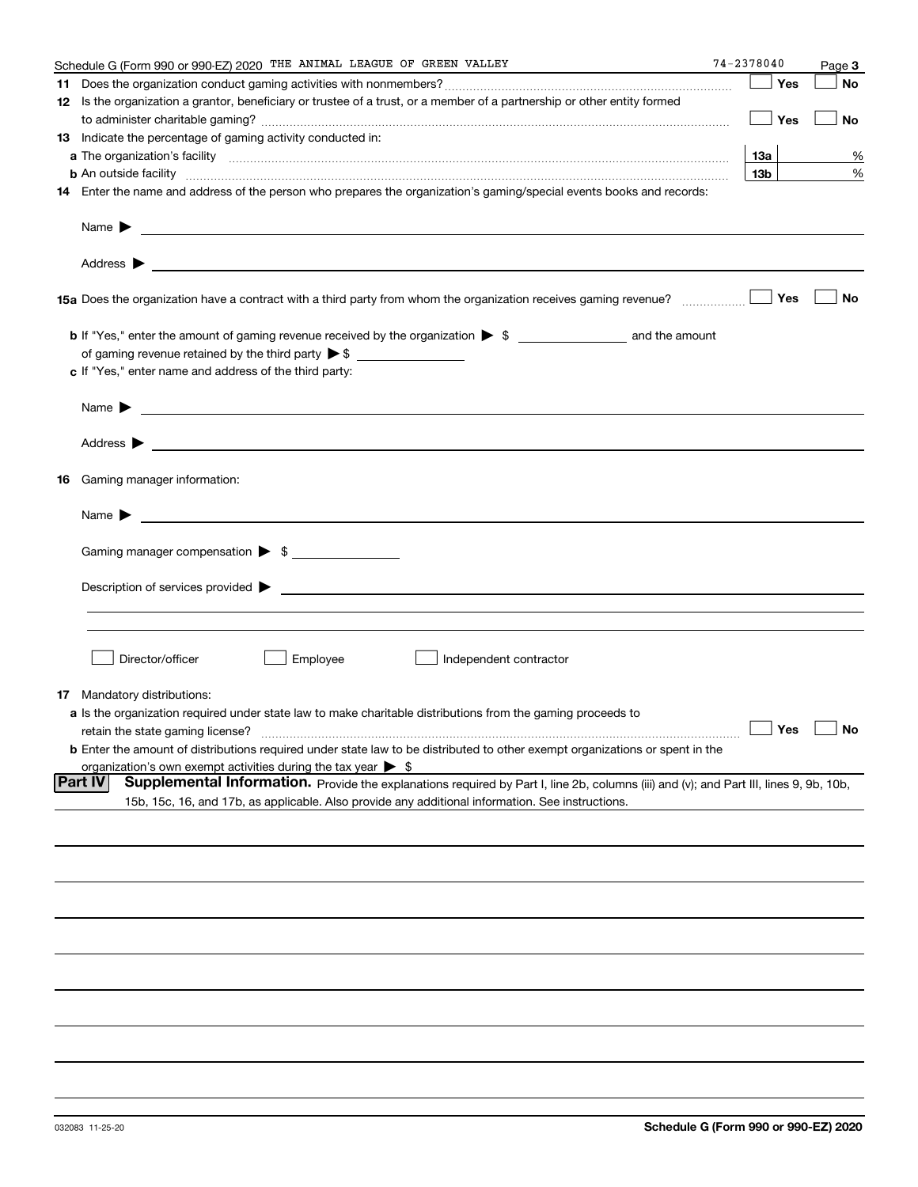Schedule G (Form 990 or 990-EZ) 2020 THE ANIMAL LEAGUE OF GREEN VALLEY 74-2378040 Page 3

**11** Does the organization conduct gaming activities with nonmembers? ☐ Yes ☐ No

**12** Is the organization a grantor, beneficiary or trustee of a trust, or a member of a partnership or other entity formed to administer charitable gaming? ☐ Yes ☐ No

**13** Indicate the percentage of gaming activity conducted in:

**a** The organization's facility **13a** %

**b** An outside facility **13b** %

**14** Enter the name and address of the person who prepares the organization's gaming/special events books and records:

Name ▶

Address ▶

**15a** Does the organization have a contract with a third party from whom the organization receives gaming revenue? ☐ Yes ☐ No

**b** If "Yes," enter the amount of gaming revenue received by the organization ▶ $ ______ and the amount of gaming revenue retained by the third party ▶ $ ______

**c** If "Yes," enter name and address of the third party:

Name ▶

Address ▶

**16** Gaming manager information:

Name ▶

Gaming manager compensation ▶ $ ______

Description of services provided ▶

☐ Director/officer ☐ Employee ☐ Independent contractor

**17** Mandatory distributions:

**a** Is the organization required under state law to make charitable distributions from the gaming proceeds to retain the state gaming license? ☐ Yes ☐ No

**b** Enter the amount of distributions required under state law to be distributed to other exempt organizations or spent in the organization's own exempt activities during the tax year ▶ $

**Part IV** **Supplemental Information.** Provide the explanations required by Part I, line 2b, columns (iii) and (v); and Part III, lines 9, 9b, 10b, 15b, 15c, 16, and 17b, as applicable. Also provide any additional information. See instructions.

032083 11-25-20 **Schedule G (Form 990 or 990-EZ) 2020**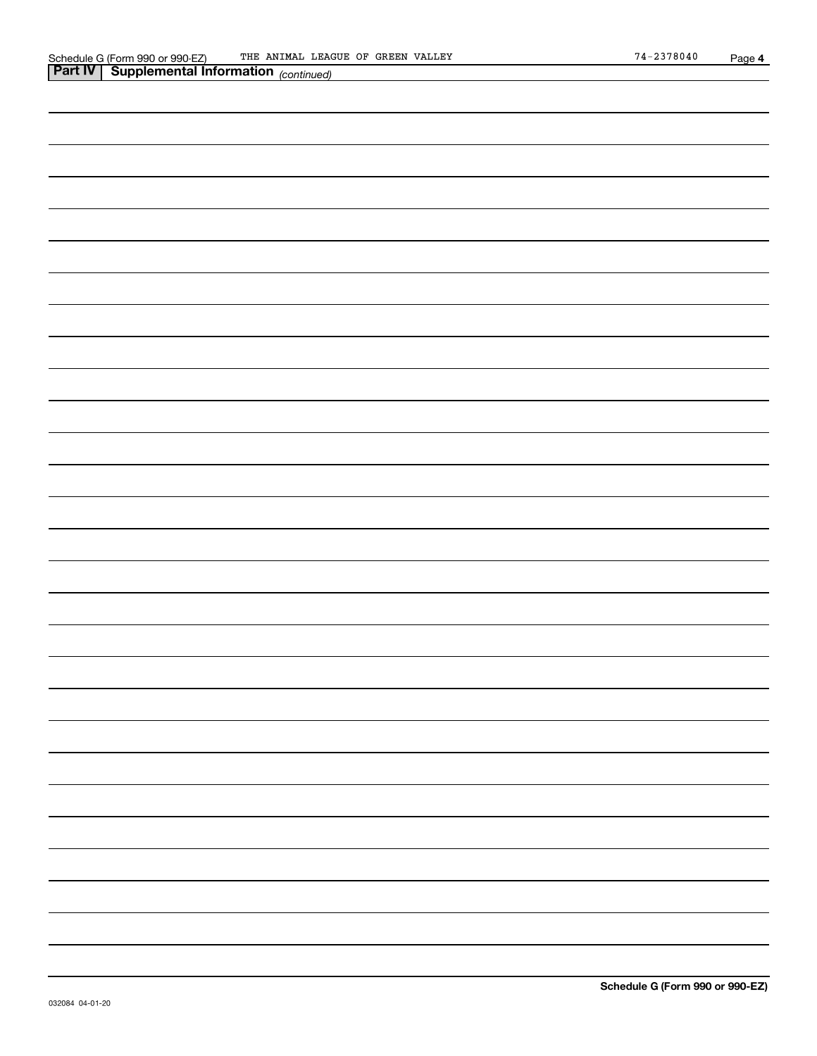## Part IV | Supplemental Information *(continued)*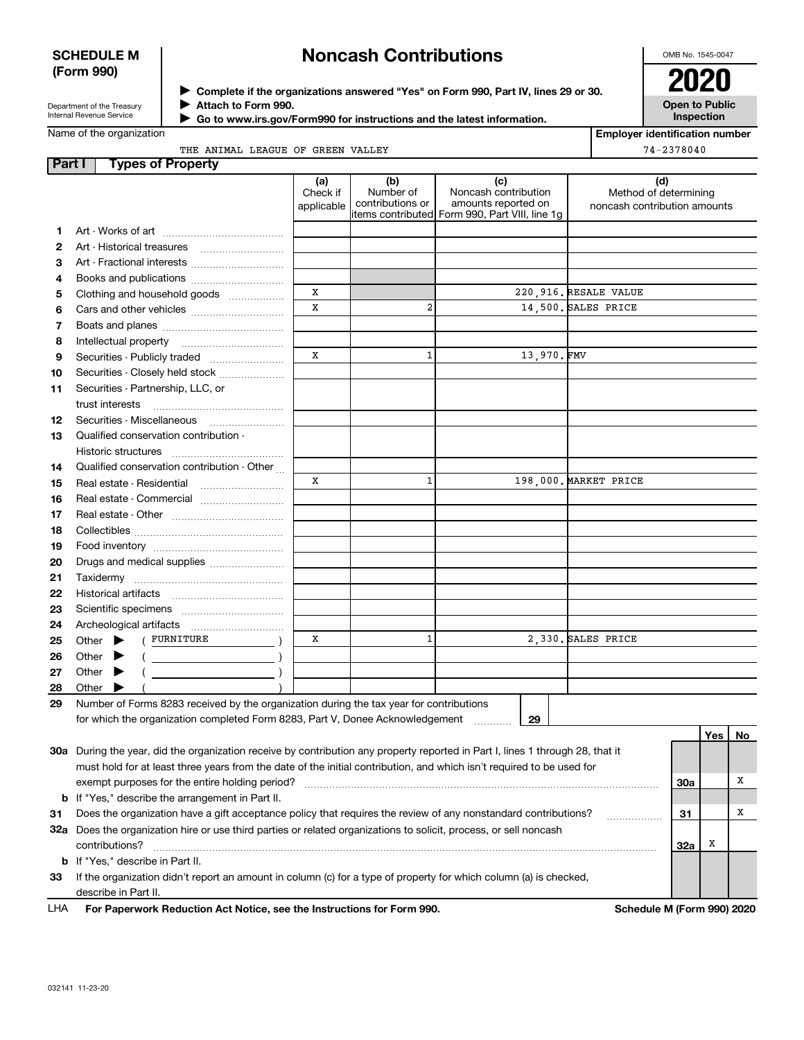**SCHEDULE M (Form 990)**

Department of the Treasury
Internal Revenue Service

# Noncash Contributions

▶ Complete if the organizations answered "Yes" on Form 990, Part IV, lines 29 or 30.
▶ Attach to Form 990.
▶ Go to www.irs.gov/Form990 for instructions and the latest information.

OMB No. 1545-0047

**2020**

**Open to Public Inspection**

Name of the organization: THE ANIMAL LEAGUE OF GREEN VALLEY

Employer identification number: 74-2378040

## Part I Types of Property

| | | (a) Check if applicable | (b) Number of contributions or items contributed | (c) Noncash contribution amounts reported on Form 990, Part VIII, line 1g | (d) Method of determining noncash contribution amounts |
|---|---|---|---|---|---|
| 1 | Art - Works of art | | | | |
| 2 | Art - Historical treasures | | | | |
| 3 | Art - Fractional interests | | | | |
| 4 | Books and publications | | | | |
| 5 | Clothing and household goods | X | | 220,916. | RESALE VALUE |
| 6 | Cars and other vehicles | X | 2 | 14,500. | SALES PRICE |
| 7 | Boats and planes | | | | |
| 8 | Intellectual property | | | | |
| 9 | Securities - Publicly traded | X | 1 | 13,970. | FMV |
| 10 | Securities - Closely held stock | | | | |
| 11 | Securities - Partnership, LLC, or trust interests | | | | |
| 12 | Securities - Miscellaneous | | | | |
| 13 | Qualified conservation contribution - Historic structures | | | | |
| 14 | Qualified conservation contribution - Other | | | | |
| 15 | Real estate - Residential | X | 1 | 198,000. | MARKET PRICE |
| 16 | Real estate - Commercial | | | | |
| 17 | Real estate - Other | | | | |
| 18 | Collectibles | | | | |
| 19 | Food inventory | | | | |
| 20 | Drugs and medical supplies | | | | |
| 21 | Taxidermy | | | | |
| 22 | Historical artifacts | | | | |
| 23 | Scientific specimens | | | | |
| 24 | Archeological artifacts | | | | |
| 25 | Other ▶ ( FURNITURE ) | X | 1 | 2,330. | SALES PRICE |
| 26 | Other ▶ ( ) | | | | |
| 27 | Other ▶ ( ) | | | | |
| 28 | Other ▶ ( ) | | | | |

29 Number of Forms 8283 received by the organization during the tax year for contributions for which the organization completed Form 8283, Part V, Donee Acknowledgement ..... 29

| | | | Yes | No |
|---|---|---|---|---|
| 30a | During the year, did the organization receive by contribution any property reported in Part I, lines 1 through 28, that it must hold for at least three years from the date of the initial contribution, and which isn't required to be used for exempt purposes for the entire holding period? | 30a | | X |
| b | If "Yes," describe the arrangement in Part II. | | | |
| 31 | Does the organization have a gift acceptance policy that requires the review of any nonstandard contributions? | 31 | | X |
| 32a | Does the organization hire or use third parties or related organizations to solicit, process, or sell noncash contributions? | 32a | X | |
| b | If "Yes," describe in Part II. | | | |
| 33 | If the organization didn't report an amount in column (c) for a type of property for which column (a) is checked, describe in Part II. | | | |

LHA **For Paperwork Reduction Act Notice, see the Instructions for Form 990.** **Schedule M (Form 990) 2020**

032141 11-23-20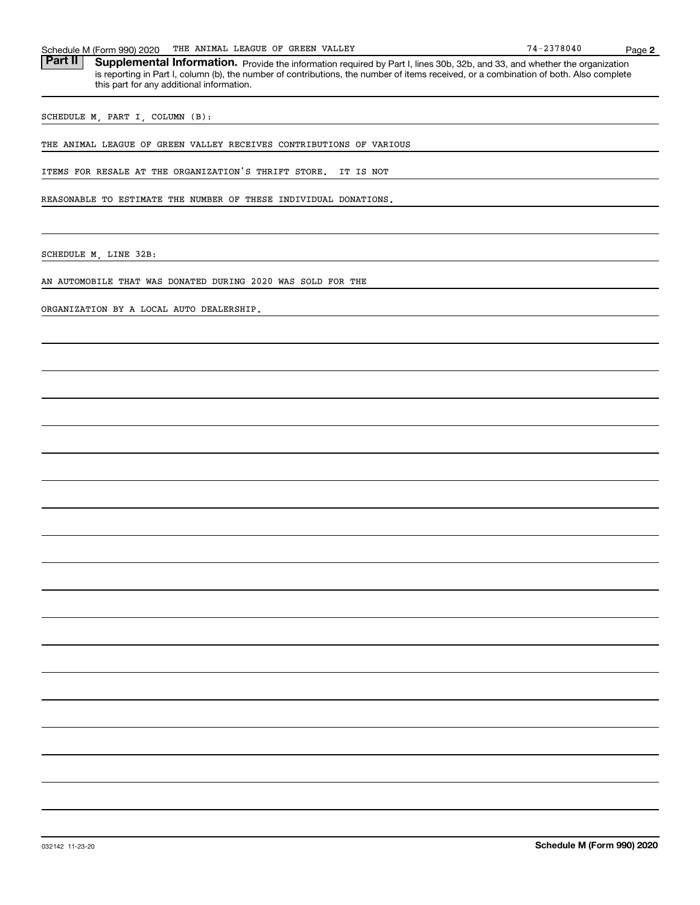## Part II Supplemental Information.

Provide the information required by Part I, lines 30b, 32b, and 33, and whether the organization is reporting in Part I, column (b), the number of contributions, the number of items received, or a combination of both. Also complete this part for any additional information.

SCHEDULE M, PART I, COLUMN (B):

THE ANIMAL LEAGUE OF GREEN VALLEY RECEIVES CONTRIBUTIONS OF VARIOUS ITEMS FOR RESALE AT THE ORGANIZATION'S THRIFT STORE. IT IS NOT REASONABLE TO ESTIMATE THE NUMBER OF THESE INDIVIDUAL DONATIONS.

SCHEDULE M, LINE 32B:

AN AUTOMOBILE THAT WAS DONATED DURING 2020 WAS SOLD FOR THE ORGANIZATION BY A LOCAL AUTO DEALERSHIP.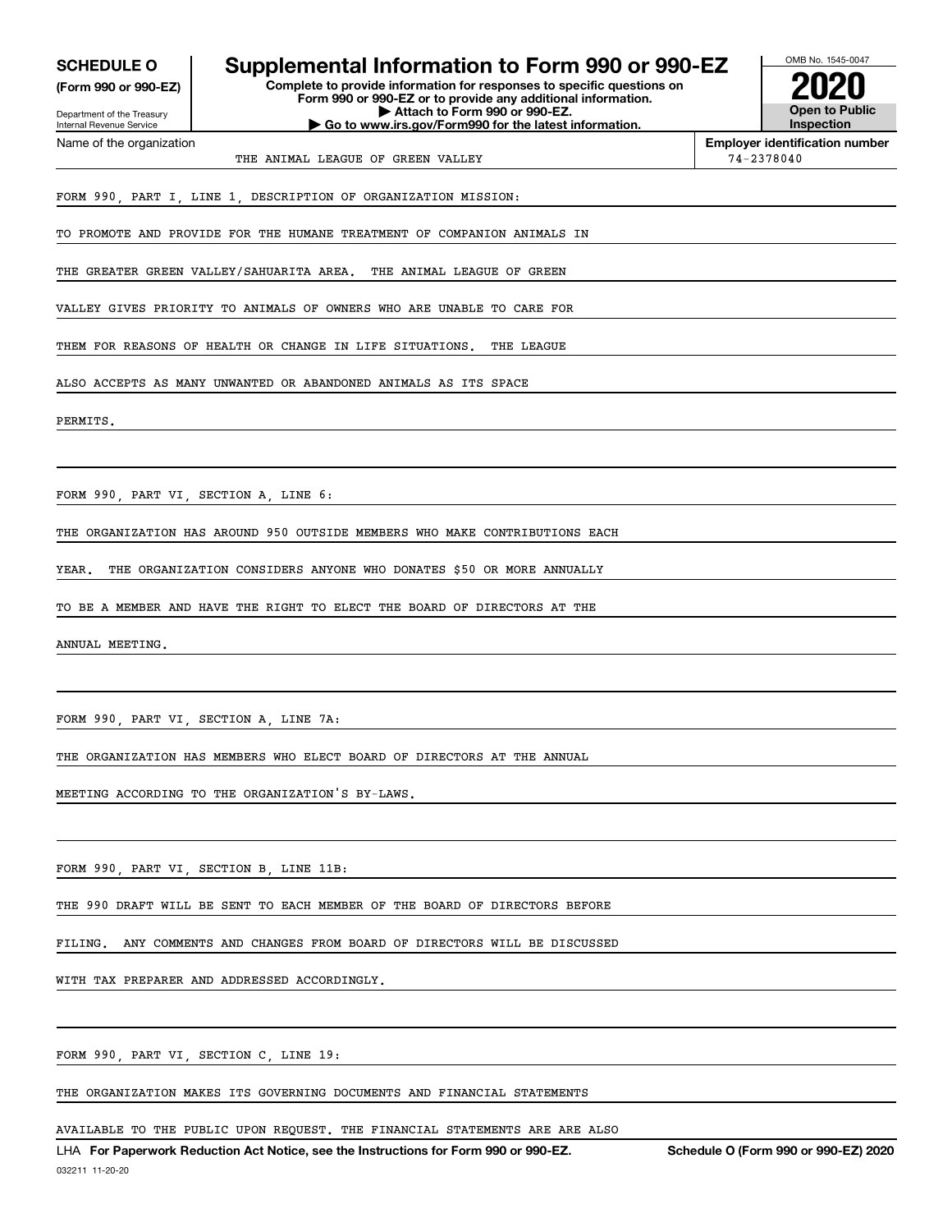**SCHEDULE O**
**(Form 990 or 990-EZ)**

Department of the Treasury
Internal Revenue Service

# Supplemental Information to Form 990 or 990-EZ

**Complete to provide information for responses to specific questions on Form 990 or 990-EZ or to provide any additional information.**
**▶ Attach to Form 990 or 990-EZ.**
**▶ Go to www.irs.gov/Form990 for the latest information.**

OMB No. 1545-0047

**2020**

**Open to Public Inspection**

Name of the organization: THE ANIMAL LEAGUE OF GREEN VALLEY

**Employer identification number:** 74-2378040

FORM 990, PART I, LINE 1, DESCRIPTION OF ORGANIZATION MISSION:

TO PROMOTE AND PROVIDE FOR THE HUMANE TREATMENT OF COMPANION ANIMALS IN THE GREATER GREEN VALLEY/SAHUARITA AREA. THE ANIMAL LEAGUE OF GREEN VALLEY GIVES PRIORITY TO ANIMALS OF OWNERS WHO ARE UNABLE TO CARE FOR THEM FOR REASONS OF HEALTH OR CHANGE IN LIFE SITUATIONS. THE LEAGUE ALSO ACCEPTS AS MANY UNWANTED OR ABANDONED ANIMALS AS ITS SPACE PERMITS.

FORM 990, PART VI, SECTION A, LINE 6:

THE ORGANIZATION HAS AROUND 950 OUTSIDE MEMBERS WHO MAKE CONTRIBUTIONS EACH YEAR. THE ORGANIZATION CONSIDERS ANYONE WHO DONATES $50 OR MORE ANNUALLY TO BE A MEMBER AND HAVE THE RIGHT TO ELECT THE BOARD OF DIRECTORS AT THE ANNUAL MEETING.

FORM 990, PART VI, SECTION A, LINE 7A:

THE ORGANIZATION HAS MEMBERS WHO ELECT BOARD OF DIRECTORS AT THE ANNUAL MEETING ACCORDING TO THE ORGANIZATION'S BY-LAWS.

FORM 990, PART VI, SECTION B, LINE 11B:

THE 990 DRAFT WILL BE SENT TO EACH MEMBER OF THE BOARD OF DIRECTORS BEFORE FILING. ANY COMMENTS AND CHANGES FROM BOARD OF DIRECTORS WILL BE DISCUSSED WITH TAX PREPARER AND ADDRESSED ACCORDINGLY.

FORM 990, PART VI, SECTION C, LINE 19:

THE ORGANIZATION MAKES ITS GOVERNING DOCUMENTS AND FINANCIAL STATEMENTS AVAILABLE TO THE PUBLIC UPON REQUEST. THE FINANCIAL STATEMENTS ARE ARE ALSO

LHA **For Paperwork Reduction Act Notice, see the Instructions for Form 990 or 990-EZ.** **Schedule O (Form 990 or 990-EZ) 2020**

032211 11-20-20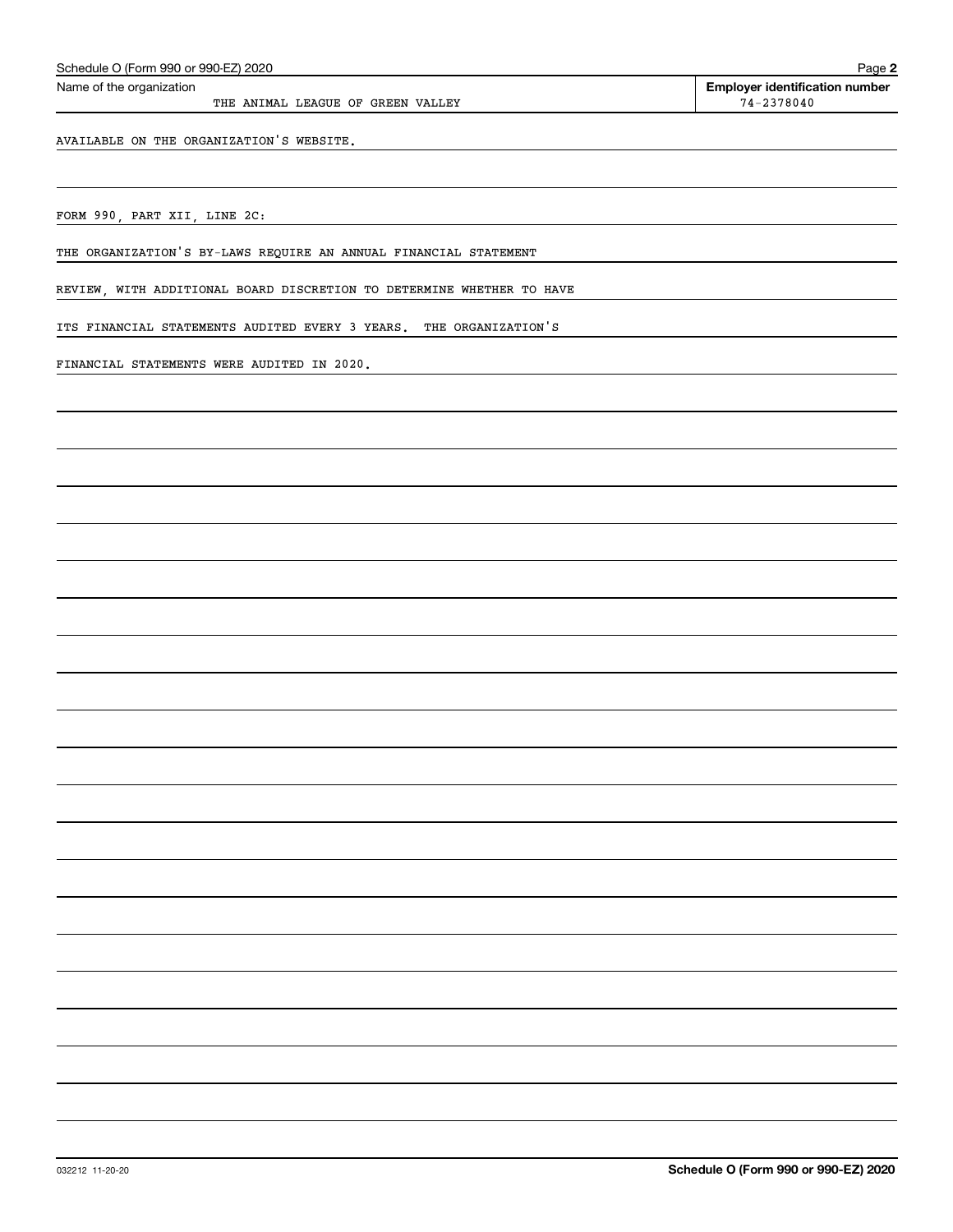Name of the organization: THE ANIMAL LEAGUE OF GREEN VALLEY

**Employer identification number** 74-2378040

AVAILABLE ON THE ORGANIZATION'S WEBSITE.

FORM 990, PART XII, LINE 2C:

THE ORGANIZATION'S BY-LAWS REQUIRE AN ANNUAL FINANCIAL STATEMENT REVIEW, WITH ADDITIONAL BOARD DISCRETION TO DETERMINE WHETHER TO HAVE ITS FINANCIAL STATEMENTS AUDITED EVERY 3 YEARS. THE ORGANIZATION'S FINANCIAL STATEMENTS WERE AUDITED IN 2020.